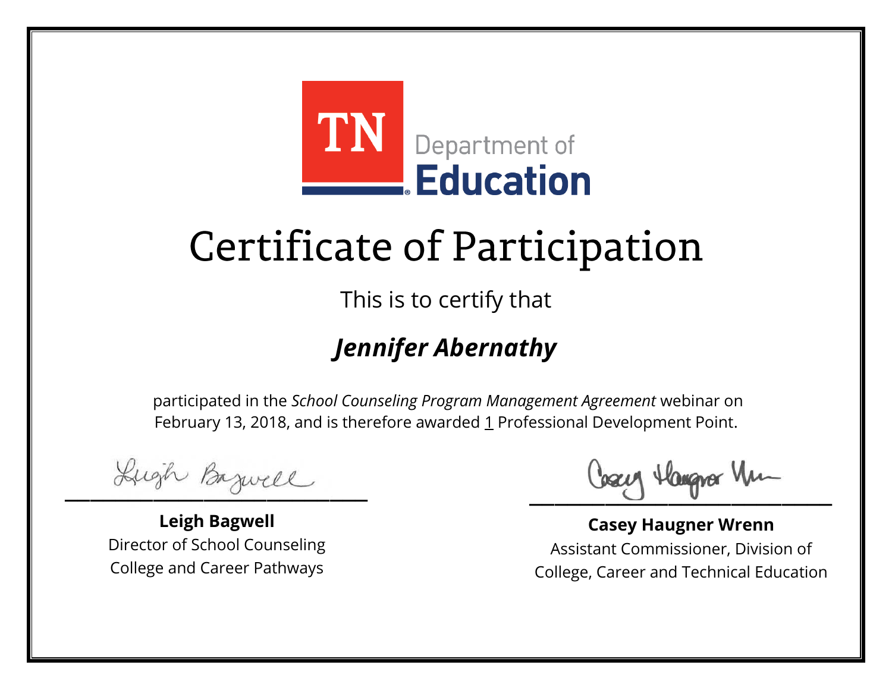TN Department of **Education**

# Certificate of Participation

This is to certify that

## ***Jennifer Abernathy***

participated in the *School Counseling Program Management Agreement* webinar on February 13, 2018, and is therefore awarded 1 Professional Development Point.

**Leigh Bagwell**
Director of School Counseling
College and Career Pathways

**Casey Haugner Wrenn**
Assistant Commissioner, Division of
College, Career and Technical Education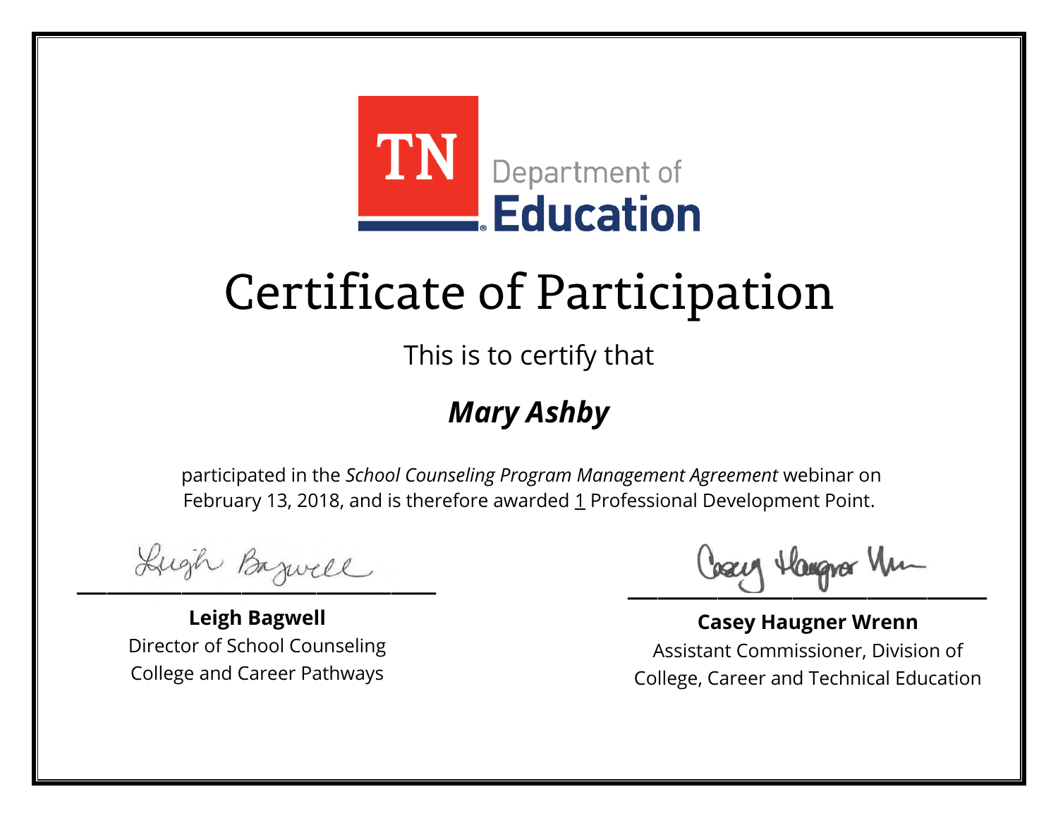TN Department of **Education**

# Certificate of Participation

This is to certify that

***Mary Ashby***

participated in the *School Counseling Program Management Agreement* webinar on February 13, 2018, and is therefore awarded 1 Professional Development Point.

**Leigh Bagwell**
Director of School Counseling
College and Career Pathways

**Casey Haugner Wrenn**
Assistant Commissioner, Division of
College, Career and Technical Education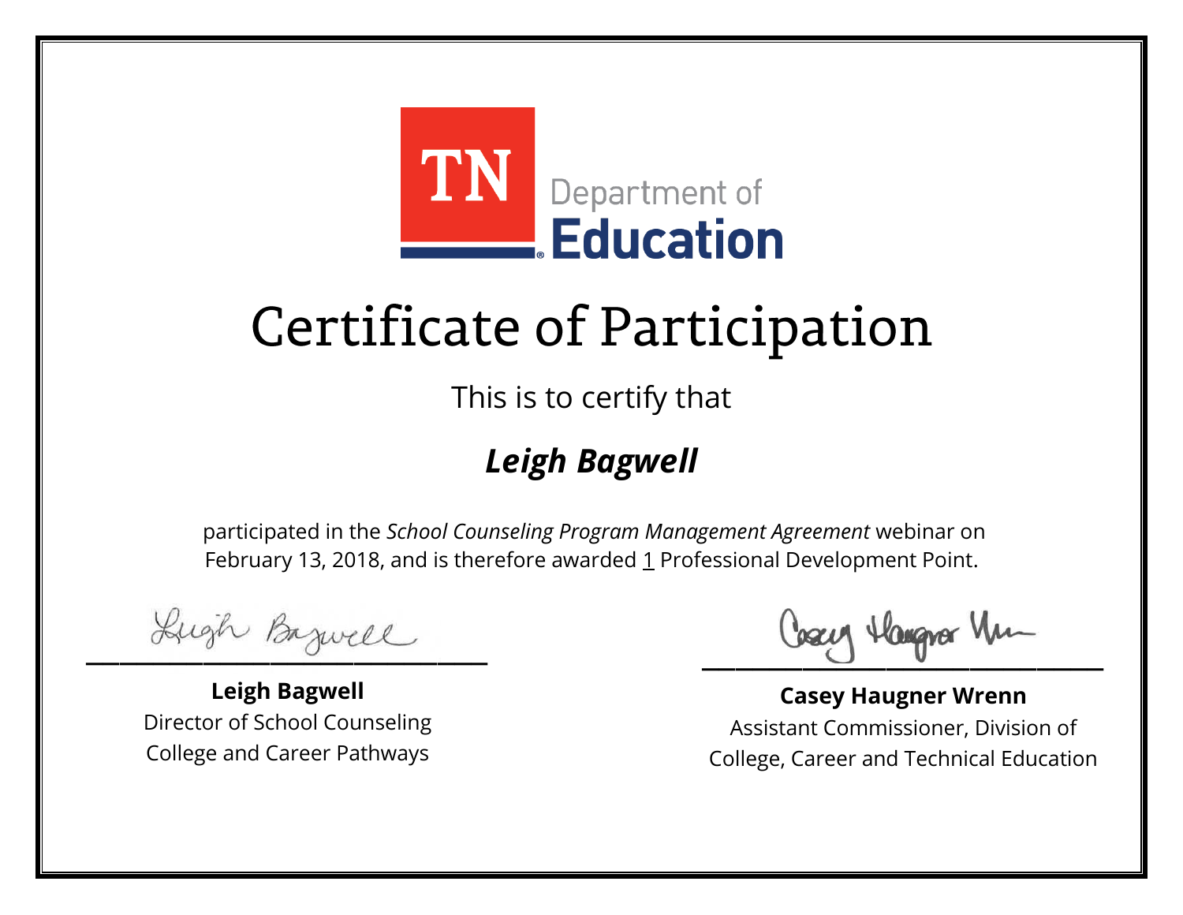TN Department of Education

# Certificate of Participation

This is to certify that

***Leigh Bagwell***

participated in the *School Counseling Program Management Agreement* webinar on February 13, 2018, and is therefore awarded 1 Professional Development Point.

**Leigh Bagwell**
Director of School Counseling
College and Career Pathways

**Casey Haugner Wrenn**
Assistant Commissioner, Division of
College, Career and Technical Education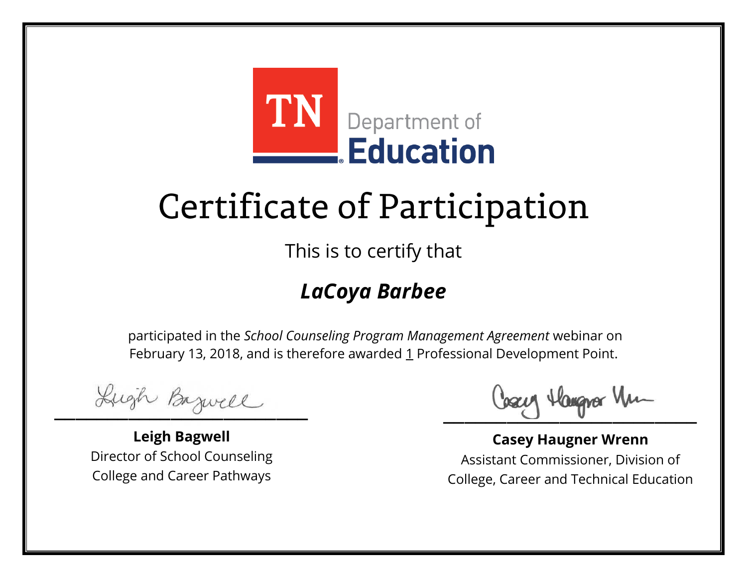TN Department of Education

# Certificate of Participation

This is to certify that

***LaCoya Barbee***

participated in the *School Counseling Program Management Agreement* webinar on February 13, 2018, and is therefore awarded 1 Professional Development Point.

**Leigh Bagwell**
Director of School Counseling
College and Career Pathways

**Casey Haugner Wrenn**
Assistant Commissioner, Division of
College, Career and Technical Education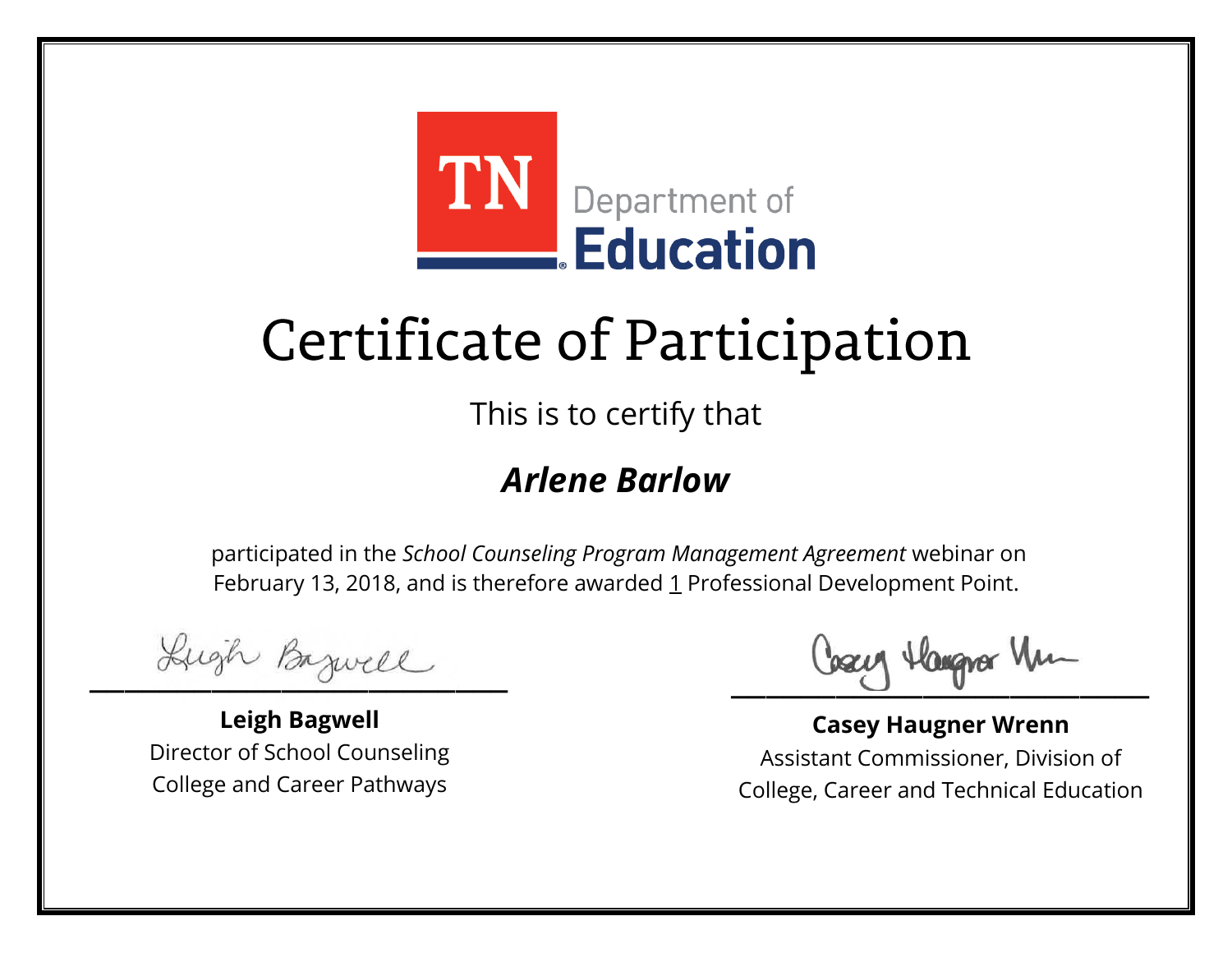TN Department of **Education**

# Certificate of Participation

This is to certify that

## ***Arlene Barlow***

participated in the *School Counseling Program Management Agreement* webinar on February 13, 2018, and is therefore awarded 1 Professional Development Point.

**Leigh Bagwell**
Director of School Counseling
College and Career Pathways

**Casey Haugner Wrenn**
Assistant Commissioner, Division of
College, Career and Technical Education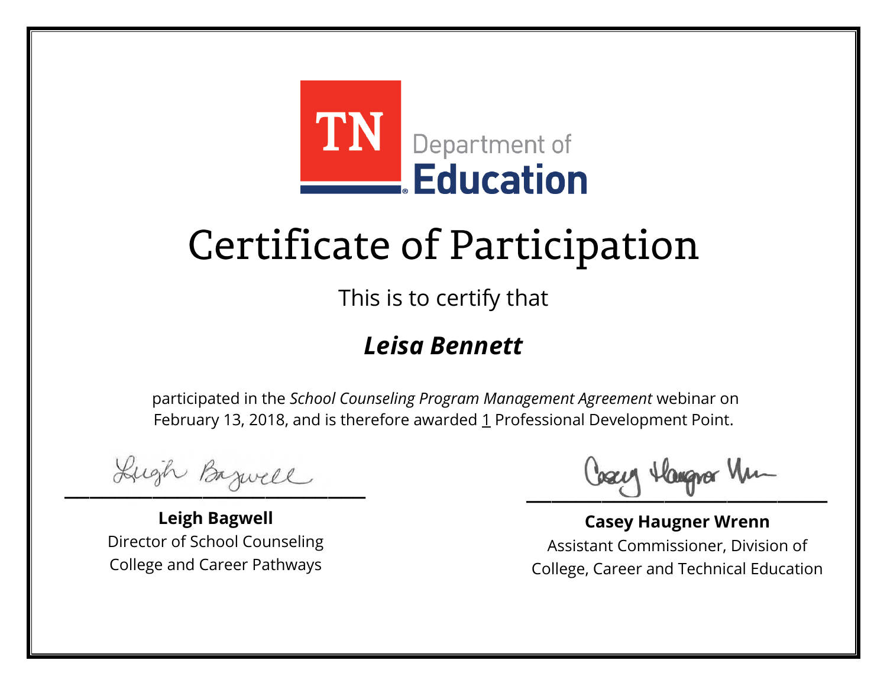TN Department of **Education**

# Certificate of Participation

This is to certify that

***Leisa Bennett***

participated in the *School Counseling Program Management Agreement* webinar on February 13, 2018, and is therefore awarded 1 Professional Development Point.

**Leigh Bagwell**
Director of School Counseling
College and Career Pathways

**Casey Haugner Wrenn**
Assistant Commissioner, Division of
College, Career and Technical Education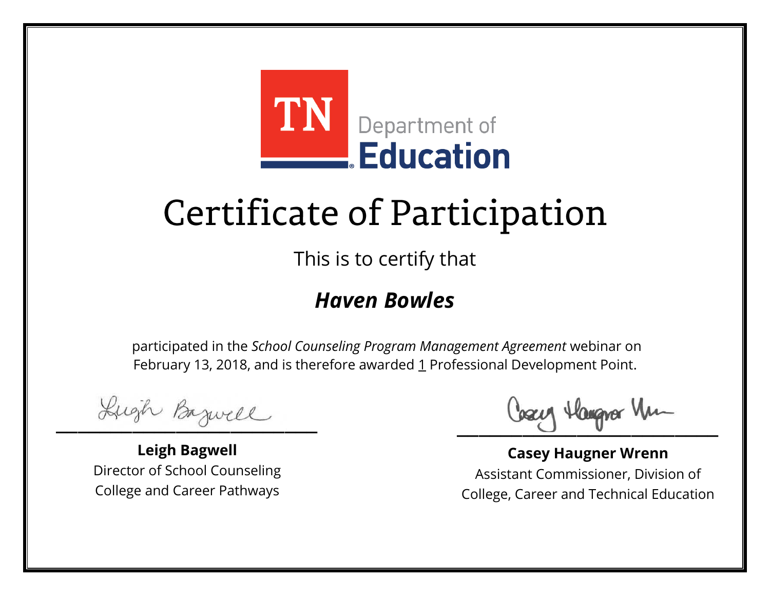TN Department of **Education**

# Certificate of Participation

This is to certify that

***Haven Bowles***

participated in the *School Counseling Program Management Agreement* webinar on February 13, 2018, and is therefore awarded 1 Professional Development Point.

**Leigh Bagwell**
Director of School Counseling
College and Career Pathways

**Casey Haugner Wrenn**
Assistant Commissioner, Division of
College, Career and Technical Education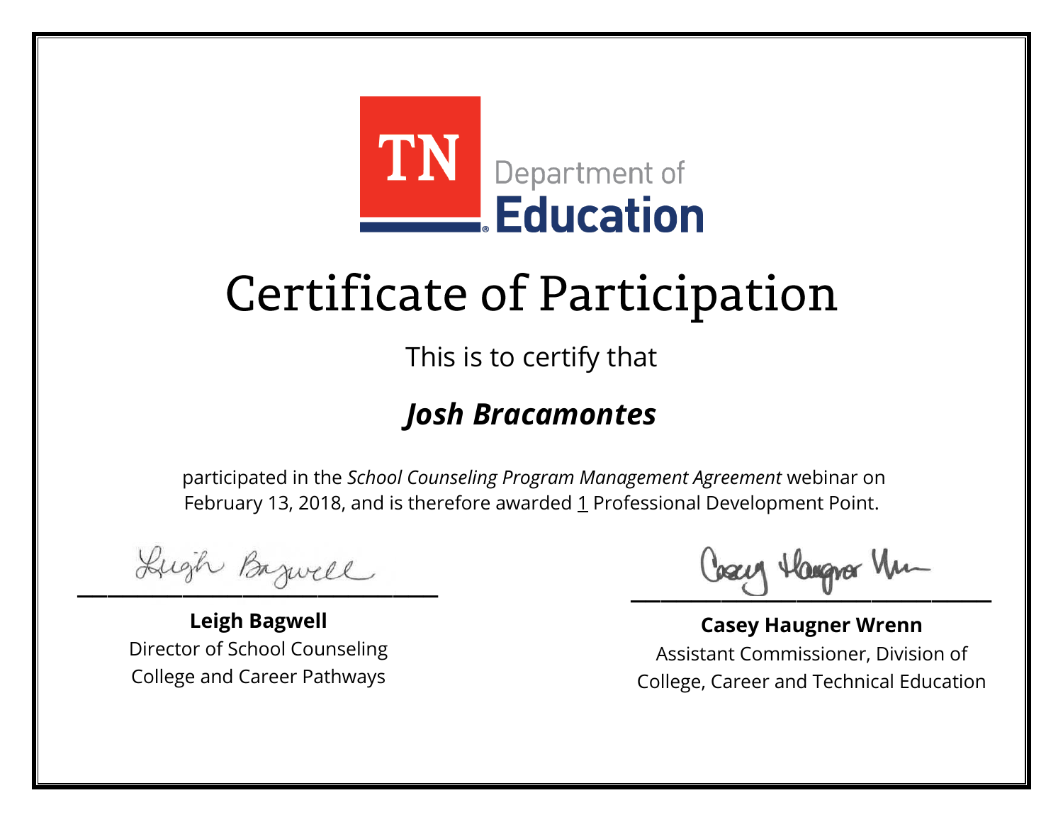TN Department of Education

# Certificate of Participation

This is to certify that

## *Josh Bracamontes*

participated in the *School Counseling Program Management Agreement* webinar on February 13, 2018, and is therefore awarded 1 Professional Development Point.

**Leigh Bagwell**
Director of School Counseling
College and Career Pathways

**Casey Haugner Wrenn**
Assistant Commissioner, Division of
College, Career and Technical Education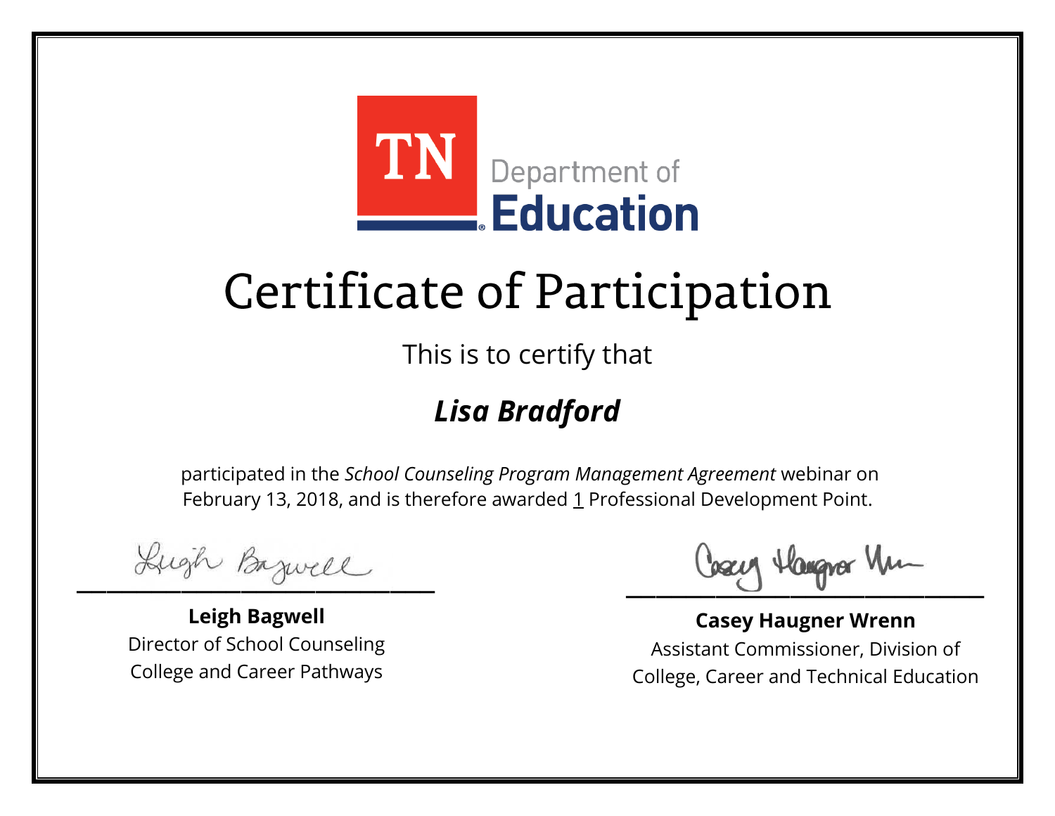TN Department of **Education**

# Certificate of Participation

This is to certify that

***Lisa Bradford***

participated in the *School Counseling Program Management Agreement* webinar on February 13, 2018, and is therefore awarded 1 Professional Development Point.

**Leigh Bagwell**
Director of School Counseling
College and Career Pathways

**Casey Haugner Wrenn**
Assistant Commissioner, Division of
College, Career and Technical Education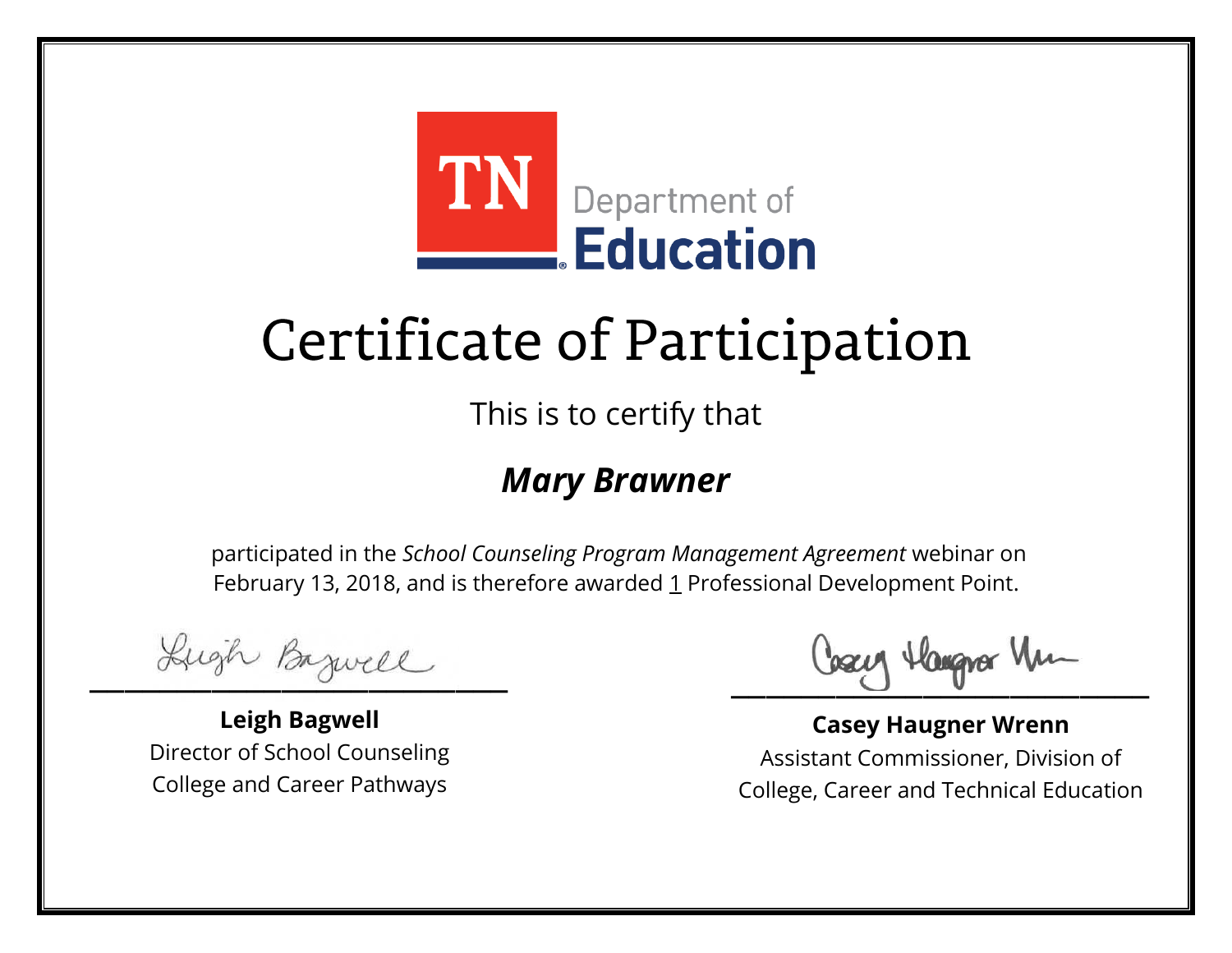TN Department of Education

# Certificate of Participation

This is to certify that

***Mary Brawner***

participated in the *School Counseling Program Management Agreement* webinar on February 13, 2018, and is therefore awarded 1 Professional Development Point.

**Leigh Bagwell**
Director of School Counseling
College and Career Pathways

**Casey Haugner Wrenn**
Assistant Commissioner, Division of
College, Career and Technical Education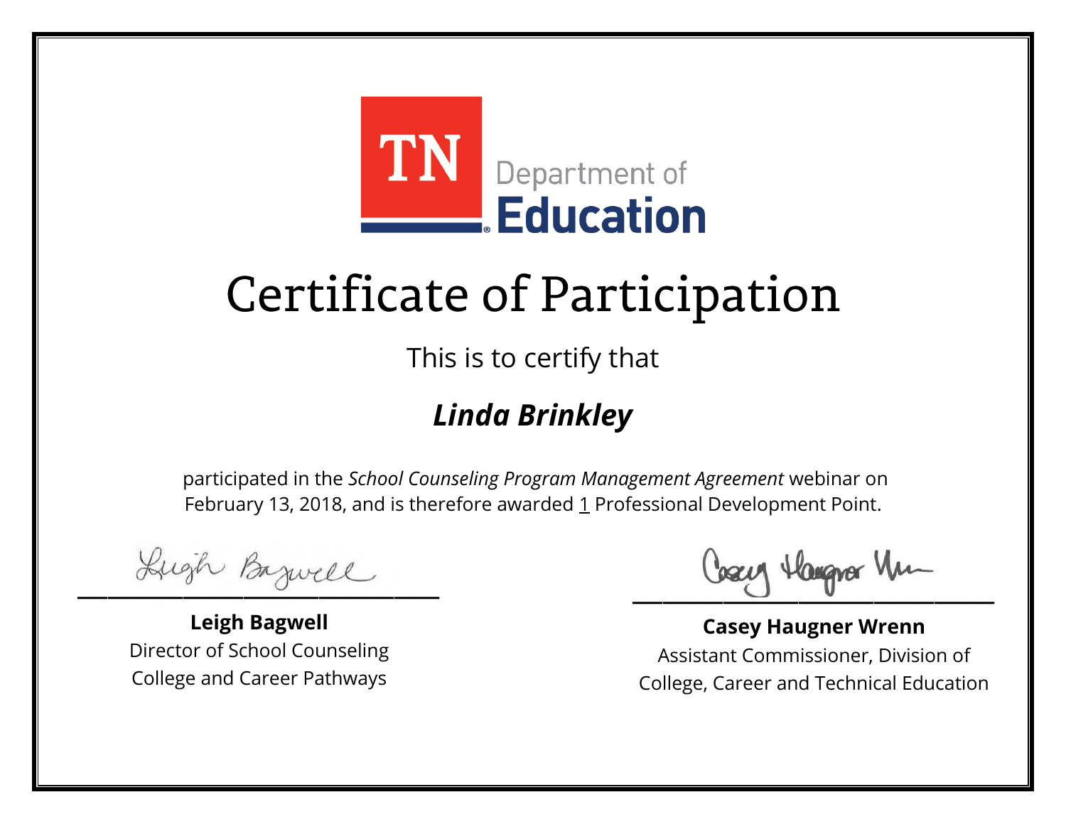TN Department of **Education**

# Certificate of Participation

This is to certify that

## ***Linda Brinkley***

participated in the *School Counseling Program Management Agreement* webinar on February 13, 2018, and is therefore awarded 1 Professional Development Point.

**Leigh Bagwell**
Director of School Counseling
College and Career Pathways

**Casey Haugner Wrenn**
Assistant Commissioner, Division of
College, Career and Technical Education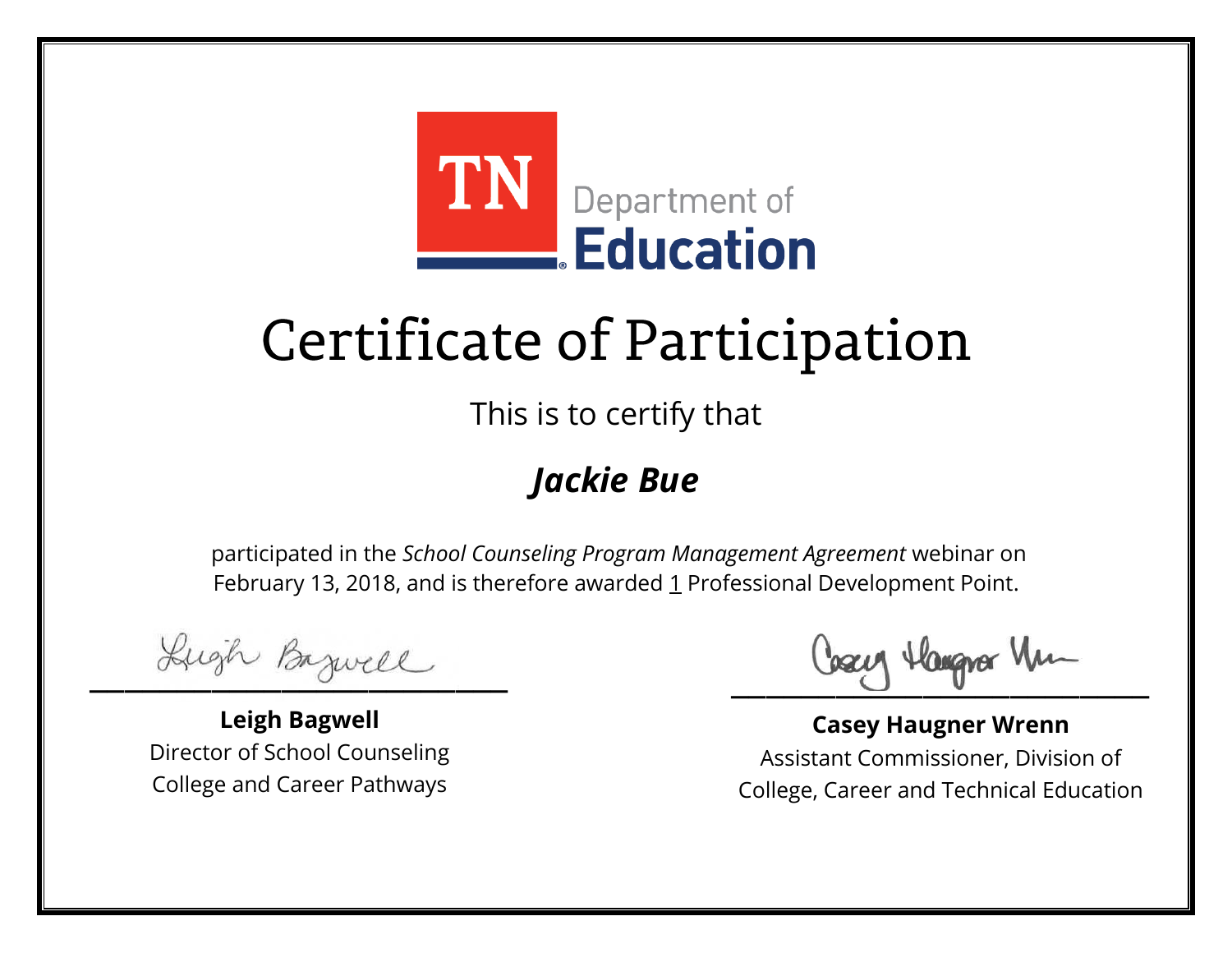TN Department of Education

# Certificate of Participation

This is to certify that

***Jackie Bue***

participated in the *School Counseling Program Management Agreement* webinar on February 13, 2018, and is therefore awarded 1 Professional Development Point.

**Leigh Bagwell**
Director of School Counseling
College and Career Pathways

**Casey Haugner Wrenn**
Assistant Commissioner, Division of
College, Career and Technical Education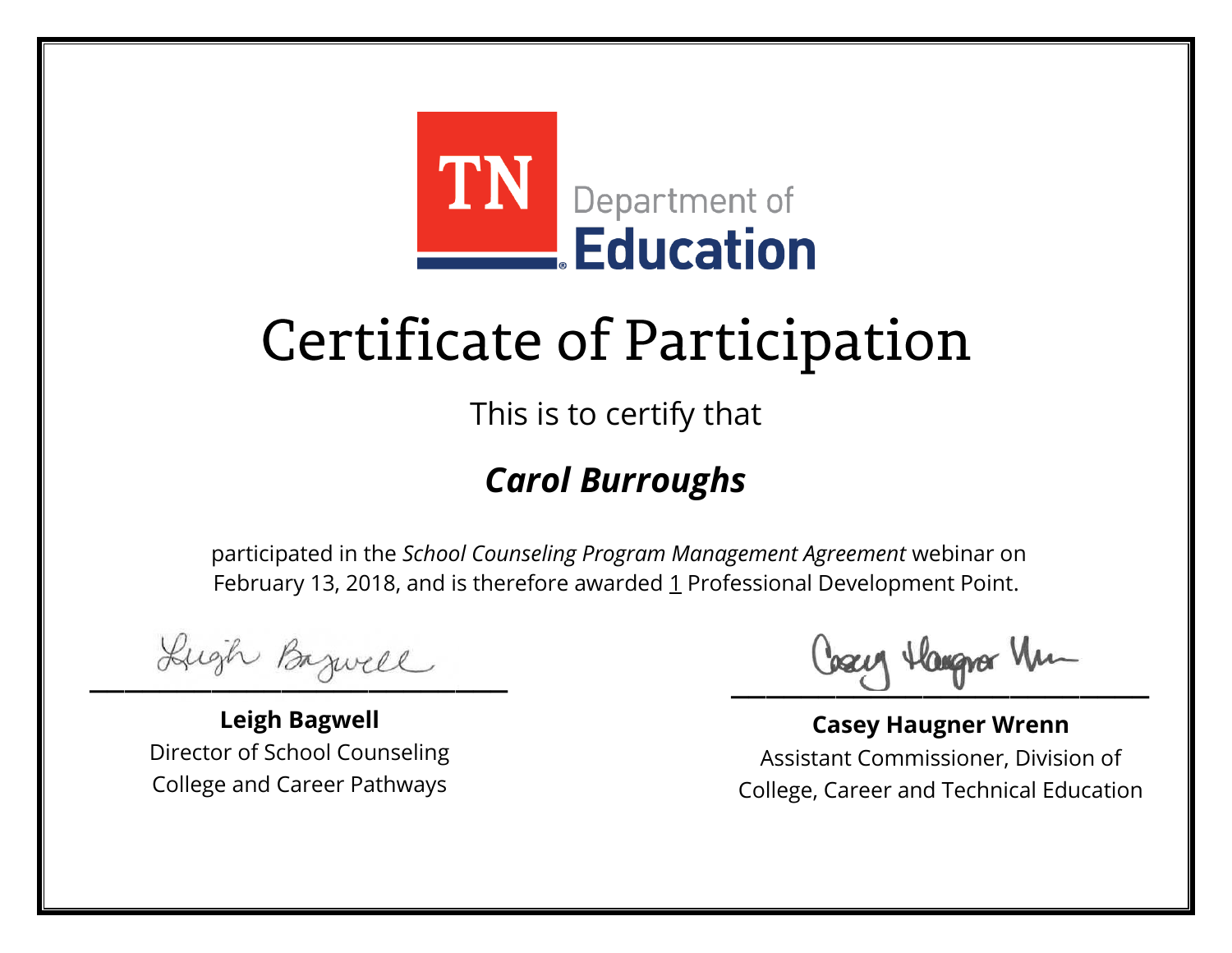TN Department of Education

# Certificate of Participation

This is to certify that

***Carol Burroughs***

participated in the *School Counseling Program Management Agreement* webinar on February 13, 2018, and is therefore awarded 1 Professional Development Point.

**Leigh Bagwell**
Director of School Counseling
College and Career Pathways

**Casey Haugner Wrenn**
Assistant Commissioner, Division of College, Career and Technical Education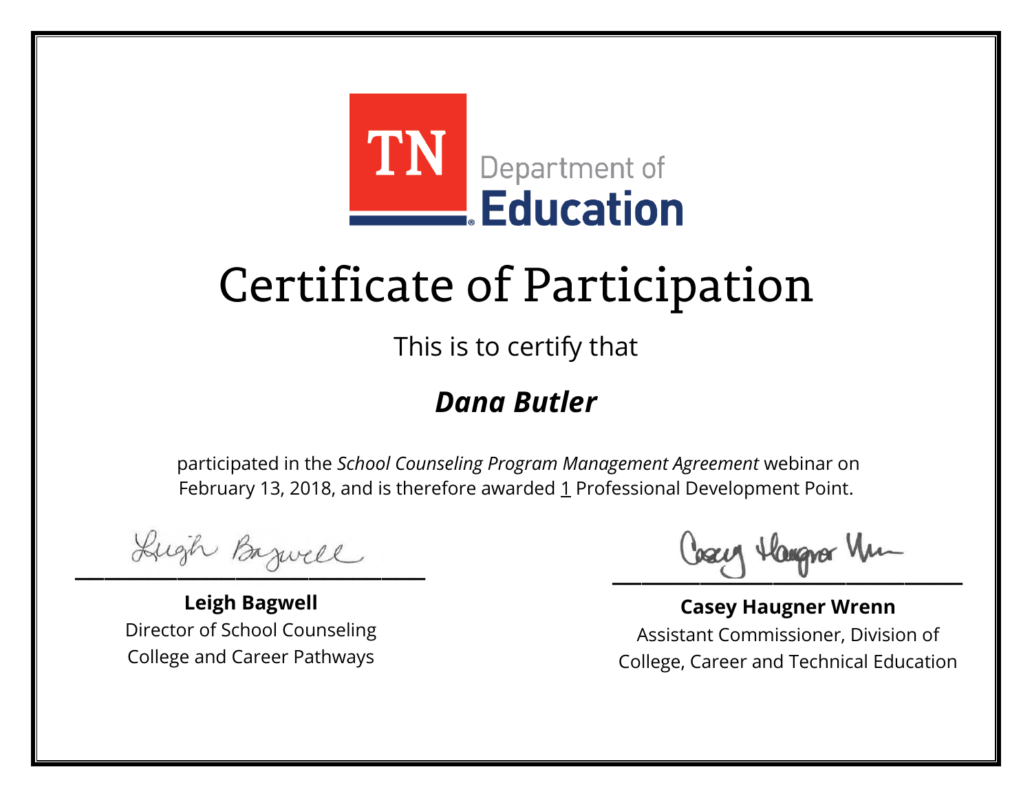TN Department of Education

# Certificate of Participation

This is to certify that

***Dana Butler***

participated in the *School Counseling Program Management Agreement* webinar on February 13, 2018, and is therefore awarded 1 Professional Development Point.

**Leigh Bagwell**
Director of School Counseling
College and Career Pathways

**Casey Haugner Wrenn**
Assistant Commissioner, Division of
College, Career and Technical Education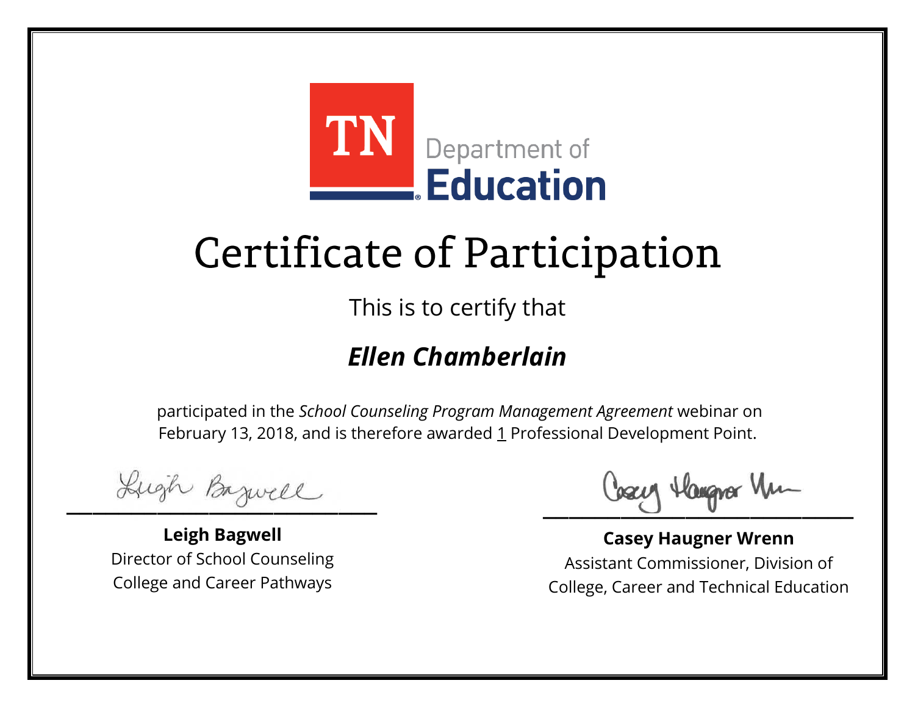TN Department of **Education**

# Certificate of Participation

This is to certify that

## ***Ellen Chamberlain***

participated in the *School Counseling Program Management Agreement* webinar on February 13, 2018, and is therefore awarded 1 Professional Development Point.

**Leigh Bagwell**
Director of School Counseling
College and Career Pathways

**Casey Haugner Wrenn**
Assistant Commissioner, Division of
College, Career and Technical Education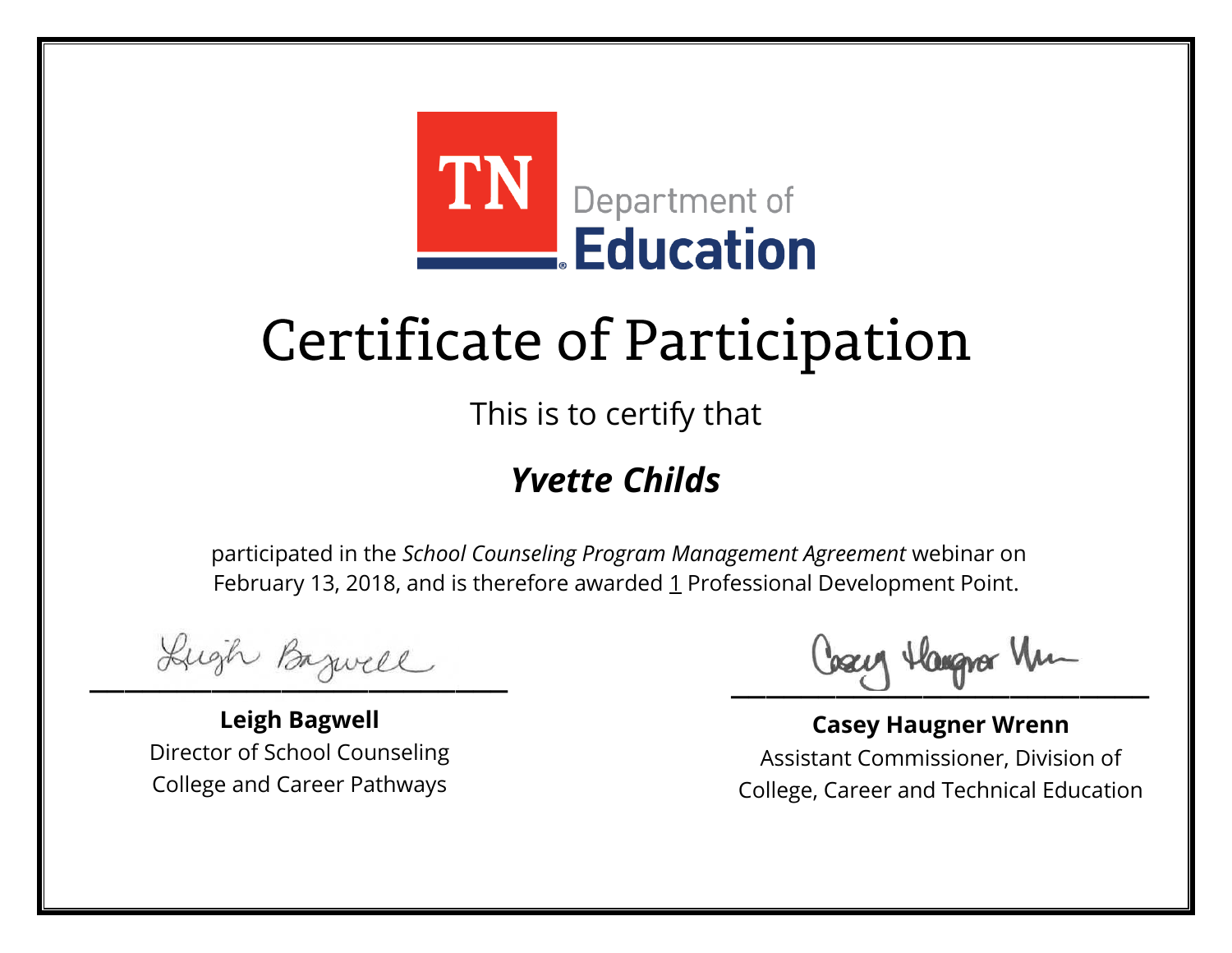TN Department of Education

# Certificate of Participation

This is to certify that

## ***Yvette Childs***

participated in the *School Counseling Program Management Agreement* webinar on February 13, 2018, and is therefore awarded 1 Professional Development Point.

**Leigh Bagwell**
Director of School Counseling
College and Career Pathways

**Casey Haugner Wrenn**
Assistant Commissioner, Division of
College, Career and Technical Education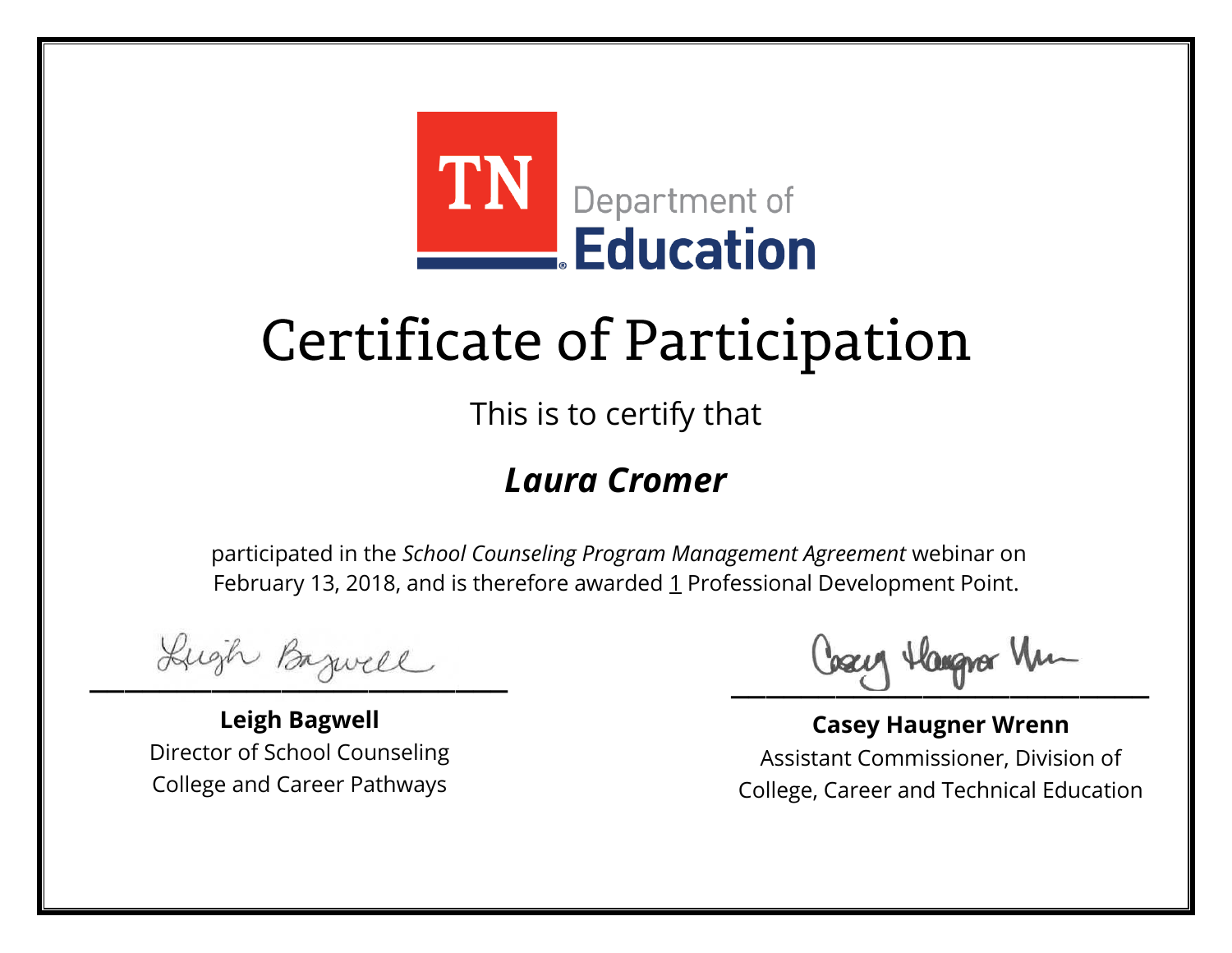TN Department of Education

# Certificate of Participation

This is to certify that

***Laura Cromer***

participated in the *School Counseling Program Management Agreement* webinar on February 13, 2018, and is therefore awarded 1 Professional Development Point.

**Leigh Bagwell**
Director of School Counseling
College and Career Pathways

**Casey Haugner Wrenn**
Assistant Commissioner, Division of
College, Career and Technical Education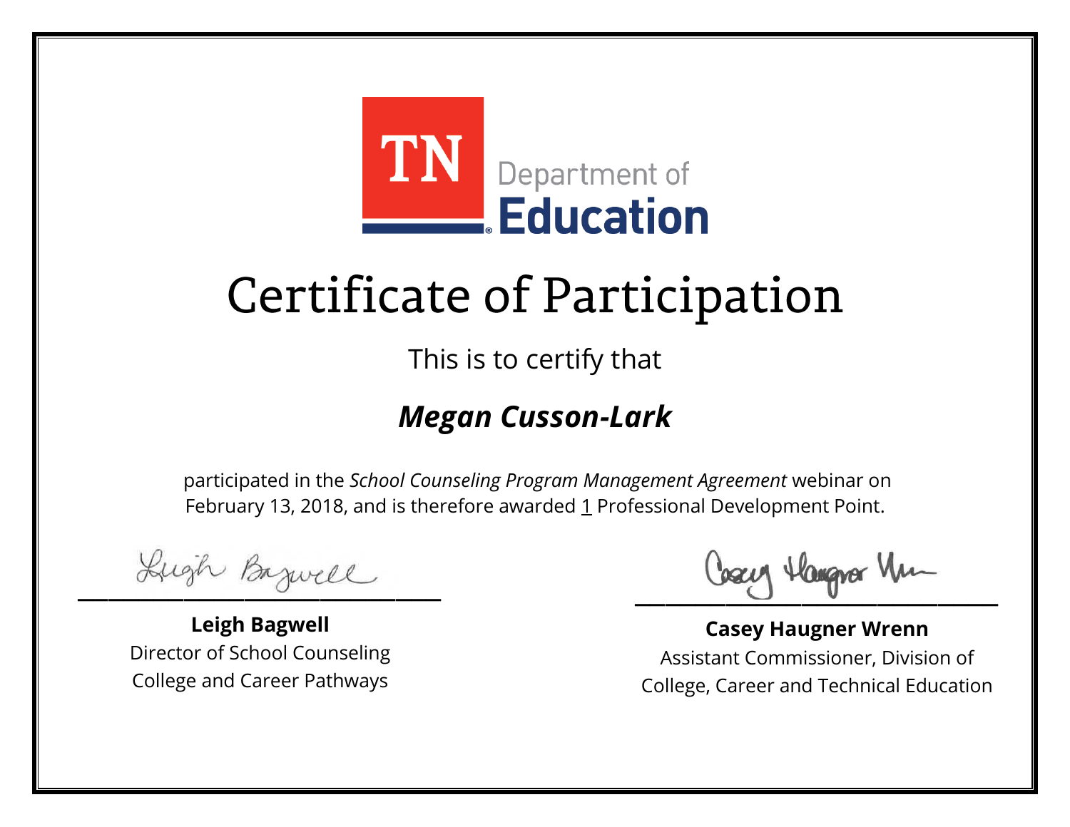TN Department of Education

# Certificate of Participation

This is to certify that

***Megan Cusson-Lark***

participated in the *School Counseling Program Management Agreement* webinar on February 13, 2018, and is therefore awarded 1 Professional Development Point.

**Leigh Bagwell**
Director of School Counseling
College and Career Pathways

**Casey Haugner Wrenn**
Assistant Commissioner, Division of
College, Career and Technical Education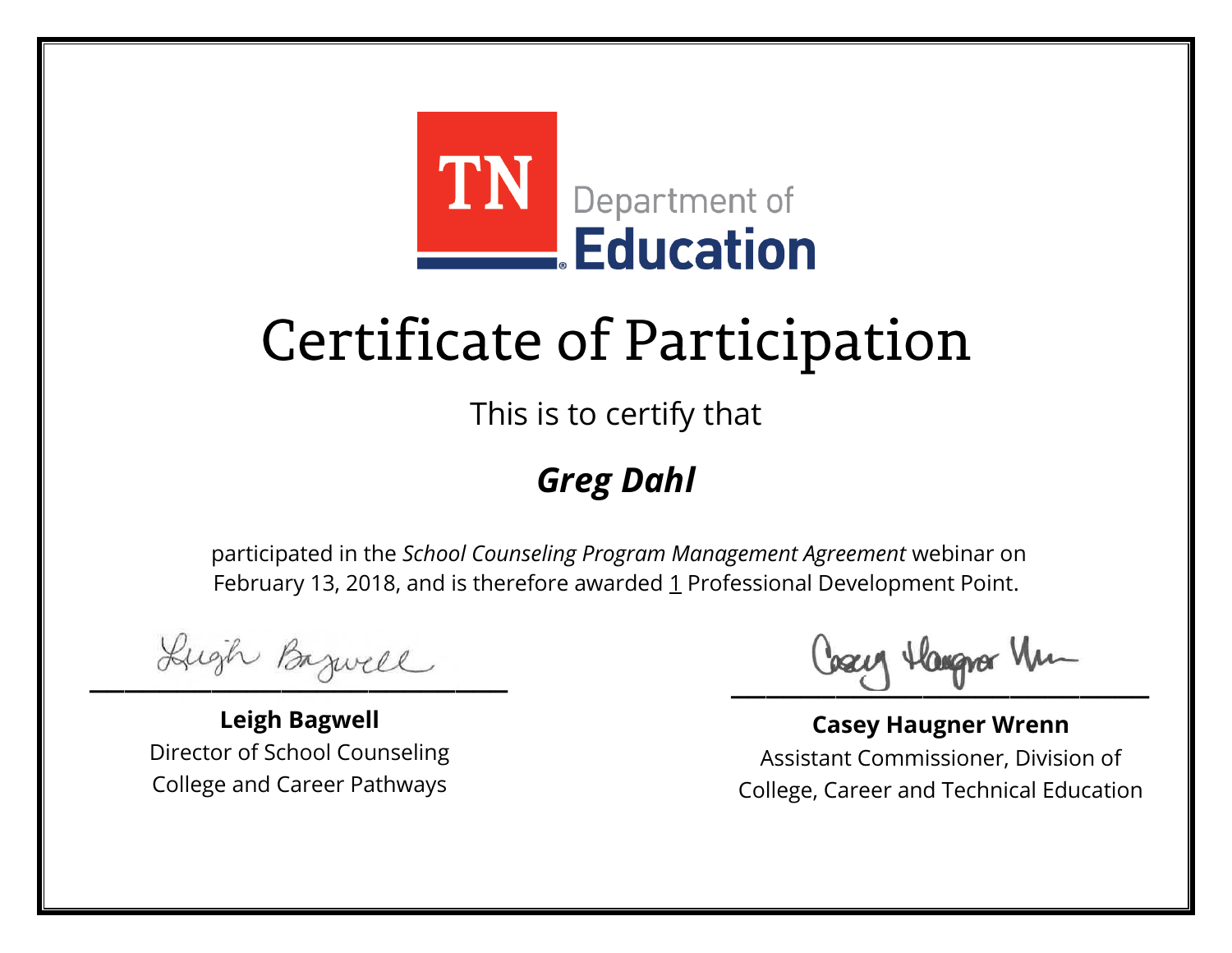TN Department of **Education**

# Certificate of Participation

This is to certify that

## ***Greg Dahl***

participated in the *School Counseling Program Management Agreement* webinar on February 13, 2018, and is therefore awarded 1 Professional Development Point.

**Leigh Bagwell**
Director of School Counseling
College and Career Pathways

**Casey Haugner Wrenn**
Assistant Commissioner, Division of
College, Career and Technical Education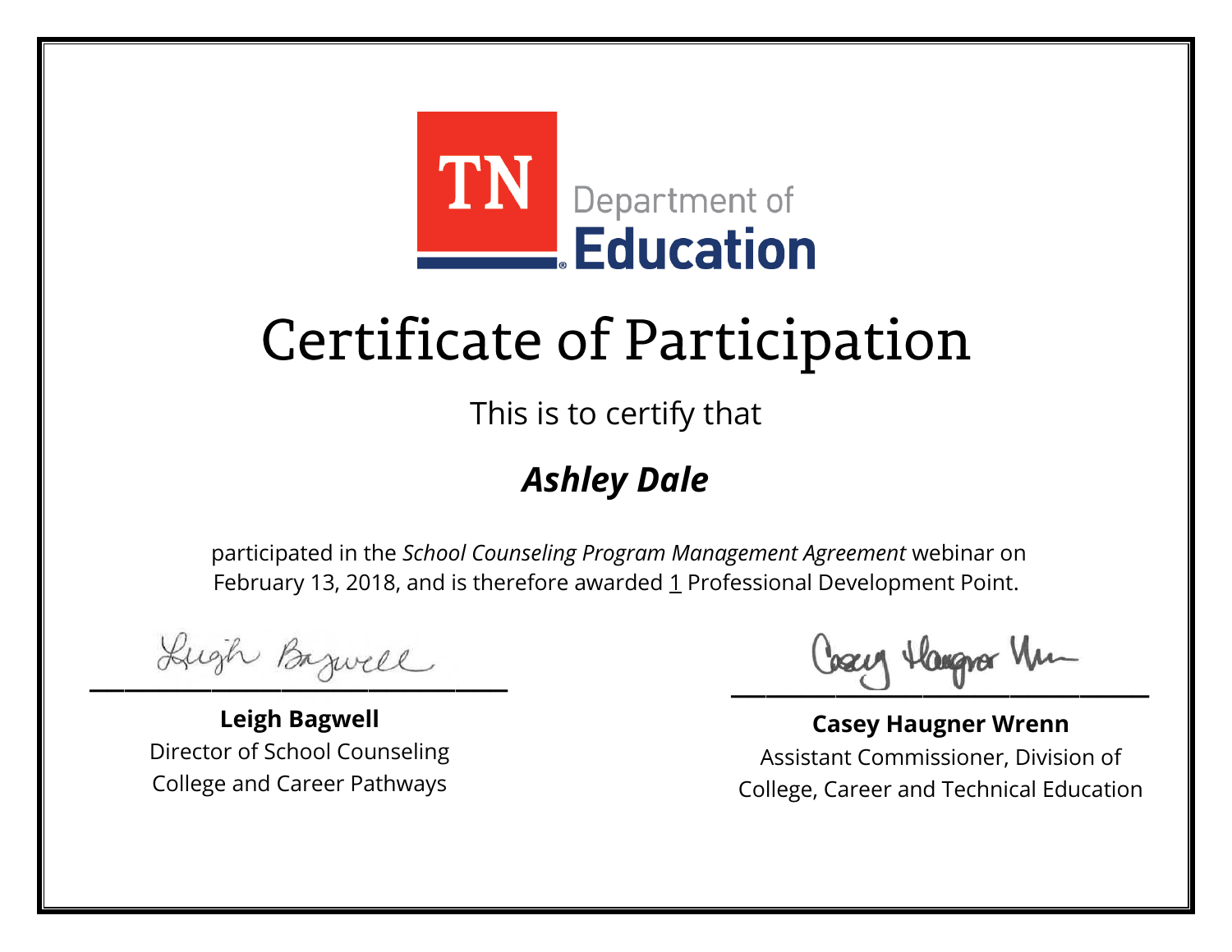TN Department of **Education**

# Certificate of Participation

This is to certify that

## ***Ashley Dale***

participated in the *School Counseling Program Management Agreement* webinar on February 13, 2018, and is therefore awarded 1 Professional Development Point.

**Leigh Bagwell**
Director of School Counseling
College and Career Pathways

**Casey Haugner Wrenn**
Assistant Commissioner, Division of
College, Career and Technical Education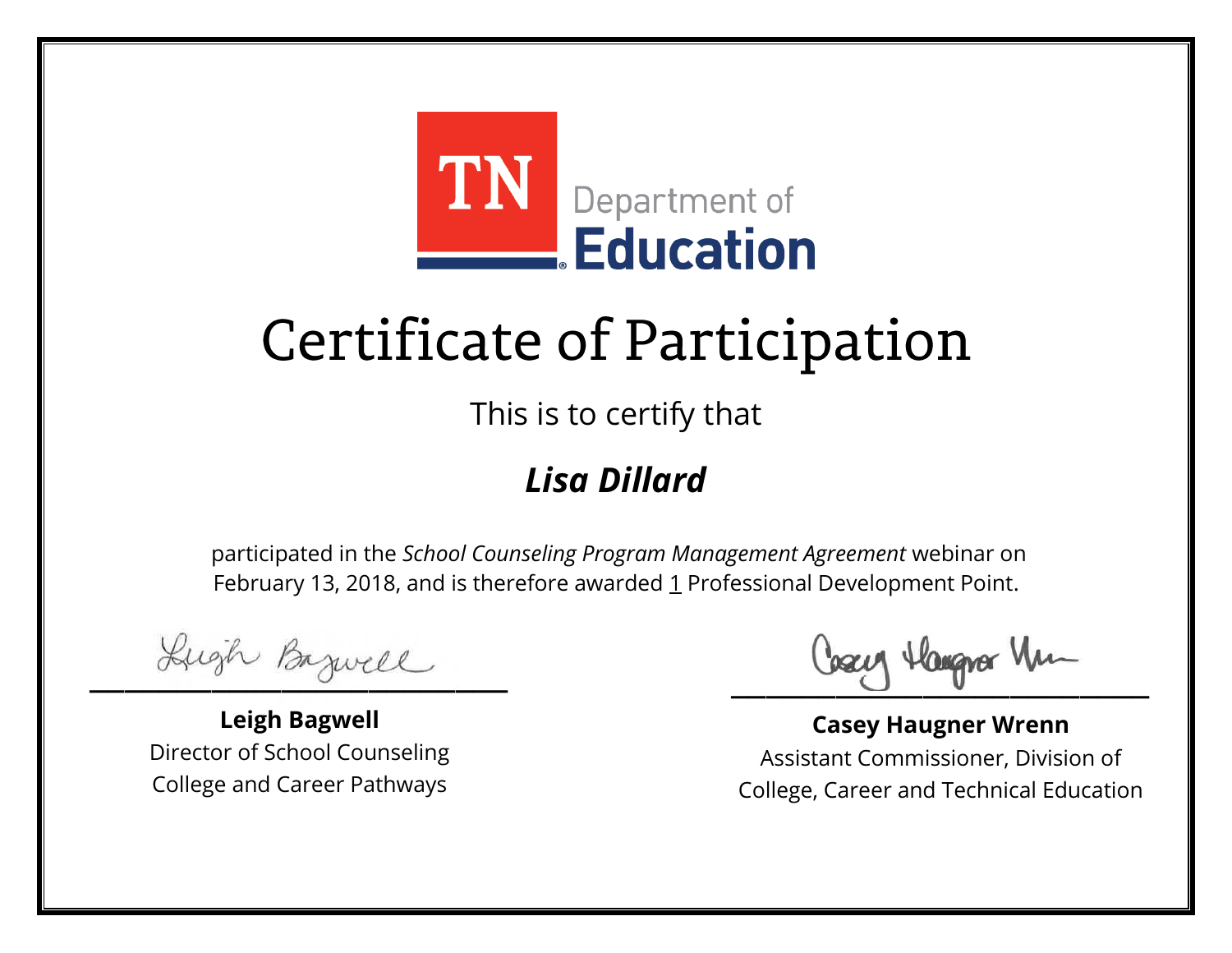TN Department of Education

# Certificate of Participation

This is to certify that

***Lisa Dillard***

participated in the *School Counseling Program Management Agreement* webinar on February 13, 2018, and is therefore awarded 1 Professional Development Point.

**Leigh Bagwell**
Director of School Counseling
College and Career Pathways

**Casey Haugner Wrenn**
Assistant Commissioner, Division of College, Career and Technical Education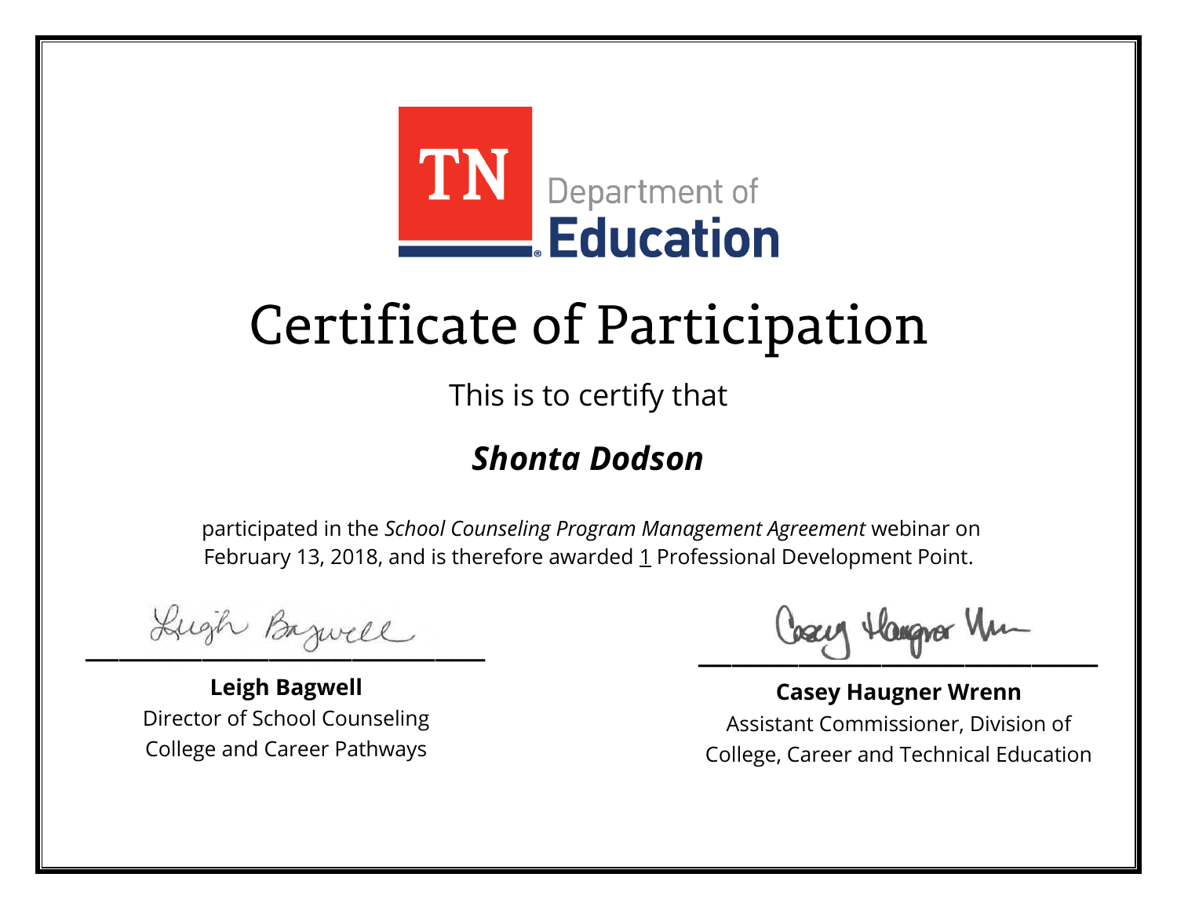TN Department of Education

# Certificate of Participation

This is to certify that

***Shonta Dodson***

participated in the *School Counseling Program Management Agreement* webinar on February 13, 2018, and is therefore awarded 1 Professional Development Point.

**Leigh Bagwell**
Director of School Counseling
College and Career Pathways

**Casey Haugner Wrenn**
Assistant Commissioner, Division of
College, Career and Technical Education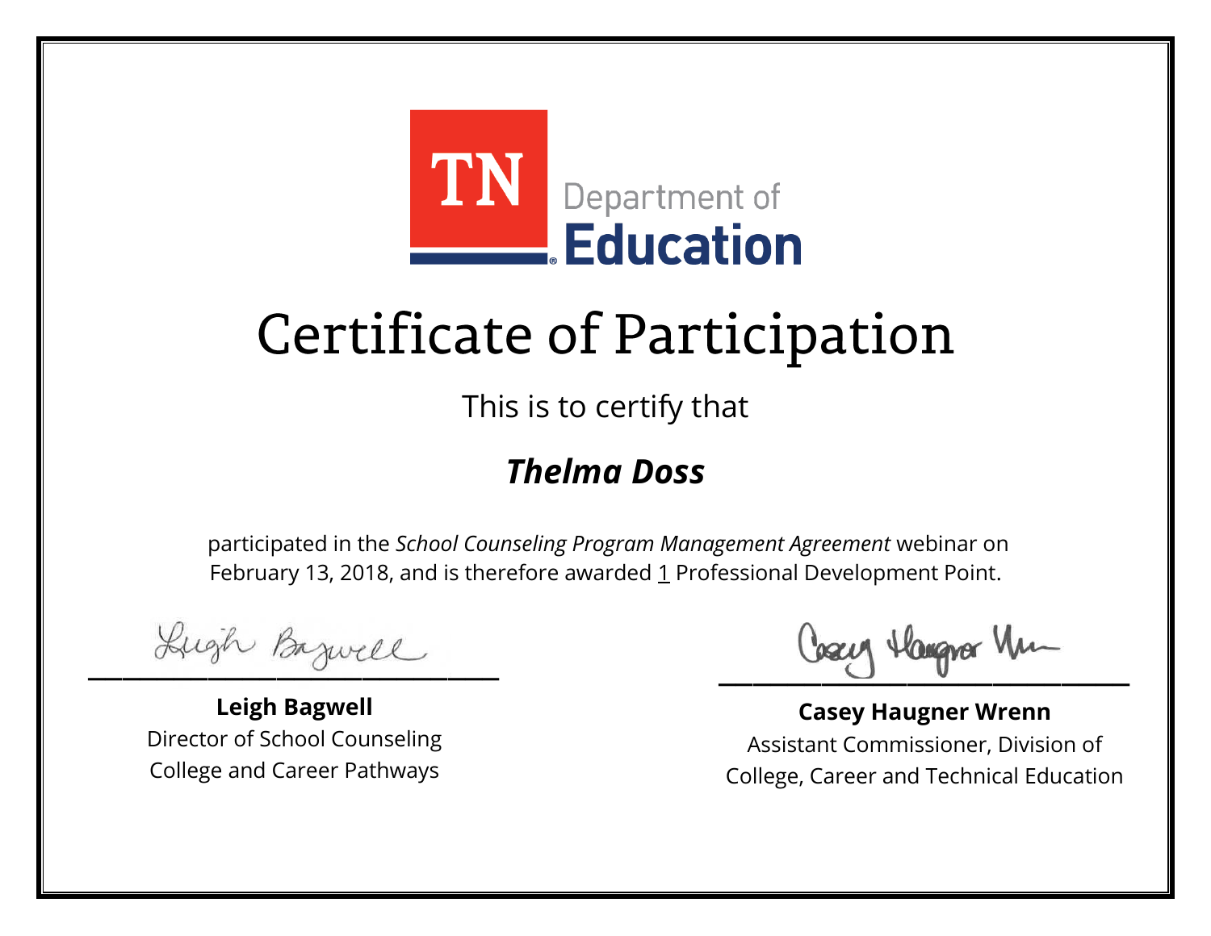TN Department of Education

# Certificate of Participation

This is to certify that

***Thelma Doss***

participated in the *School Counseling Program Management Agreement* webinar on February 13, 2018, and is therefore awarded 1 Professional Development Point.

**Leigh Bagwell**
Director of School Counseling
College and Career Pathways

**Casey Haugner Wrenn**
Assistant Commissioner, Division of
College, Career and Technical Education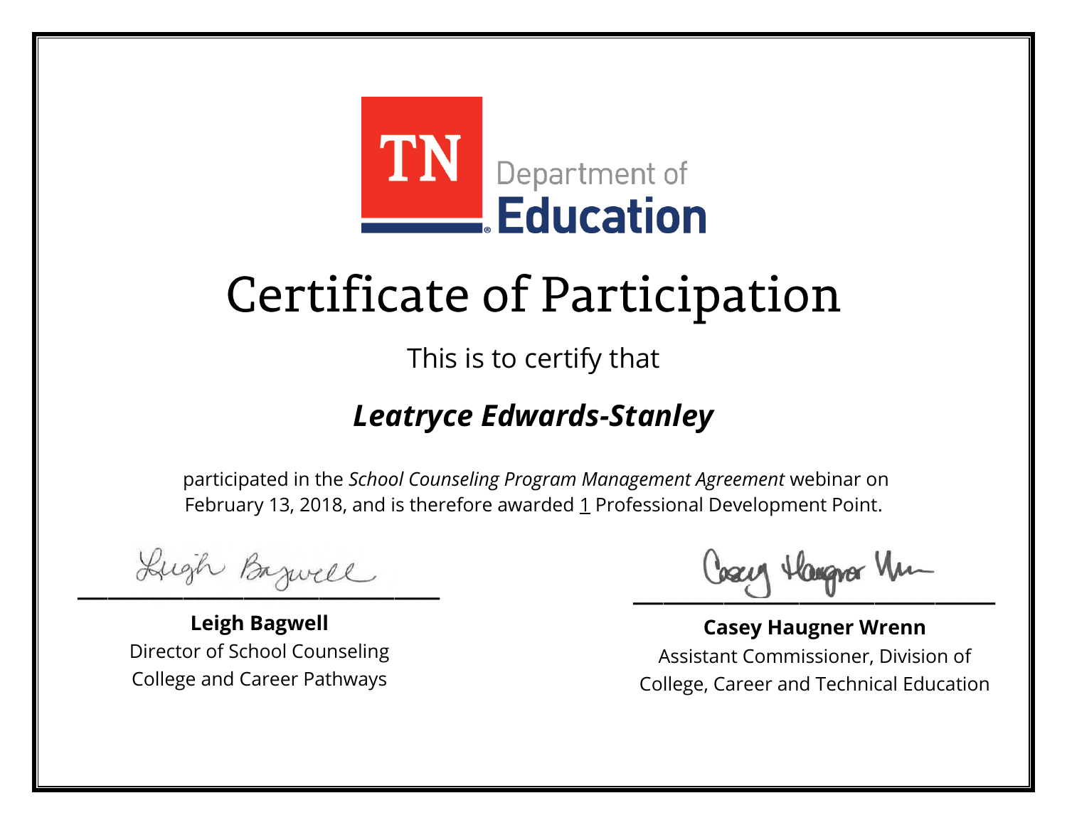TN Department of Education

# Certificate of Participation

This is to certify that

## ***Leatryce Edwards-Stanley***

participated in the *School Counseling Program Management Agreement* webinar on February 13, 2018, and is therefore awarded 1 Professional Development Point.

**Leigh Bagwell**
Director of School Counseling
College and Career Pathways

**Casey Haugner Wrenn**
Assistant Commissioner, Division of
College, Career and Technical Education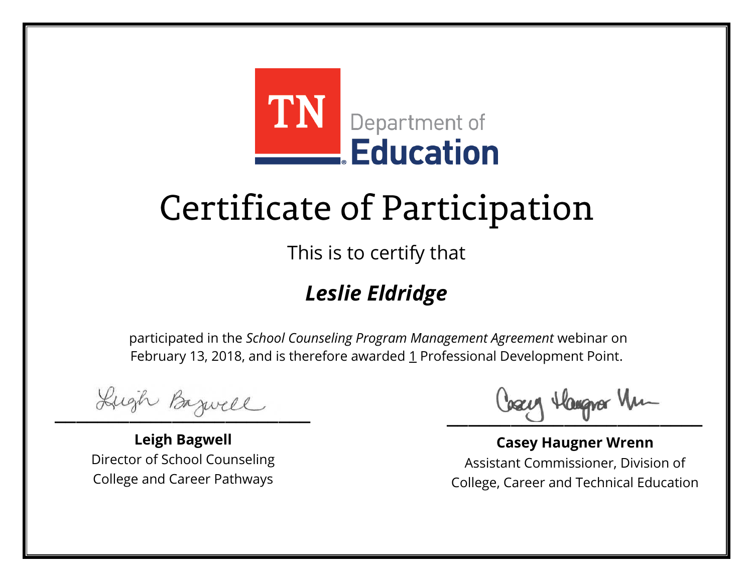TN Department of Education

# Certificate of Participation

This is to certify that

***Leslie Eldridge***

participated in the *School Counseling Program Management Agreement* webinar on February 13, 2018, and is therefore awarded 1 Professional Development Point.

**Leigh Bagwell**
Director of School Counseling
College and Career Pathways

**Casey Haugner Wrenn**
Assistant Commissioner, Division of
College, Career and Technical Education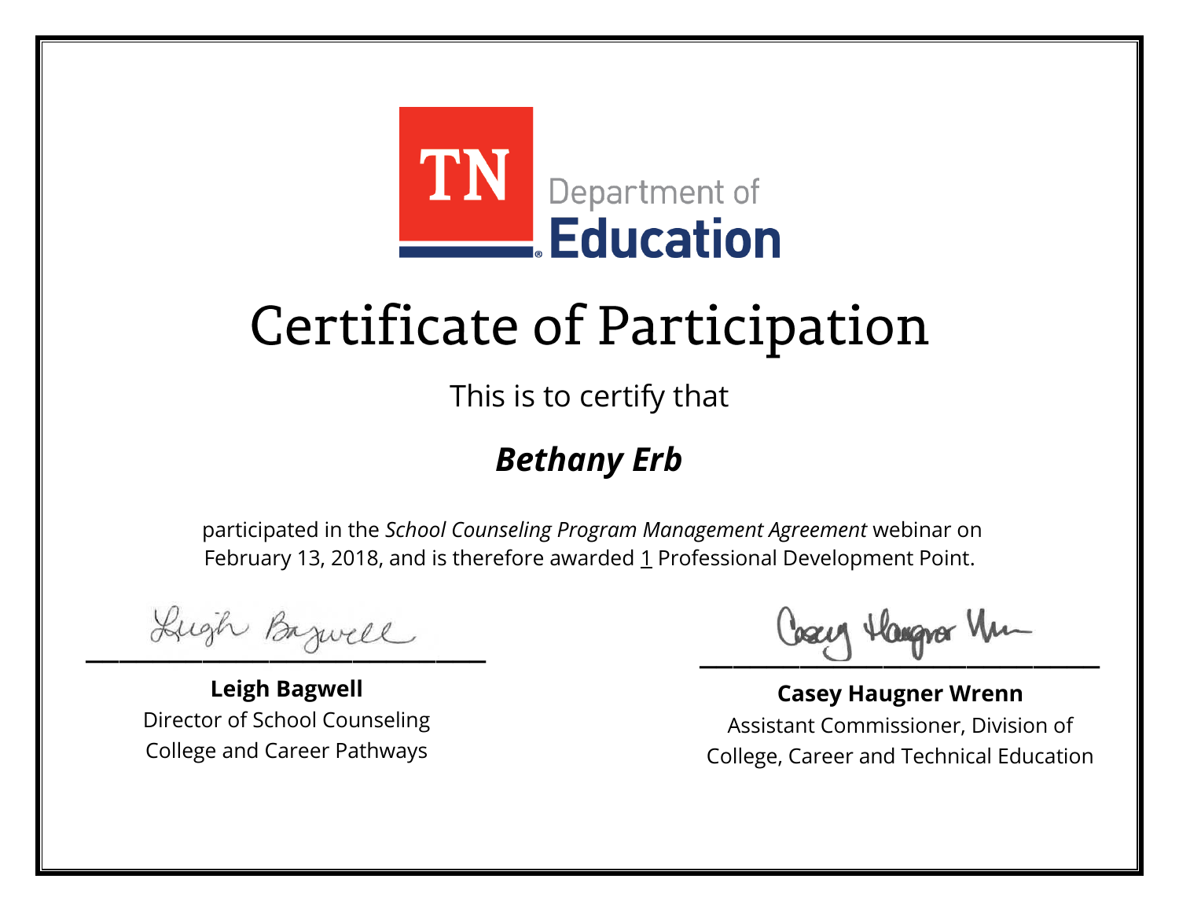TN Department of Education

# Certificate of Participation

This is to certify that

***Bethany Erb***

participated in the *School Counseling Program Management Agreement* webinar on February 13, 2018, and is therefore awarded 1 Professional Development Point.

**Leigh Bagwell**
Director of School Counseling
College and Career Pathways

**Casey Haugner Wrenn**
Assistant Commissioner, Division of
College, Career and Technical Education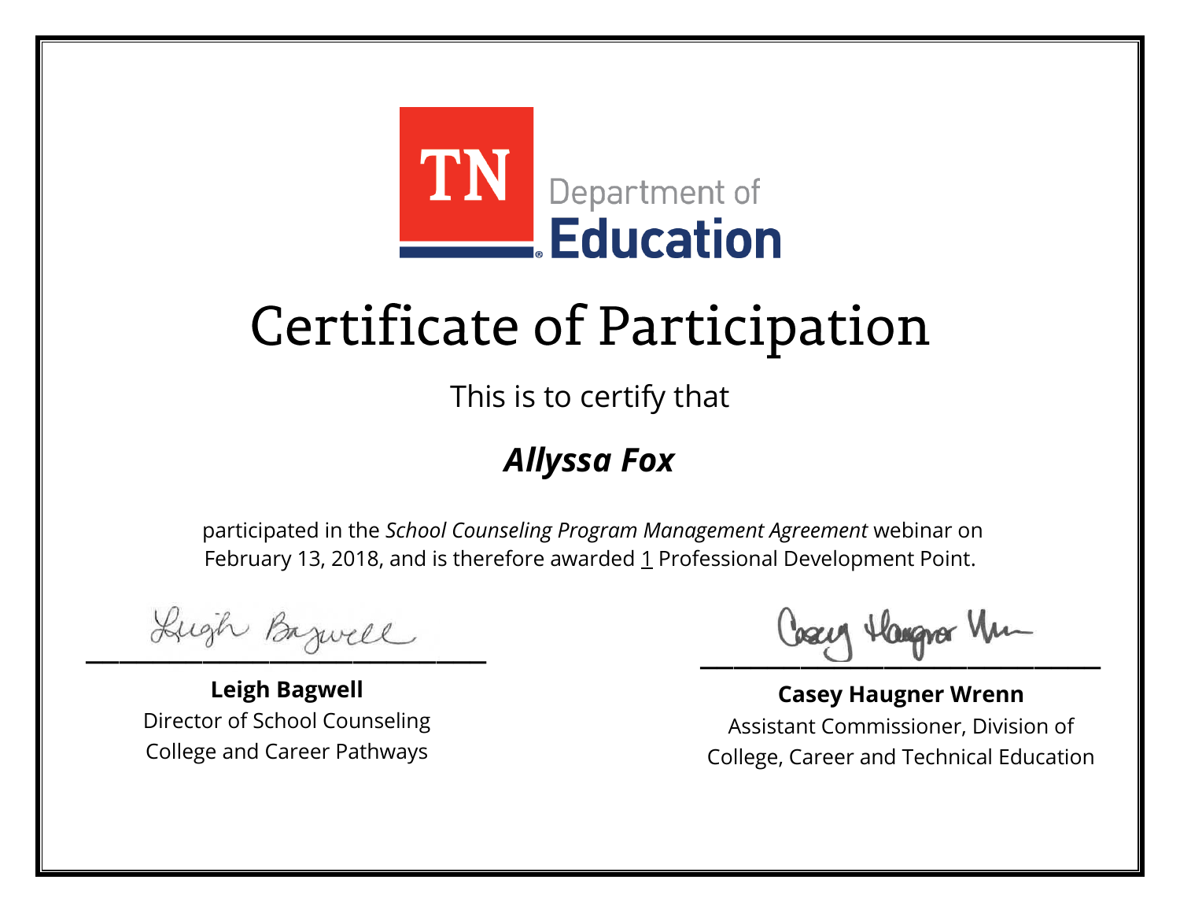TN Department of Education

# Certificate of Participation

This is to certify that

## ***Allyssa Fox***

participated in the *School Counseling Program Management Agreement* webinar on February 13, 2018, and is therefore awarded 1 Professional Development Point.

**Leigh Bagwell**
Director of School Counseling
College and Career Pathways

**Casey Haugner Wrenn**
Assistant Commissioner, Division of
College, Career and Technical Education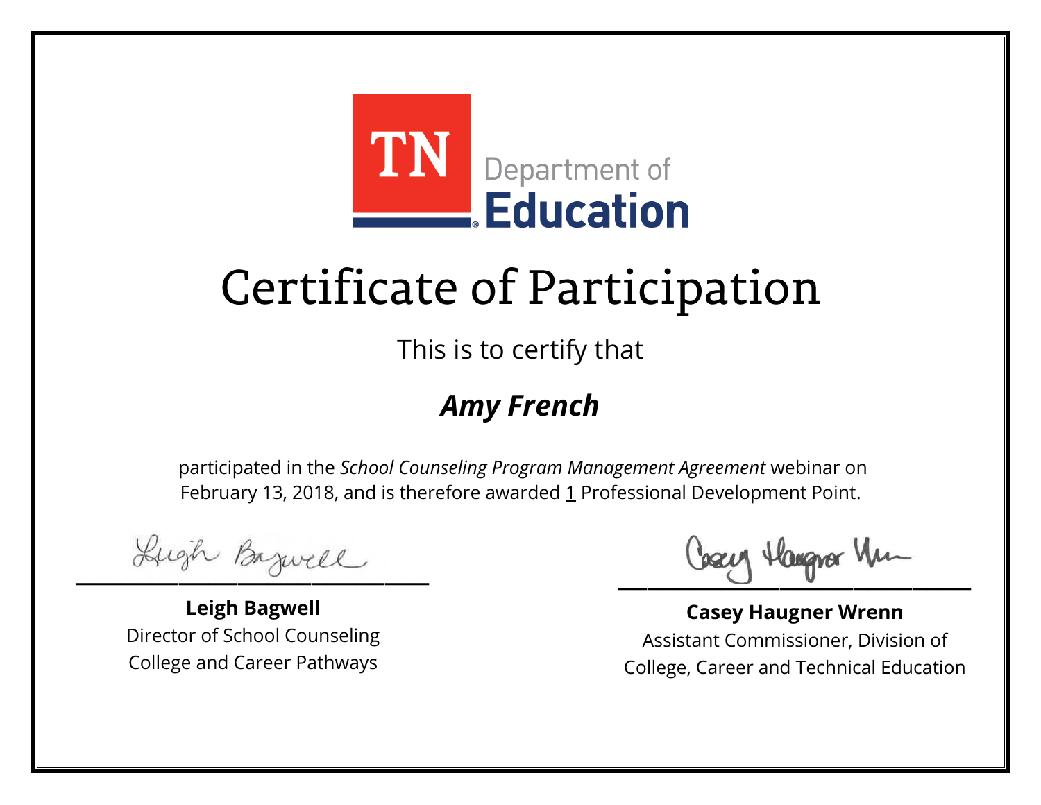TN Department of Education

# Certificate of Participation

This is to certify that

***Amy French***

participated in the *School Counseling Program Management Agreement* webinar on February 13, 2018, and is therefore awarded 1 Professional Development Point.

**Leigh Bagwell**
Director of School Counseling
College and Career Pathways

**Casey Haugner Wrenn**
Assistant Commissioner, Division of
College, Career and Technical Education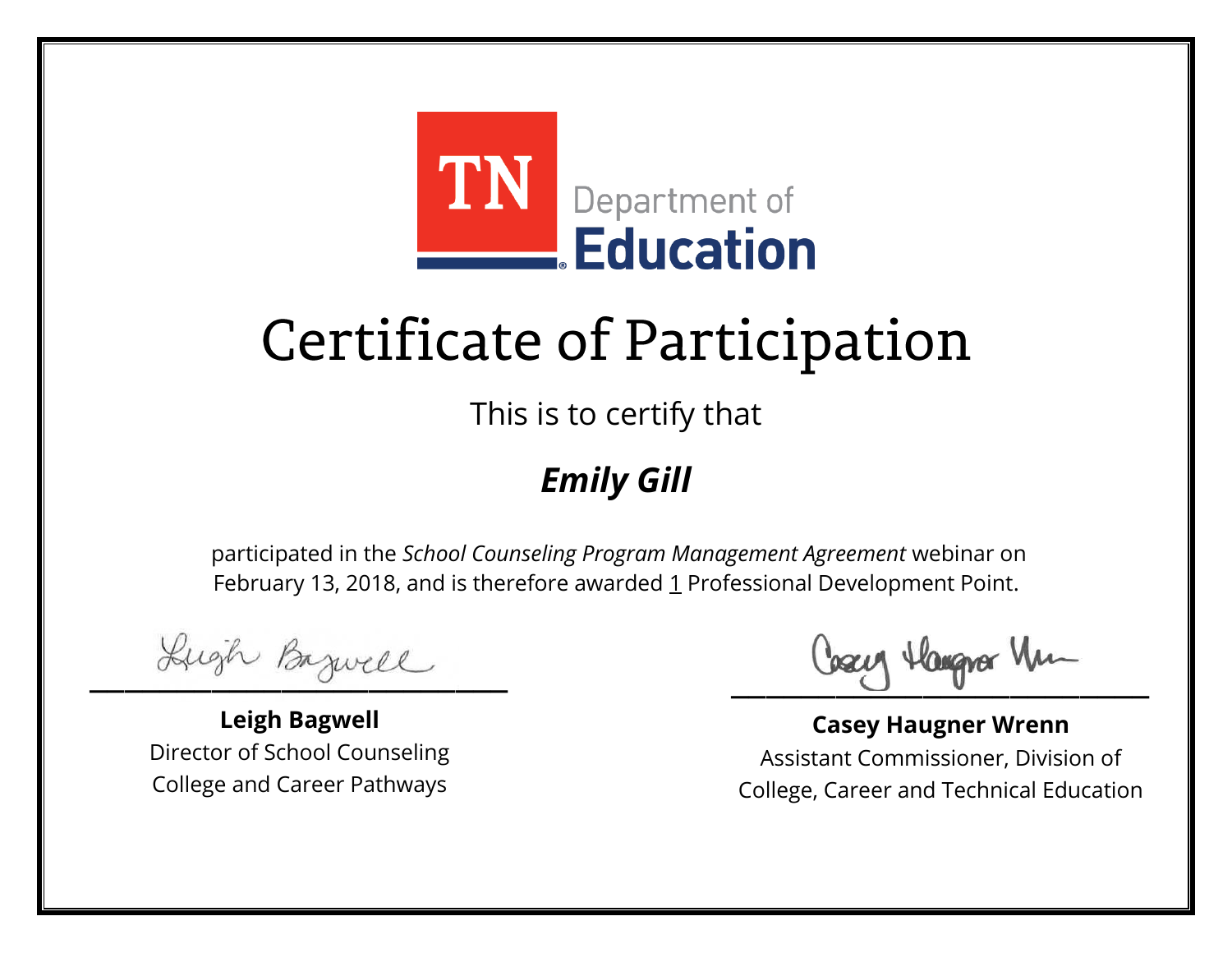TN Department of Education

# Certificate of Participation

This is to certify that

***Emily Gill***

participated in the *School Counseling Program Management Agreement* webinar on February 13, 2018, and is therefore awarded 1 Professional Development Point.

**Leigh Bagwell**
Director of School Counseling
College and Career Pathways

**Casey Haugner Wrenn**
Assistant Commissioner, Division of
College, Career and Technical Education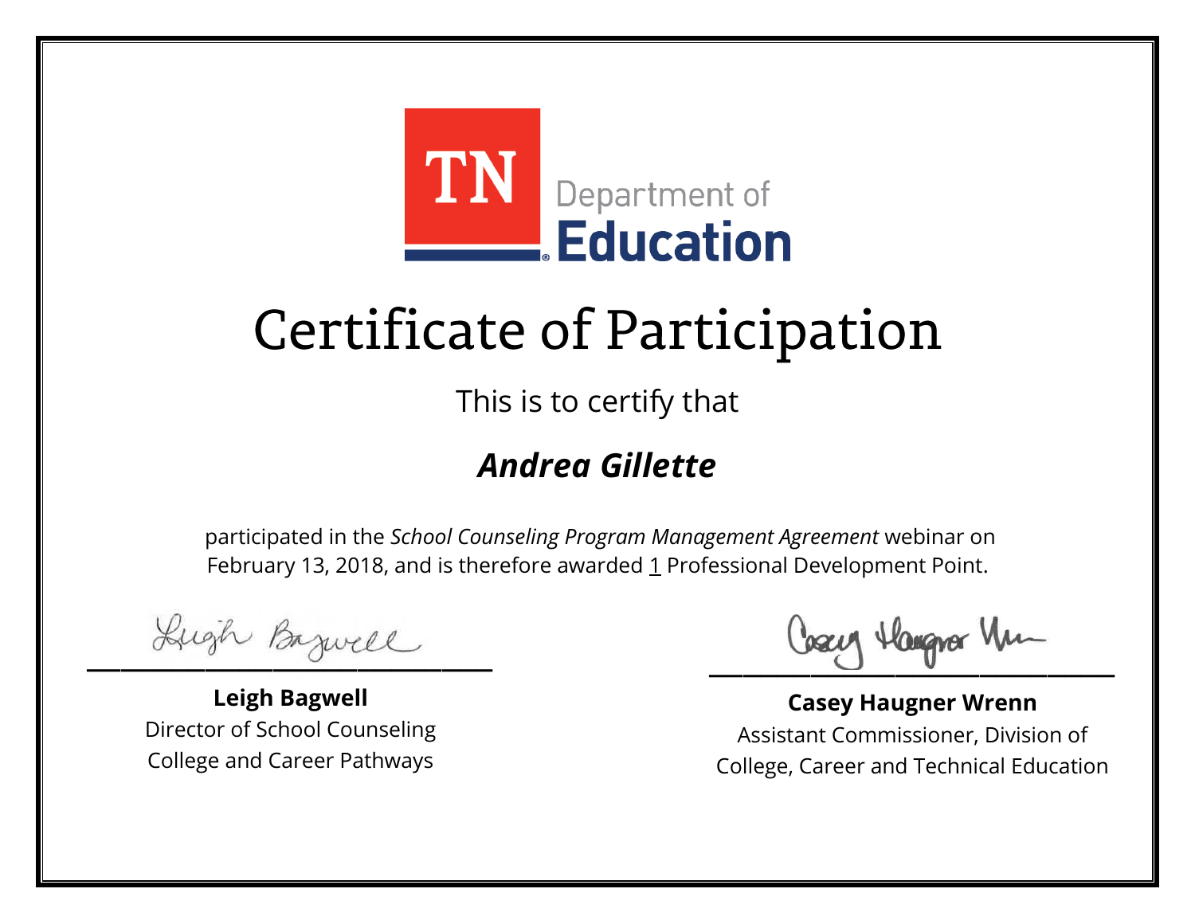TN Department of **Education**

# Certificate of Participation

This is to certify that

***Andrea Gillette***

participated in the *School Counseling Program Management Agreement* webinar on February 13, 2018, and is therefore awarded 1 Professional Development Point.

**Leigh Bagwell**
Director of School Counseling
College and Career Pathways

**Casey Haugner Wrenn**
Assistant Commissioner, Division of
College, Career and Technical Education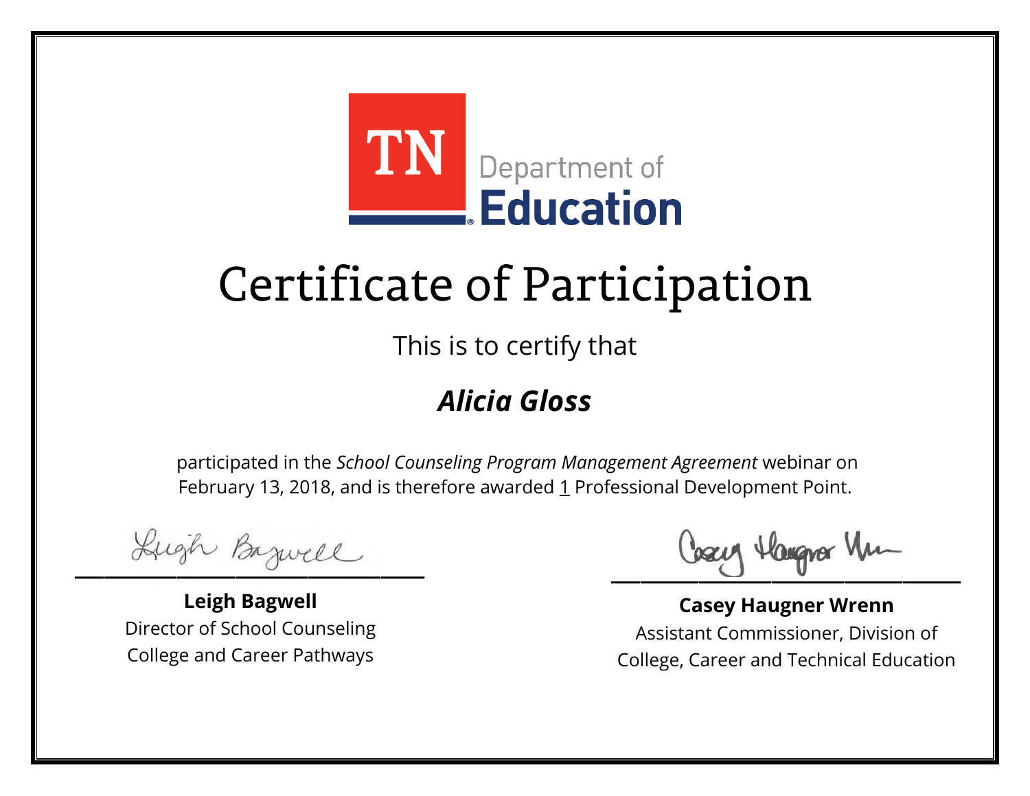TN Department of **Education**

# Certificate of Participation

This is to certify that

## ***Alicia Gloss***

participated in the *School Counseling Program Management Agreement* webinar on February 13, 2018, and is therefore awarded 1 Professional Development Point.

**Leigh Bagwell**
Director of School Counseling
College and Career Pathways

**Casey Haugner Wrenn**
Assistant Commissioner, Division of
College, Career and Technical Education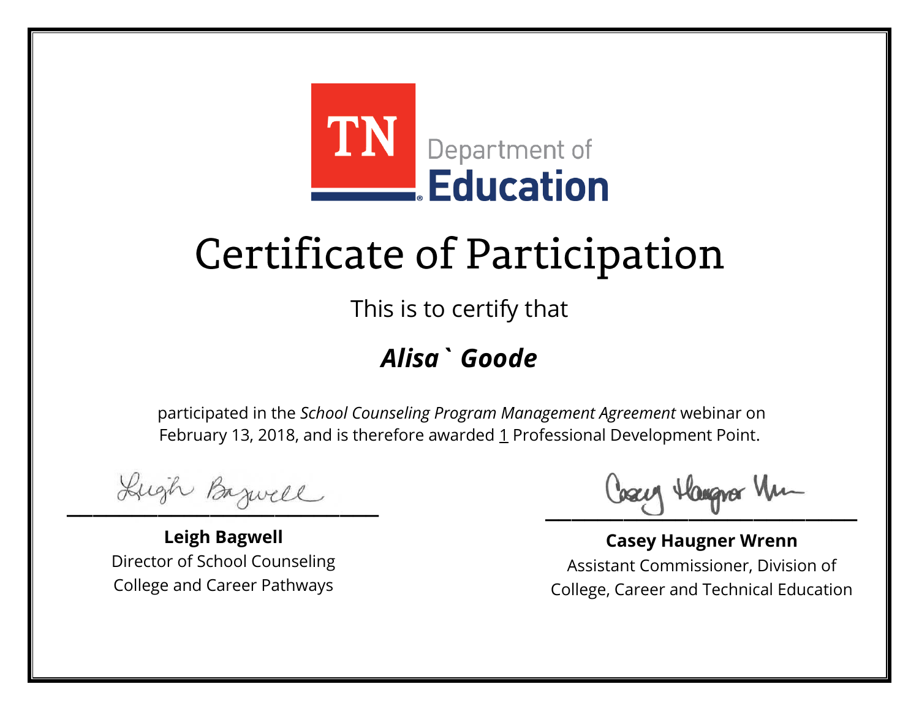TN Department of Education

# Certificate of Participation

This is to certify that

***Alisa` Goode***

participated in the *School Counseling Program Management Agreement* webinar on February 13, 2018, and is therefore awarded 1 Professional Development Point.

**Leigh Bagwell**
Director of School Counseling
College and Career Pathways

**Casey Haugner Wrenn**
Assistant Commissioner, Division of
College, Career and Technical Education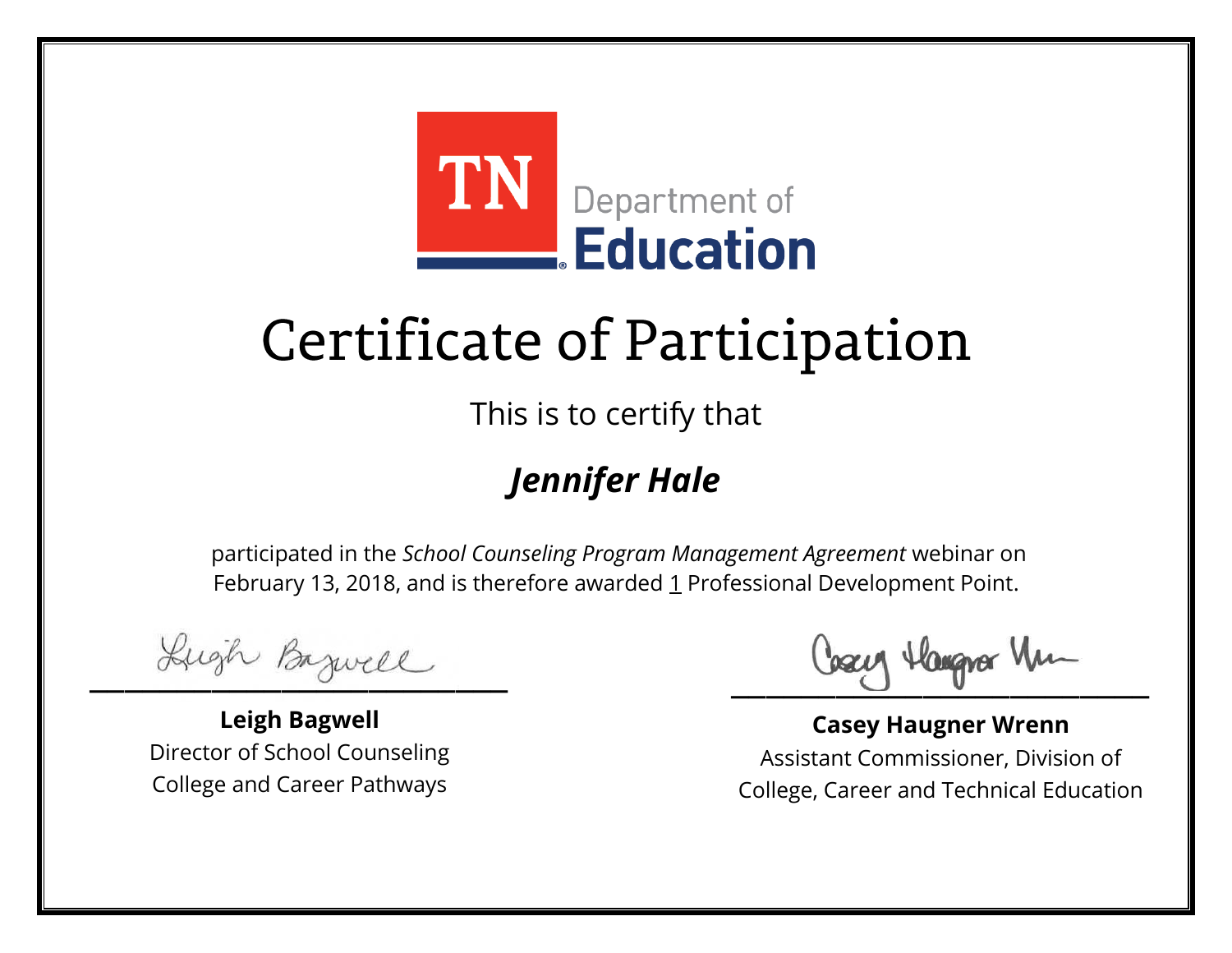TN Department of Education

# Certificate of Participation

This is to certify that

## *Jennifer Hale*

participated in the *School Counseling Program Management Agreement* webinar on February 13, 2018, and is therefore awarded 1 Professional Development Point.

**Leigh Bagwell**
Director of School Counseling
College and Career Pathways

**Casey Haugner Wrenn**
Assistant Commissioner, Division of
College, Career and Technical Education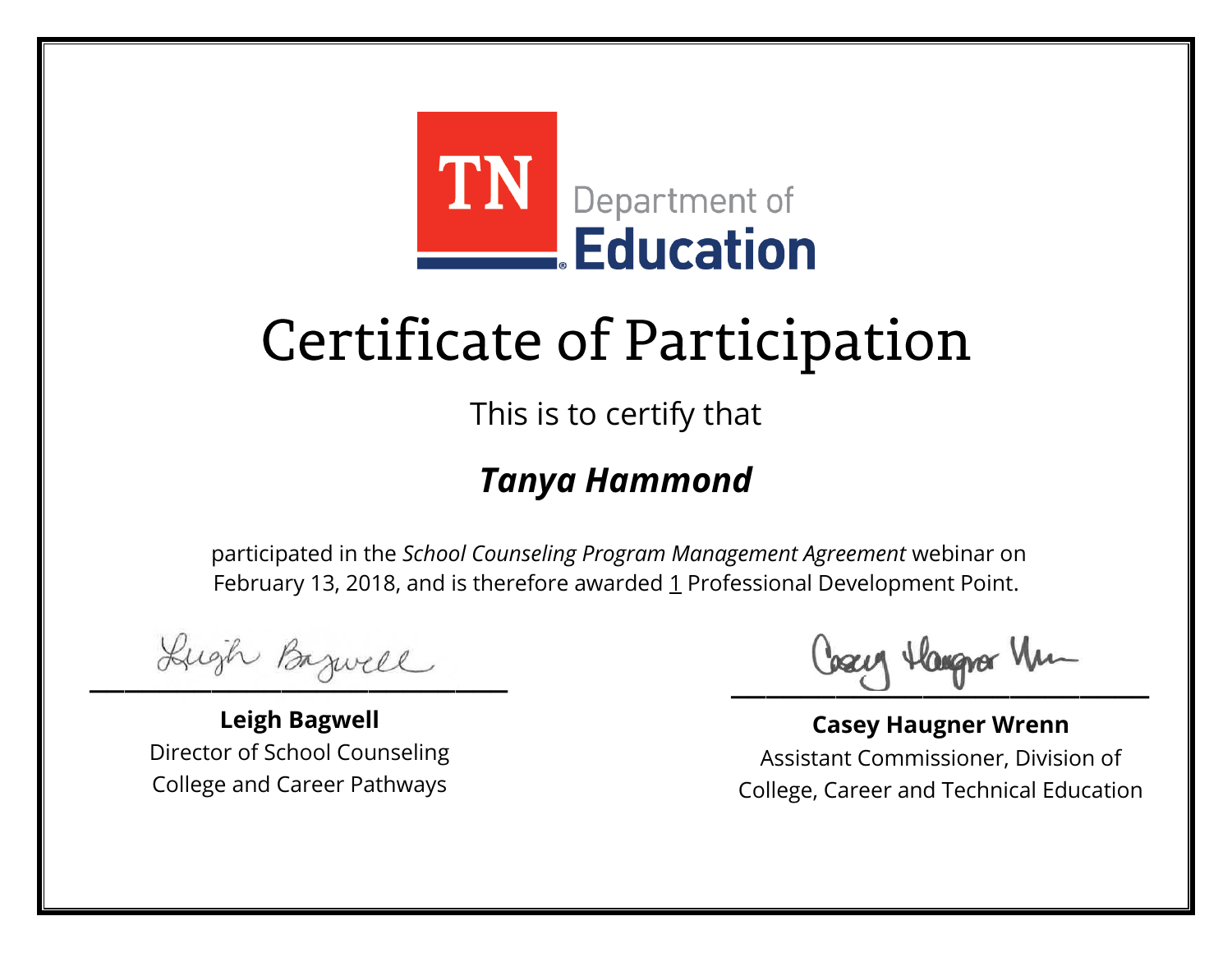TN Department of Education

# Certificate of Participation

This is to certify that

***Tanya Hammond***

participated in the *School Counseling Program Management Agreement* webinar on February 13, 2018, and is therefore awarded 1 Professional Development Point.

**Leigh Bagwell**
Director of School Counseling
College and Career Pathways

**Casey Haugner Wrenn**
Assistant Commissioner, Division of
College, Career and Technical Education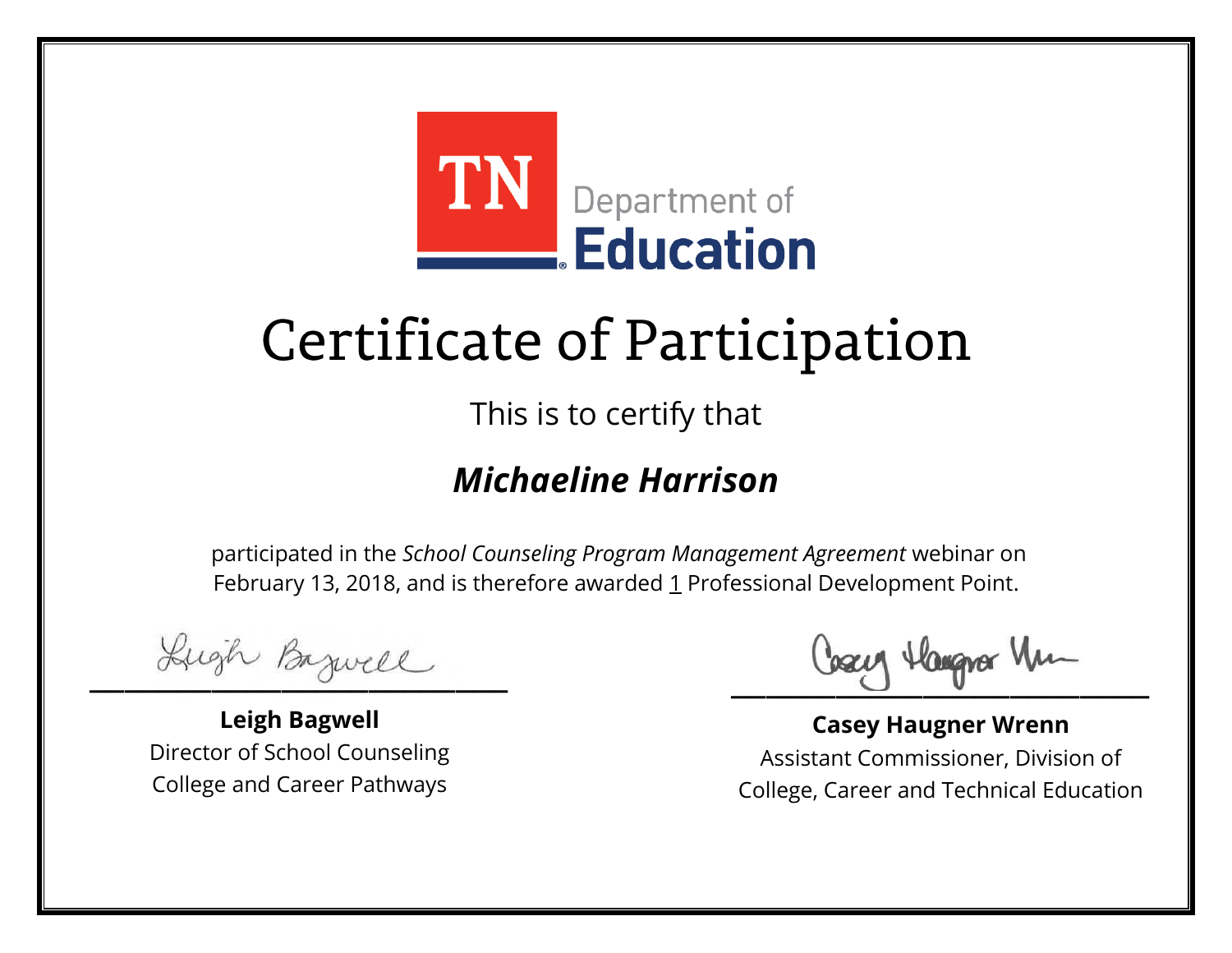TN Department of **Education**

# Certificate of Participation

This is to certify that

## ***Michaeline Harrison***

participated in the *School Counseling Program Management Agreement* webinar on February 13, 2018, and is therefore awarded 1 Professional Development Point.

**Leigh Bagwell**
Director of School Counseling
College and Career Pathways

**Casey Haugner Wrenn**
Assistant Commissioner, Division of
College, Career and Technical Education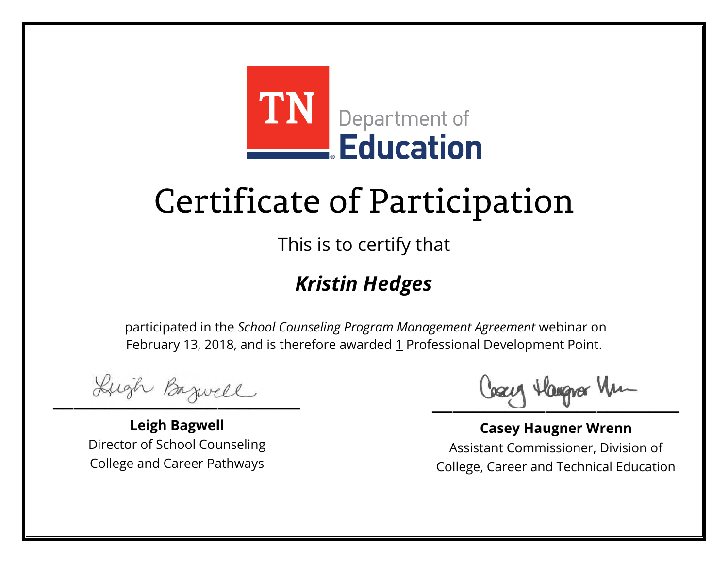TN Department of **Education**

# Certificate of Participation

This is to certify that

***Kristin Hedges***

participated in the *School Counseling Program Management Agreement* webinar on February 13, 2018, and is therefore awarded 1 Professional Development Point.

**Leigh Bagwell**
Director of School Counseling
College and Career Pathways

**Casey Haugner Wrenn**
Assistant Commissioner, Division of
College, Career and Technical Education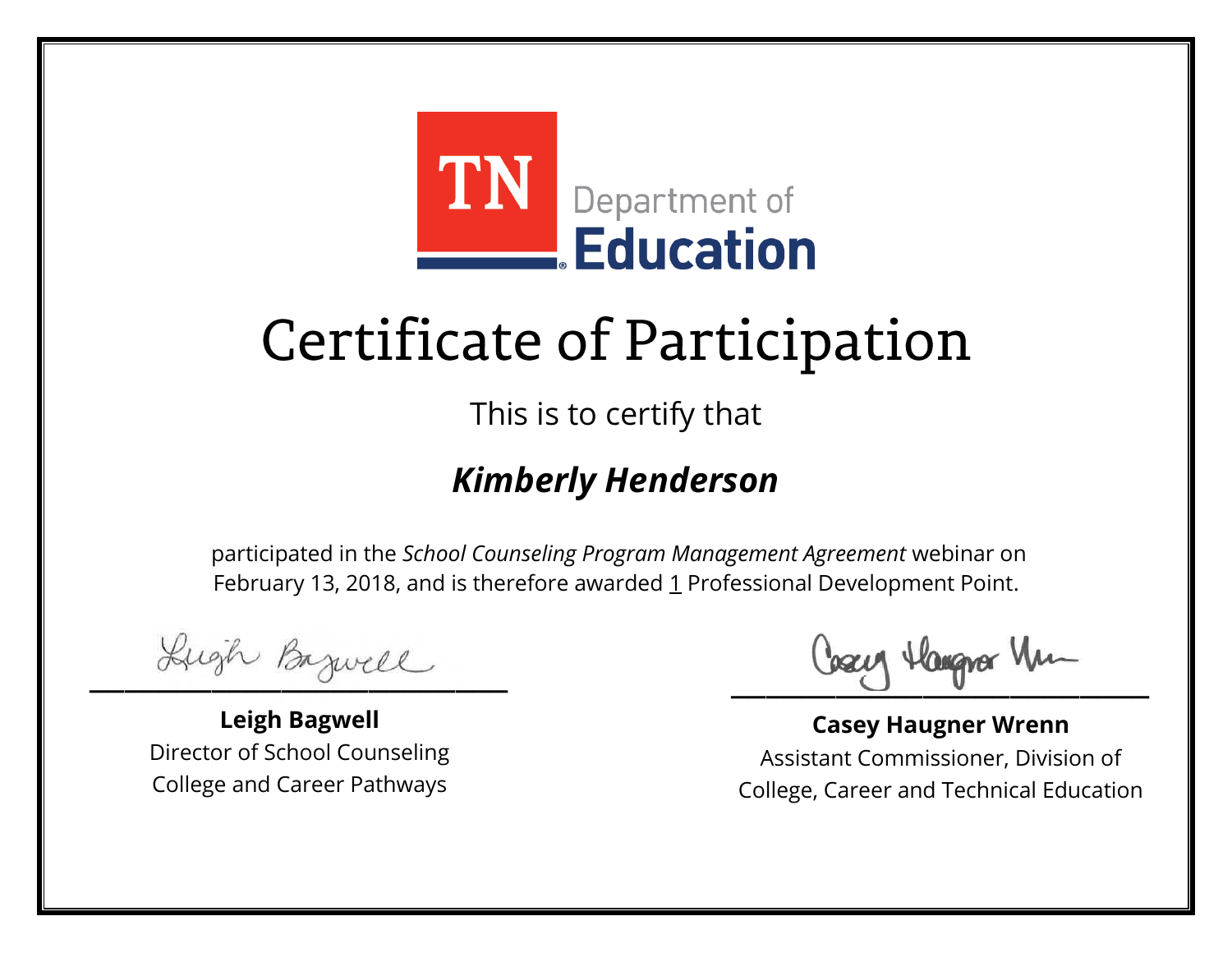TN Department of Education

# Certificate of Participation

This is to certify that

***Kimberly Henderson***

participated in the *School Counseling Program Management Agreement* webinar on February 13, 2018, and is therefore awarded 1 Professional Development Point.

**Leigh Bagwell**
Director of School Counseling
College and Career Pathways

**Casey Haugner Wrenn**
Assistant Commissioner, Division of
College, Career and Technical Education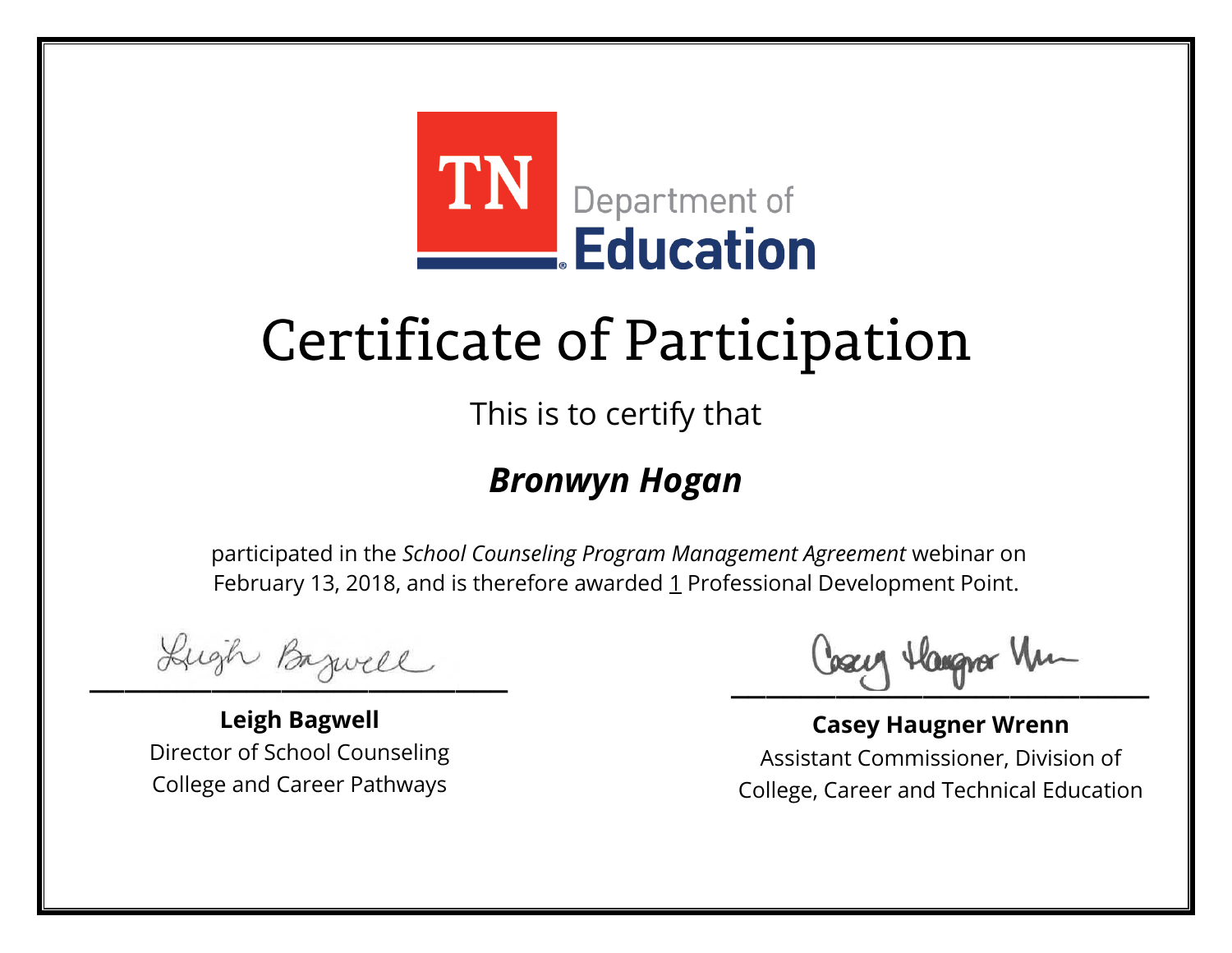TN Department of Education

# Certificate of Participation

This is to certify that

***Bronwyn Hogan***

participated in the *School Counseling Program Management Agreement* webinar on February 13, 2018, and is therefore awarded 1 Professional Development Point.

**Leigh Bagwell**
Director of School Counseling
College and Career Pathways

**Casey Haugner Wrenn**
Assistant Commissioner, Division of
College, Career and Technical Education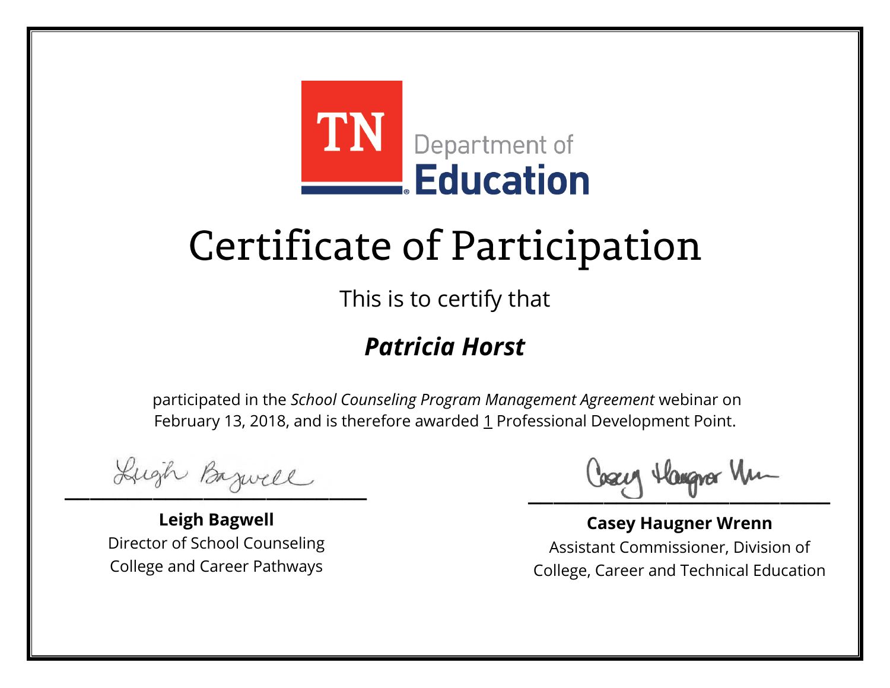TN Department of Education

# Certificate of Participation

This is to certify that

***Patricia Horst***

participated in the *School Counseling Program Management Agreement* webinar on February 13, 2018, and is therefore awarded 1 Professional Development Point.

**Leigh Bagwell**
Director of School Counseling
College and Career Pathways

**Casey Haugner Wrenn**
Assistant Commissioner, Division of
College, Career and Technical Education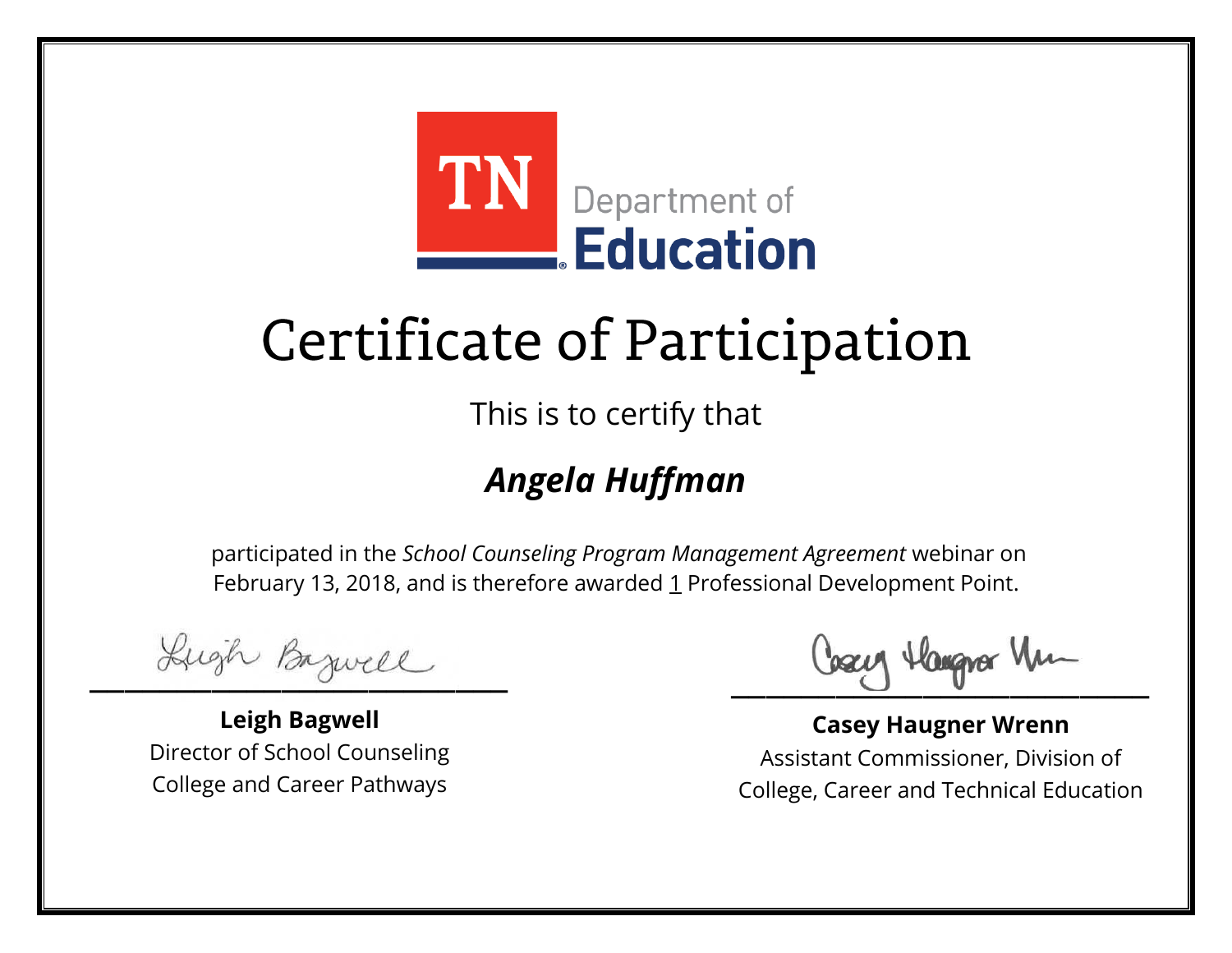TN Department of Education

# Certificate of Participation

This is to certify that

## ***Angela Huffman***

participated in the *School Counseling Program Management Agreement* webinar on February 13, 2018, and is therefore awarded 1 Professional Development Point.

**Leigh Bagwell**
Director of School Counseling
College and Career Pathways

**Casey Haugner Wrenn**
Assistant Commissioner, Division of
College, Career and Technical Education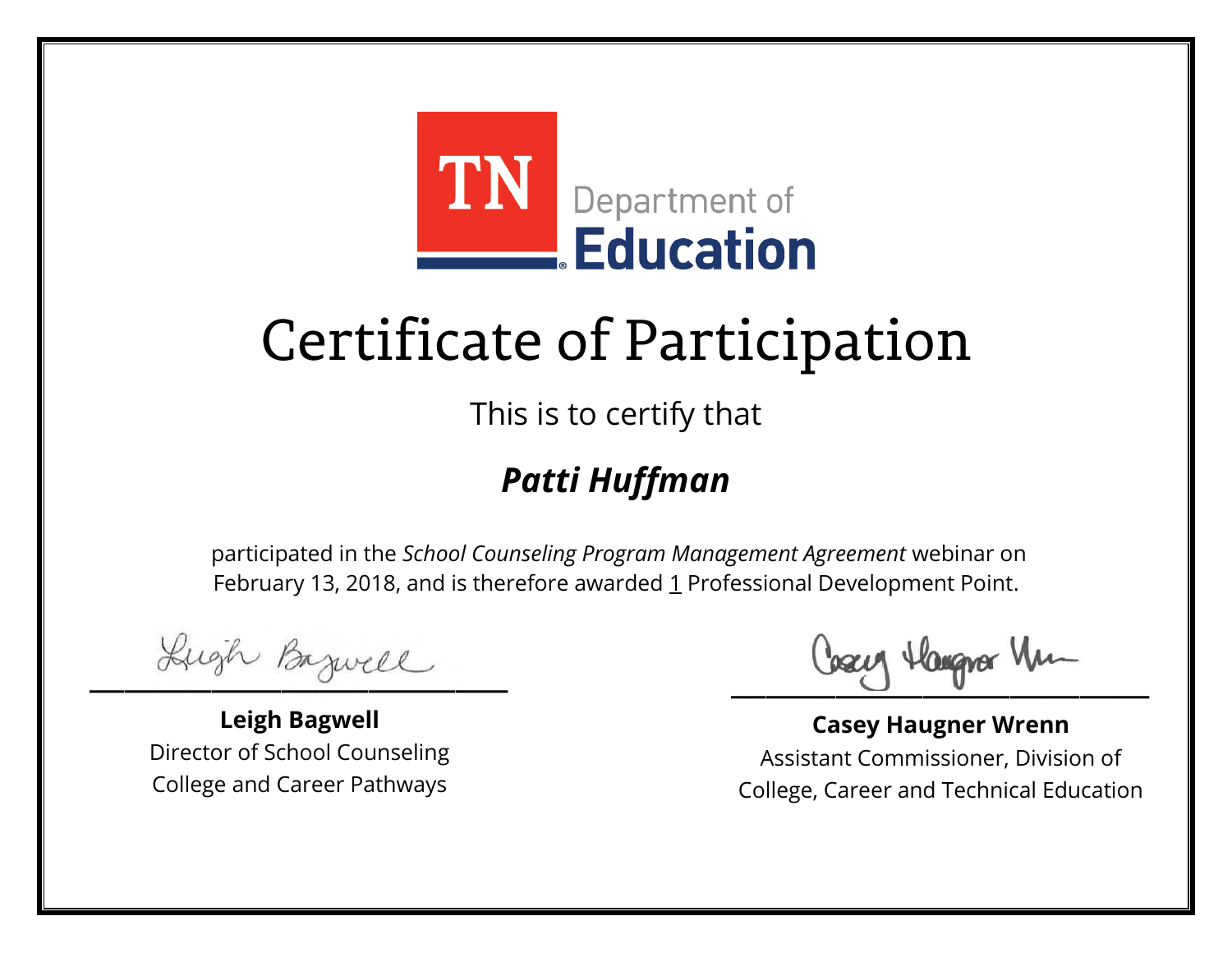TN Department of Education

# Certificate of Participation

This is to certify that

***Patti Huffman***

participated in the *School Counseling Program Management Agreement* webinar on February 13, 2018, and is therefore awarded 1 Professional Development Point.

**Leigh Bagwell**
Director of School Counseling
College and Career Pathways

**Casey Haugner Wrenn**
Assistant Commissioner, Division of
College, Career and Technical Education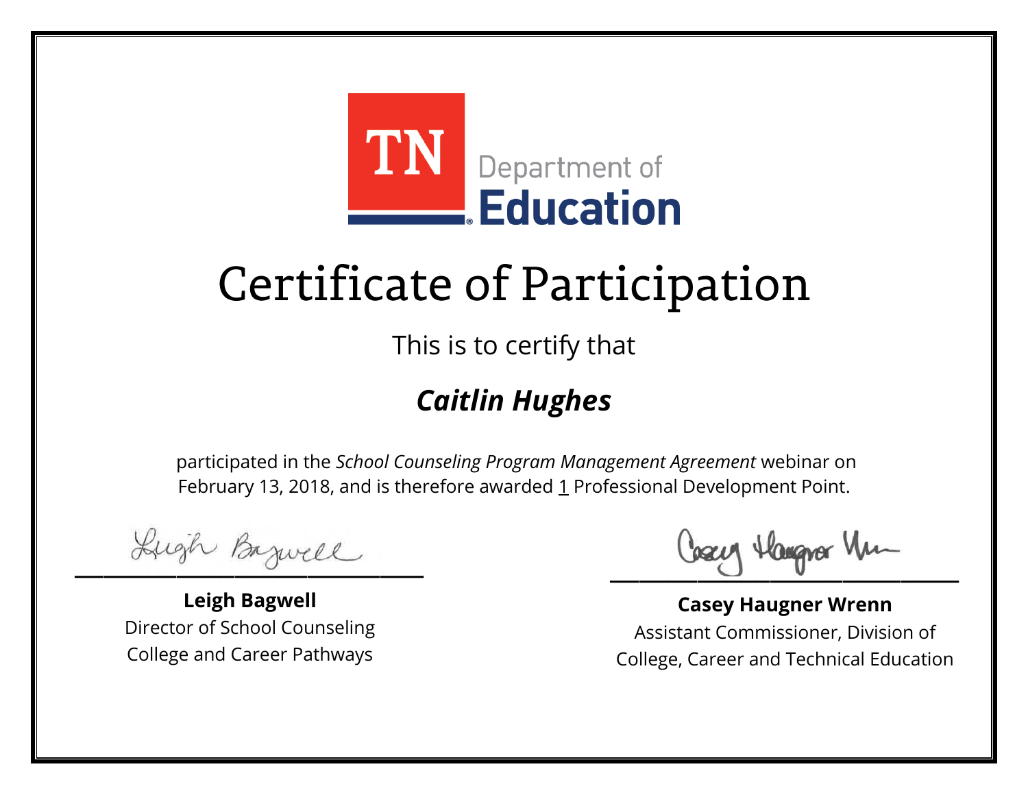TN Department of Education

# Certificate of Participation

This is to certify that

***Caitlin Hughes***

participated in the *School Counseling Program Management Agreement* webinar on February 13, 2018, and is therefore awarded 1 Professional Development Point.

**Leigh Bagwell**
Director of School Counseling
College and Career Pathways

**Casey Haugner Wrenn**
Assistant Commissioner, Division of
College, Career and Technical Education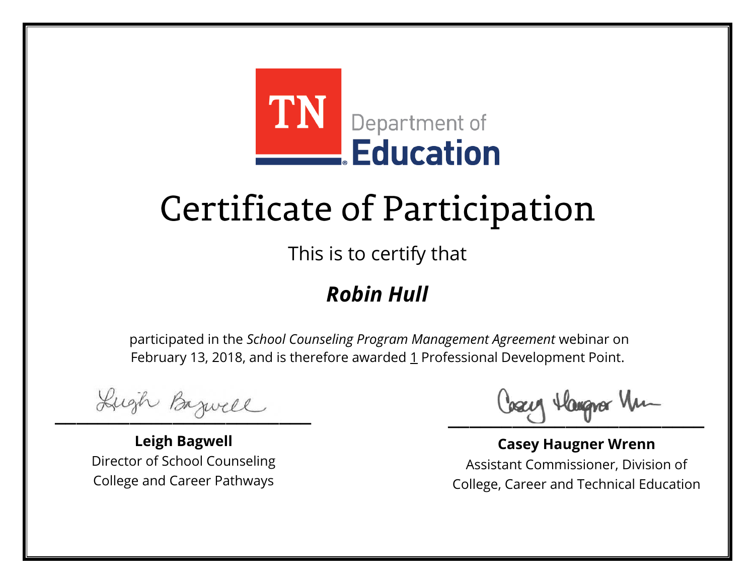TN Department of Education

# Certificate of Participation

This is to certify that

## ***Robin Hull***

participated in the *School Counseling Program Management Agreement* webinar on February 13, 2018, and is therefore awarded 1 Professional Development Point.

**Leigh Bagwell**
Director of School Counseling
College and Career Pathways

**Casey Haugner Wrenn**
Assistant Commissioner, Division of College, Career and Technical Education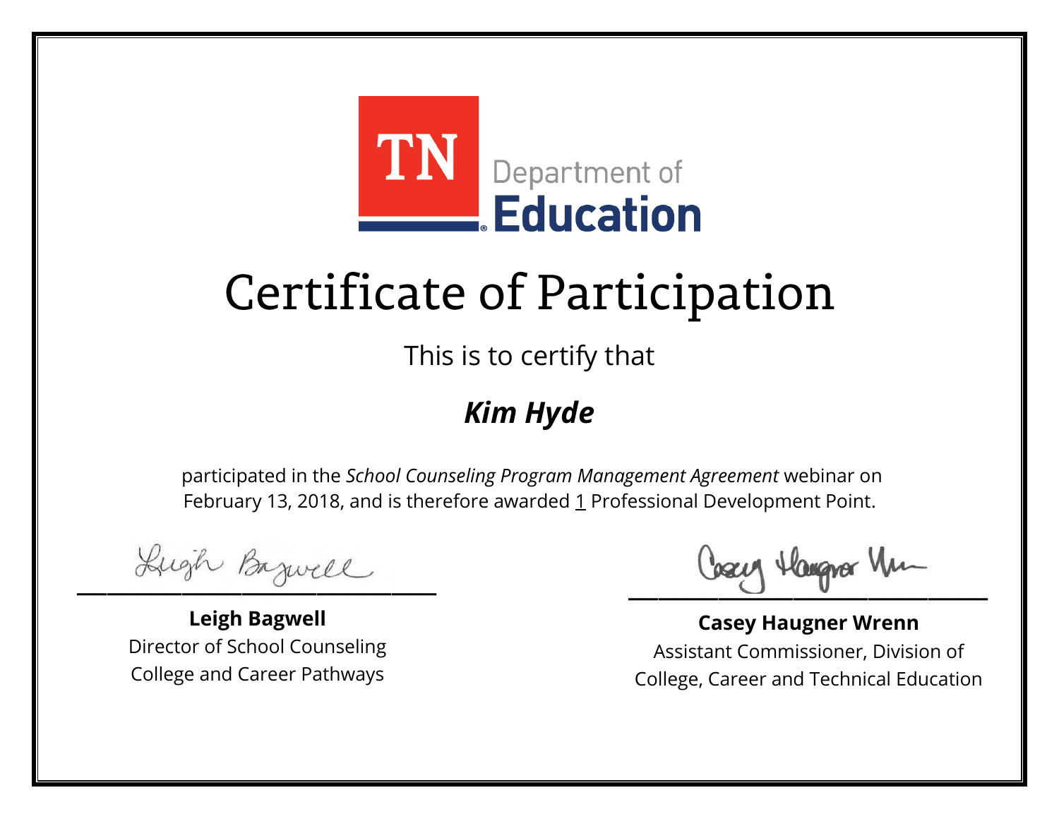TN Department of **Education**

# Certificate of Participation

This is to certify that

***Kim Hyde***

participated in the *School Counseling Program Management Agreement* webinar on February 13, 2018, and is therefore awarded 1 Professional Development Point.

**Leigh Bagwell**
Director of School Counseling
College and Career Pathways

**Casey Haugner Wrenn**
Assistant Commissioner, Division of College, Career and Technical Education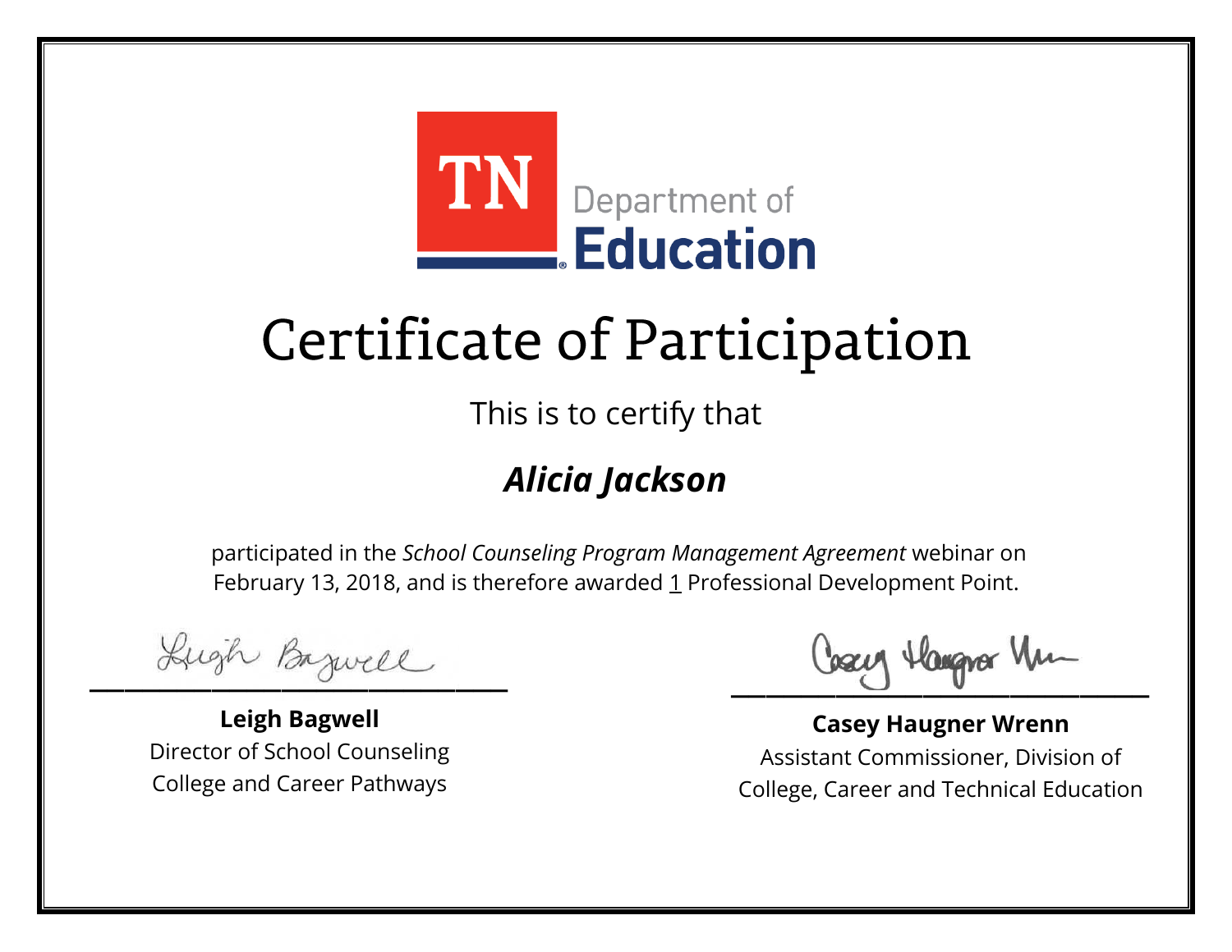TN Department of Education

# Certificate of Participation

This is to certify that

## ***Alicia Jackson***

participated in the *School Counseling Program Management Agreement* webinar on February 13, 2018, and is therefore awarded 1 Professional Development Point.

**Leigh Bagwell**
Director of School Counseling
College and Career Pathways

**Casey Haugner Wrenn**
Assistant Commissioner, Division of
College, Career and Technical Education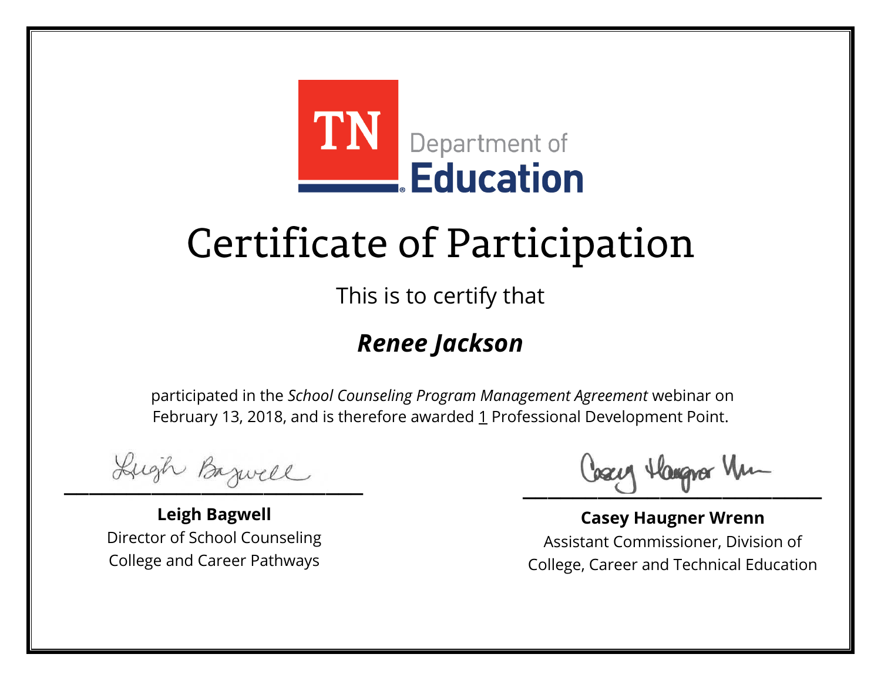TN Department of Education

# Certificate of Participation

This is to certify that

***Renee Jackson***

participated in the *School Counseling Program Management Agreement* webinar on February 13, 2018, and is therefore awarded 1 Professional Development Point.

**Leigh Bagwell**
Director of School Counseling
College and Career Pathways

**Casey Haugner Wrenn**
Assistant Commissioner, Division of
College, Career and Technical Education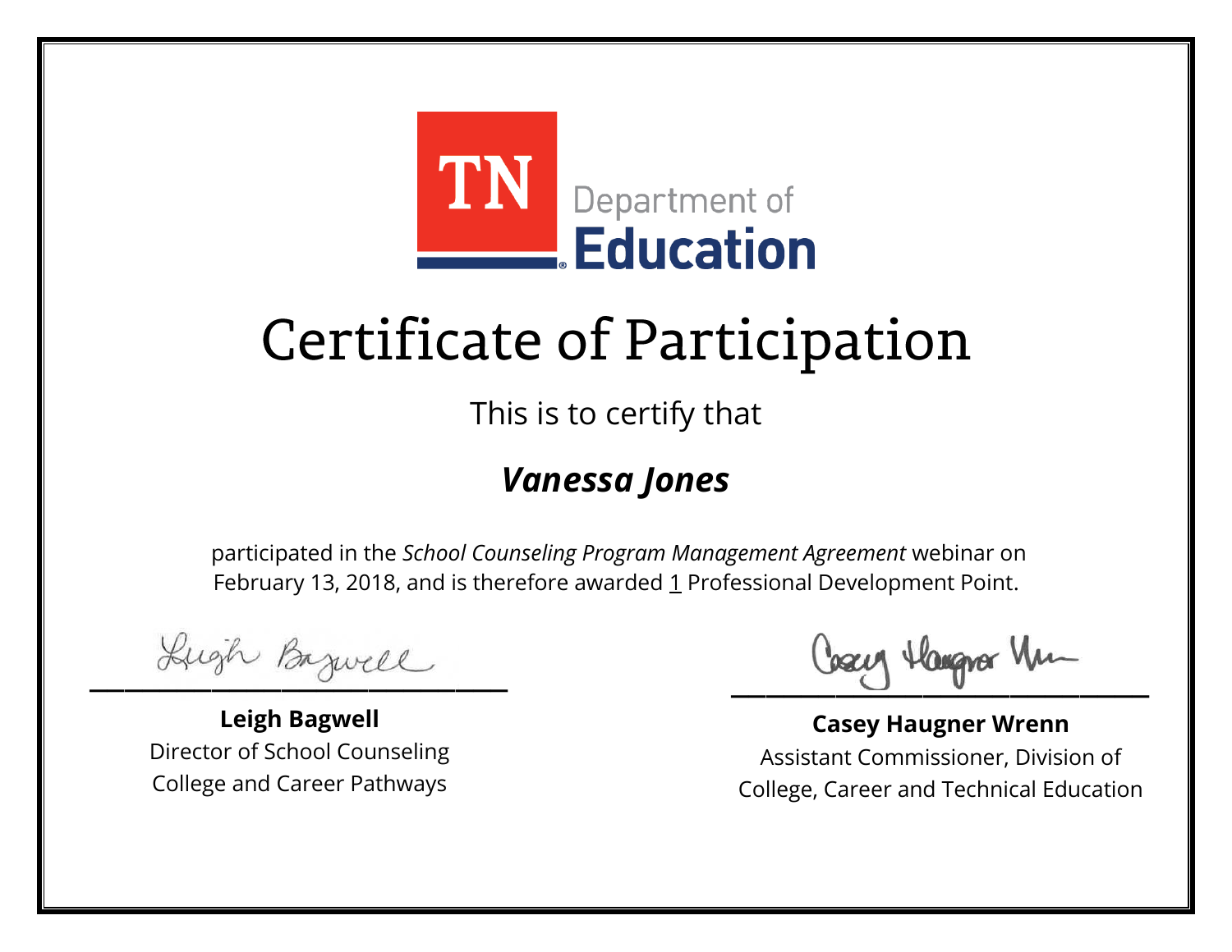TN Department of **Education**

# Certificate of Participation

This is to certify that

## ***Vanessa Jones***

participated in the *School Counseling Program Management Agreement* webinar on February 13, 2018, and is therefore awarded 1 Professional Development Point.

**Leigh Bagwell**
Director of School Counseling
College and Career Pathways

**Casey Haugner Wrenn**
Assistant Commissioner, Division of
College, Career and Technical Education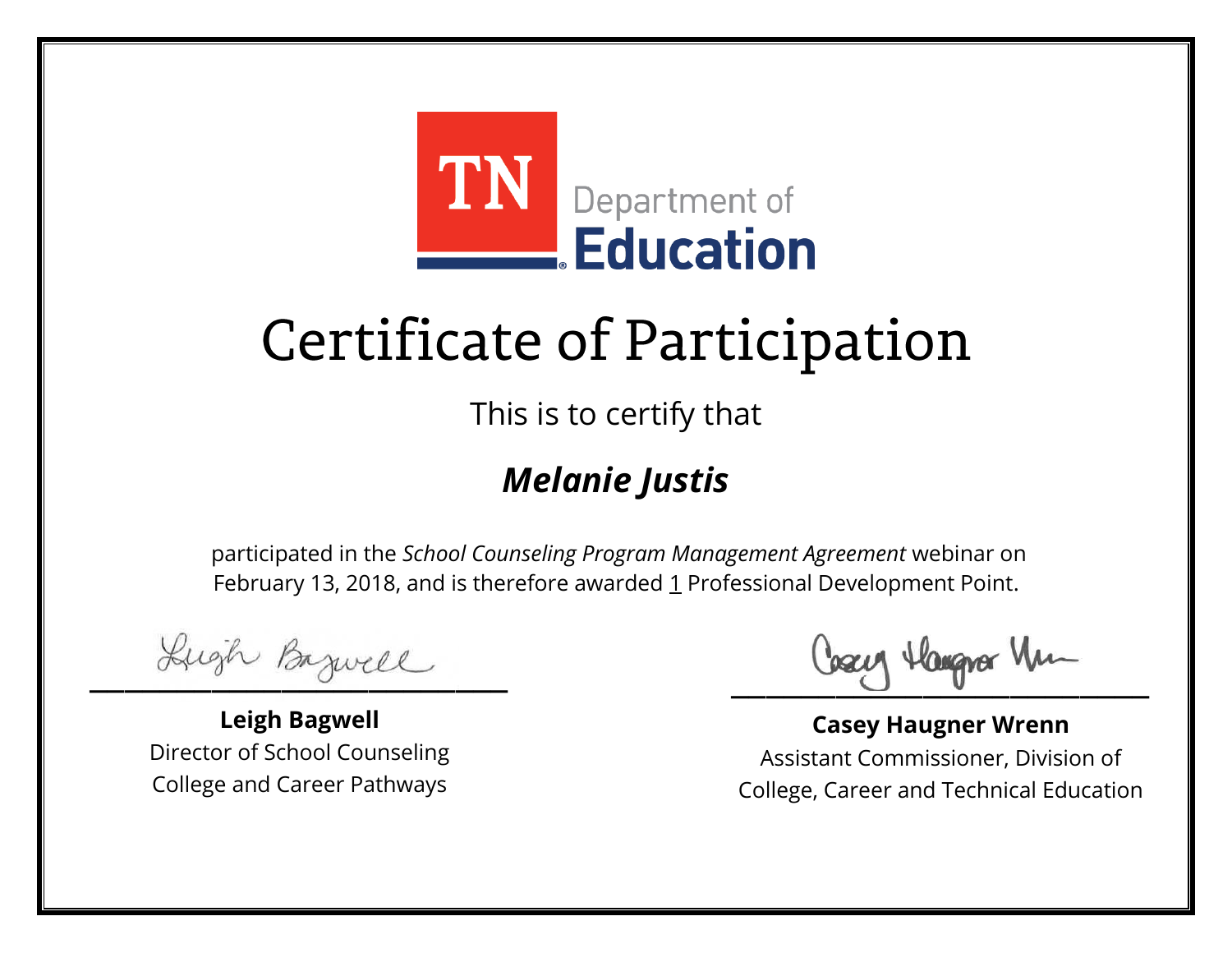TN Department of **Education**

# Certificate of Participation

This is to certify that

***Melanie Justis***

participated in the *School Counseling Program Management Agreement* webinar on February 13, 2018, and is therefore awarded 1 Professional Development Point.

**Leigh Bagwell**
Director of School Counseling
College and Career Pathways

**Casey Haugner Wrenn**
Assistant Commissioner, Division of
College, Career and Technical Education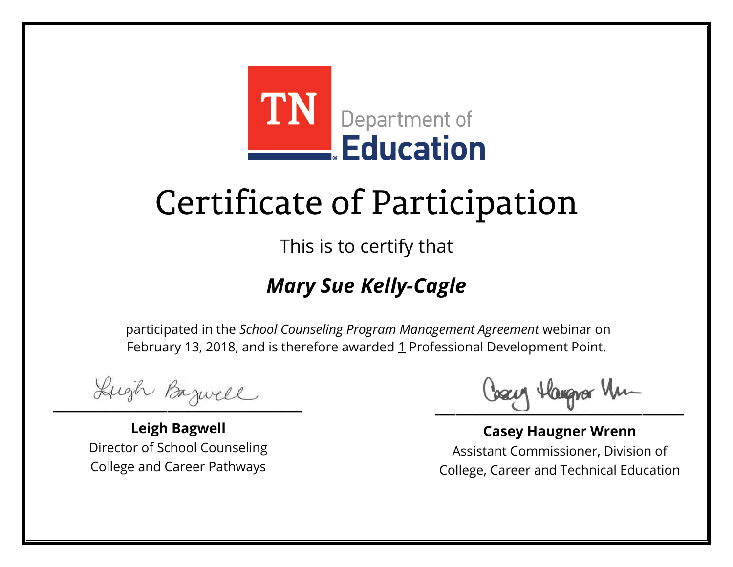TN Department of **Education**

# Certificate of Participation

This is to certify that

***Mary Sue Kelly-Cagle***

participated in the *School Counseling Program Management Agreement* webinar on February 13, 2018, and is therefore awarded 1 Professional Development Point.

**Leigh Bagwell**
Director of School Counseling
College and Career Pathways

**Casey Haugner Wrenn**
Assistant Commissioner, Division of
College, Career and Technical Education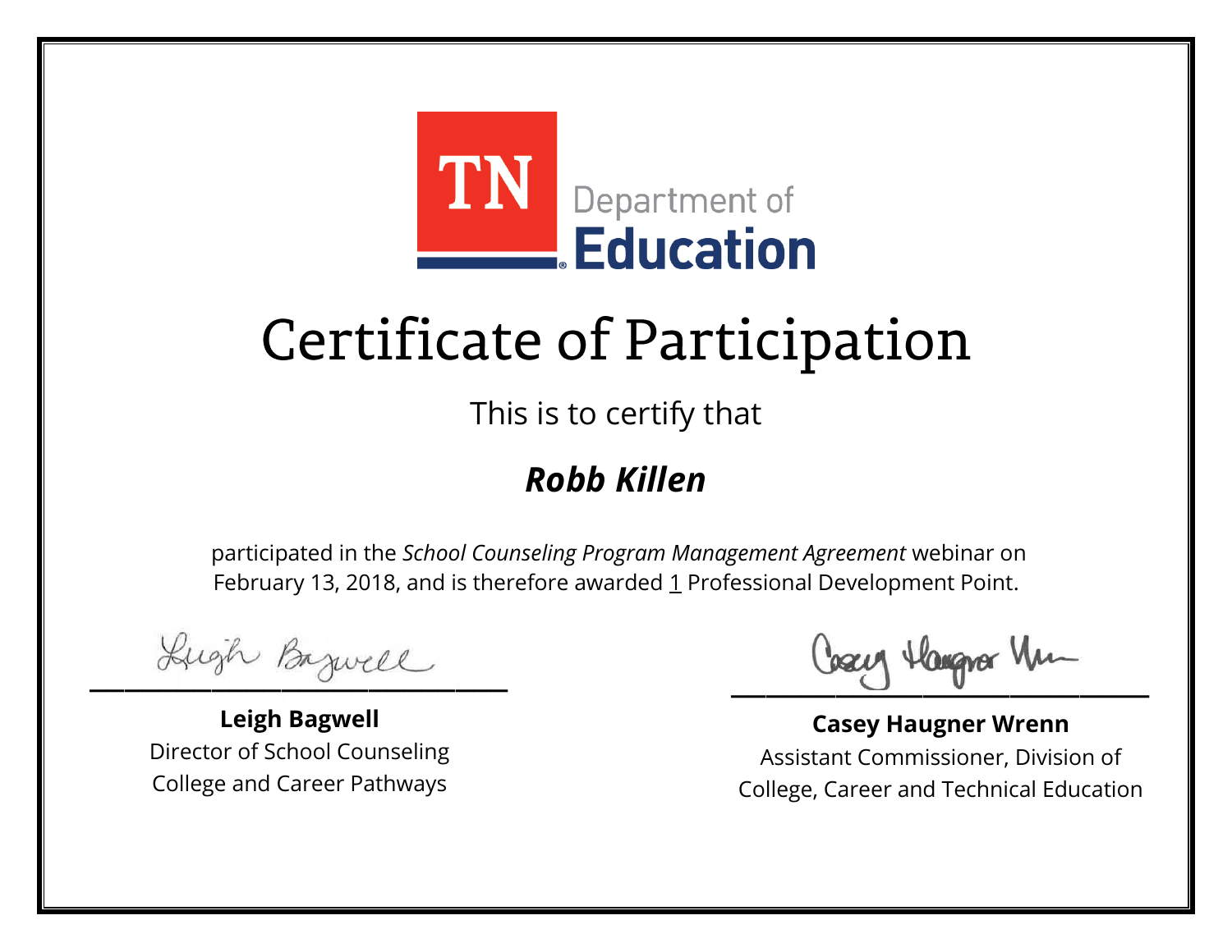TN Department of Education

# Certificate of Participation

This is to certify that

***Robb Killen***

participated in the *School Counseling Program Management Agreement* webinar on February 13, 2018, and is therefore awarded 1 Professional Development Point.

**Leigh Bagwell**
Director of School Counseling
College and Career Pathways

**Casey Haugner Wrenn**
Assistant Commissioner, Division of
College, Career and Technical Education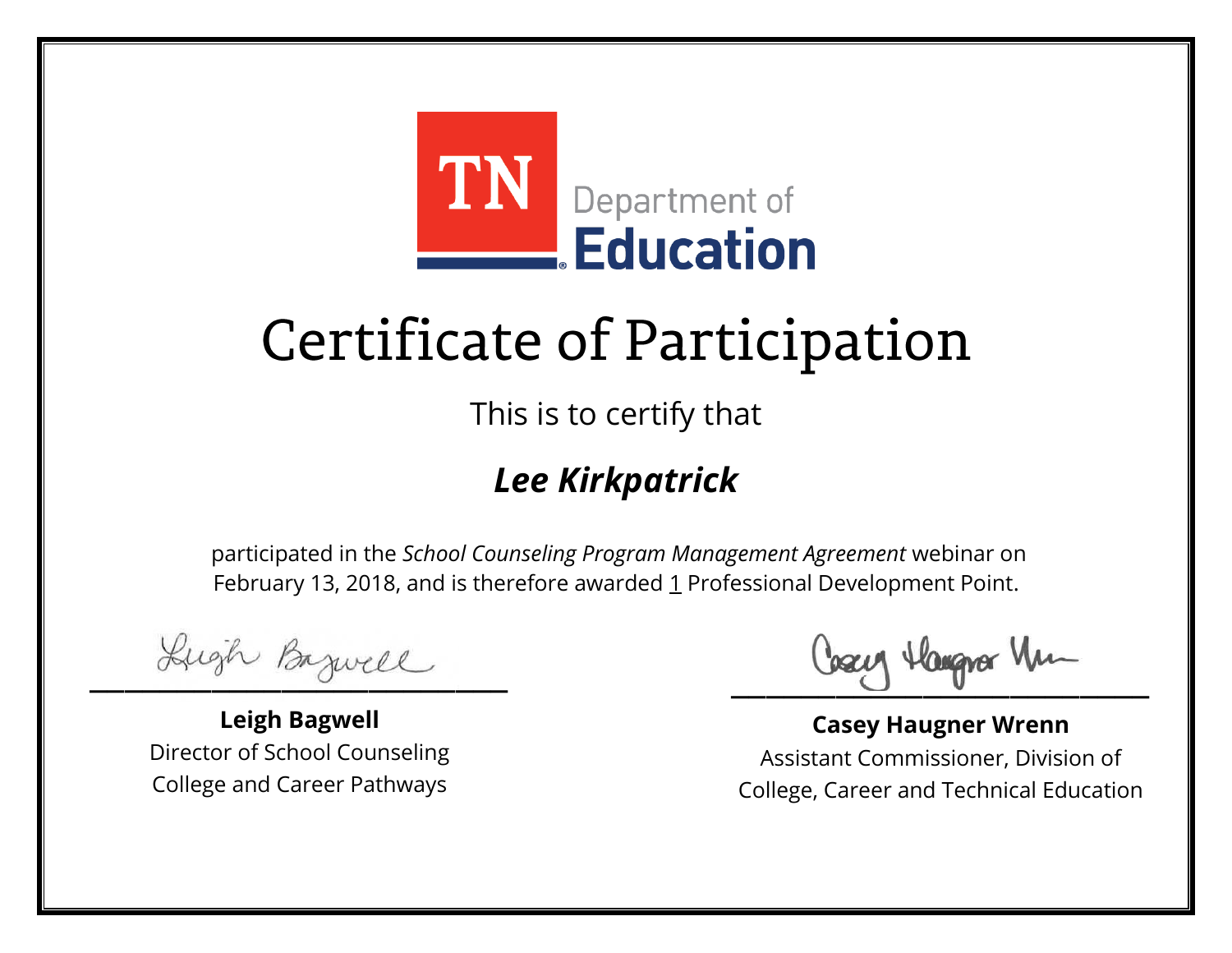TN Department of Education

# Certificate of Participation

This is to certify that

***Lee Kirkpatrick***

participated in the *School Counseling Program Management Agreement* webinar on February 13, 2018, and is therefore awarded 1 Professional Development Point.

**Leigh Bagwell**
Director of School Counseling
College and Career Pathways

**Casey Haugner Wrenn**
Assistant Commissioner, Division of
College, Career and Technical Education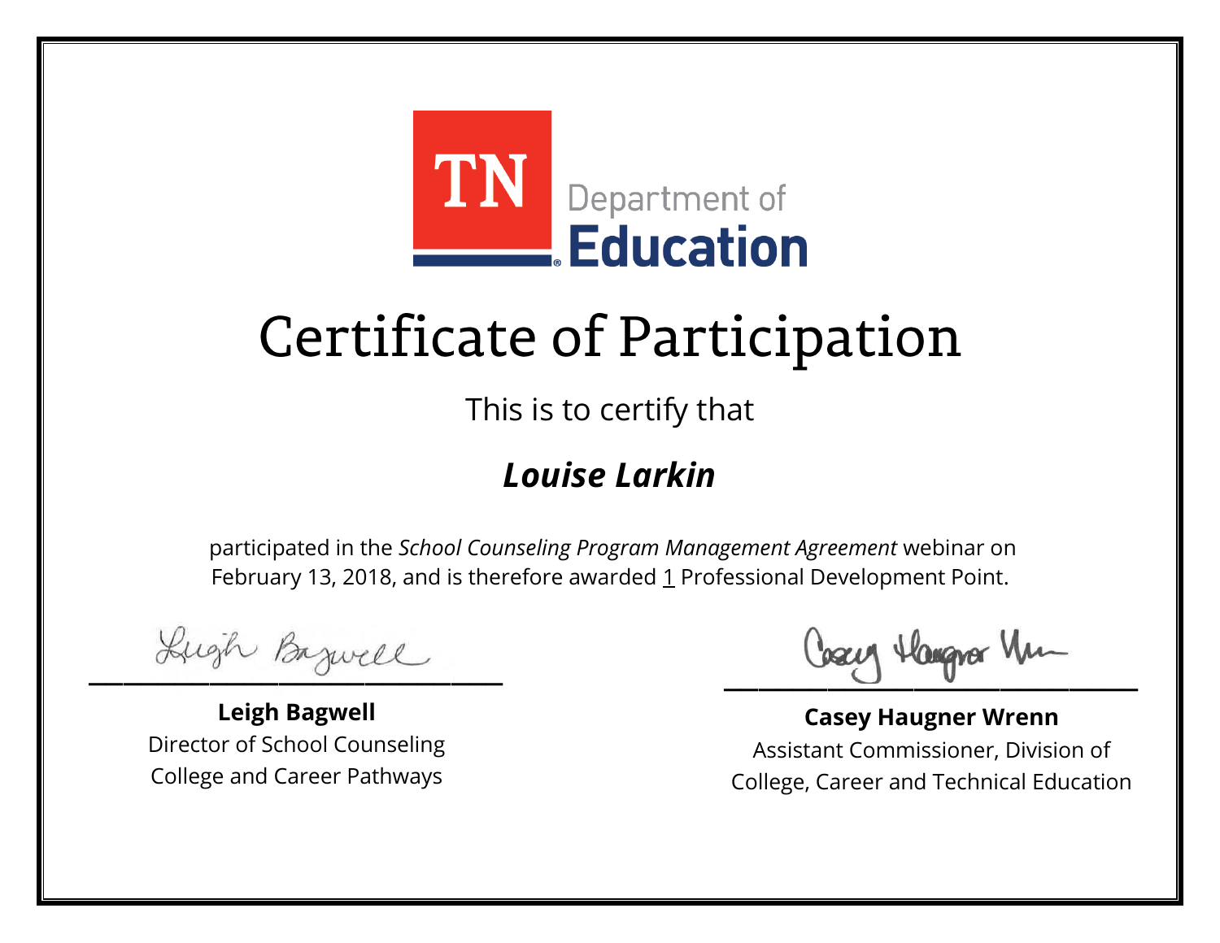TN Department of Education

# Certificate of Participation

This is to certify that

***Louise Larkin***

participated in the *School Counseling Program Management Agreement* webinar on February 13, 2018, and is therefore awarded 1 Professional Development Point.

**Leigh Bagwell**
Director of School Counseling
College and Career Pathways

**Casey Haugner Wrenn**
Assistant Commissioner, Division of
College, Career and Technical Education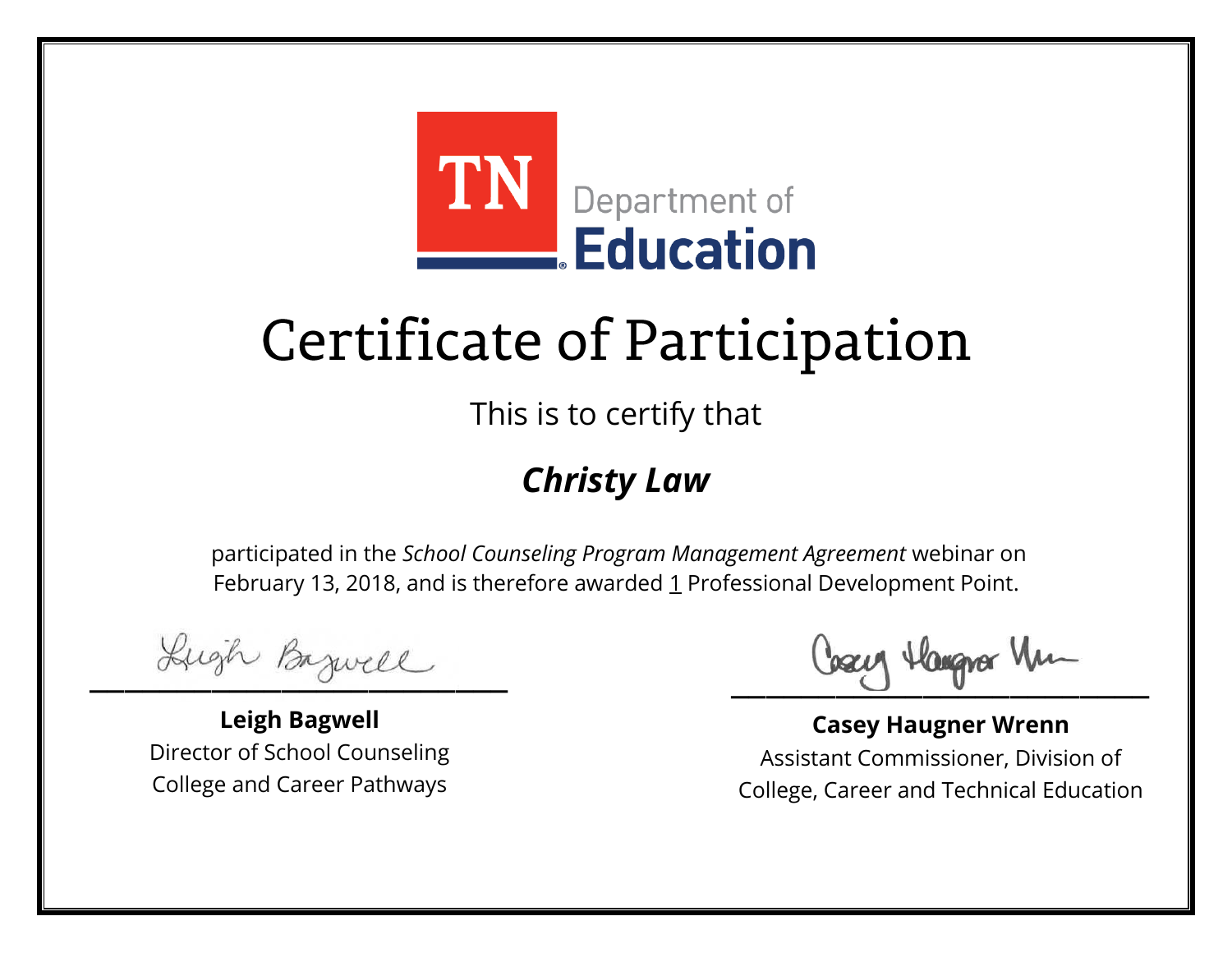TN Department of **Education**

# Certificate of Participation

This is to certify that

***Christy Law***

participated in the *School Counseling Program Management Agreement* webinar on February 13, 2018, and is therefore awarded 1 Professional Development Point.

**Leigh Bagwell**
Director of School Counseling
College and Career Pathways

**Casey Haugner Wrenn**
Assistant Commissioner, Division of College, Career and Technical Education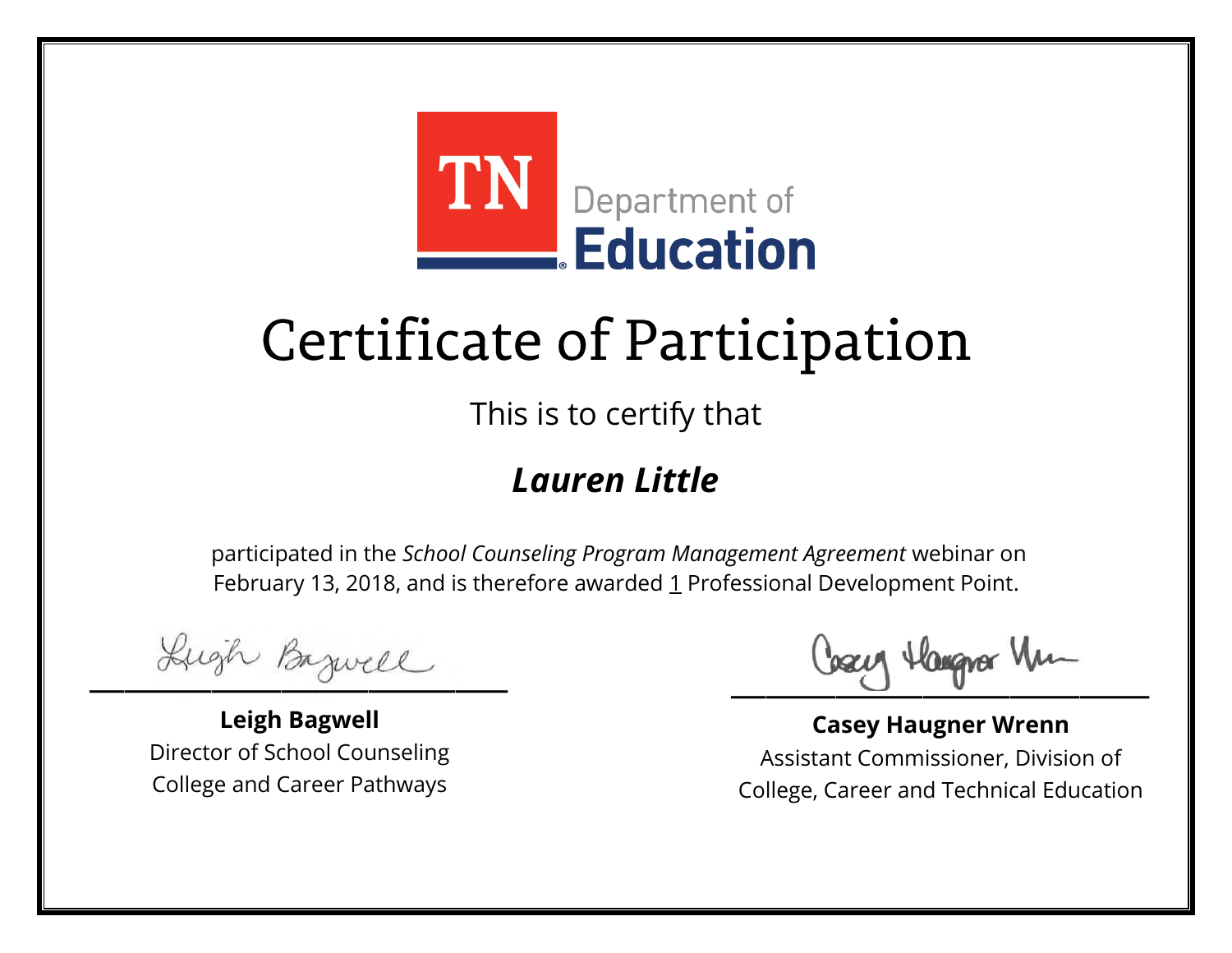TN Department of Education

# Certificate of Participation

This is to certify that

***Lauren Little***

participated in the *School Counseling Program Management Agreement* webinar on February 13, 2018, and is therefore awarded 1 Professional Development Point.

**Leigh Bagwell**
Director of School Counseling
College and Career Pathways

**Casey Haugner Wrenn**
Assistant Commissioner, Division of
College, Career and Technical Education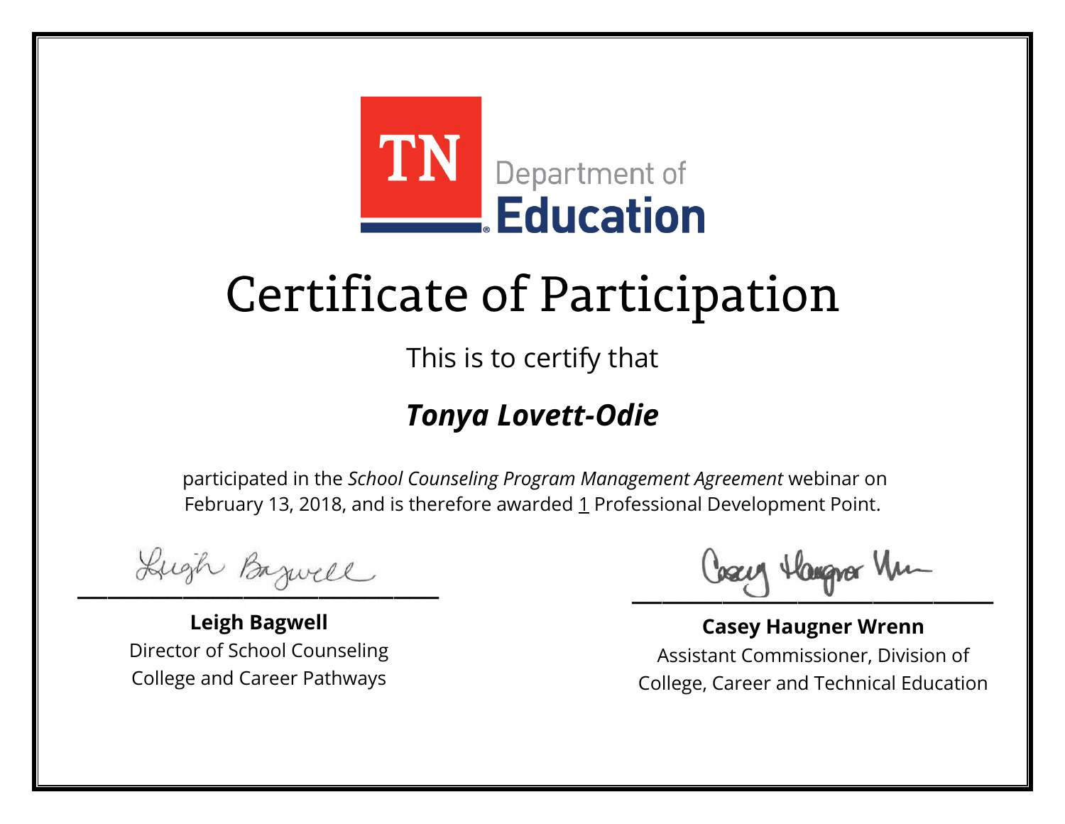TN Department of Education

# Certificate of Participation

This is to certify that

## *Tonya Lovett-Odie*

participated in the *School Counseling Program Management Agreement* webinar on February 13, 2018, and is therefore awarded 1 Professional Development Point.

**Leigh Bagwell**
Director of School Counseling
College and Career Pathways

**Casey Haugner Wrenn**
Assistant Commissioner, Division of
College, Career and Technical Education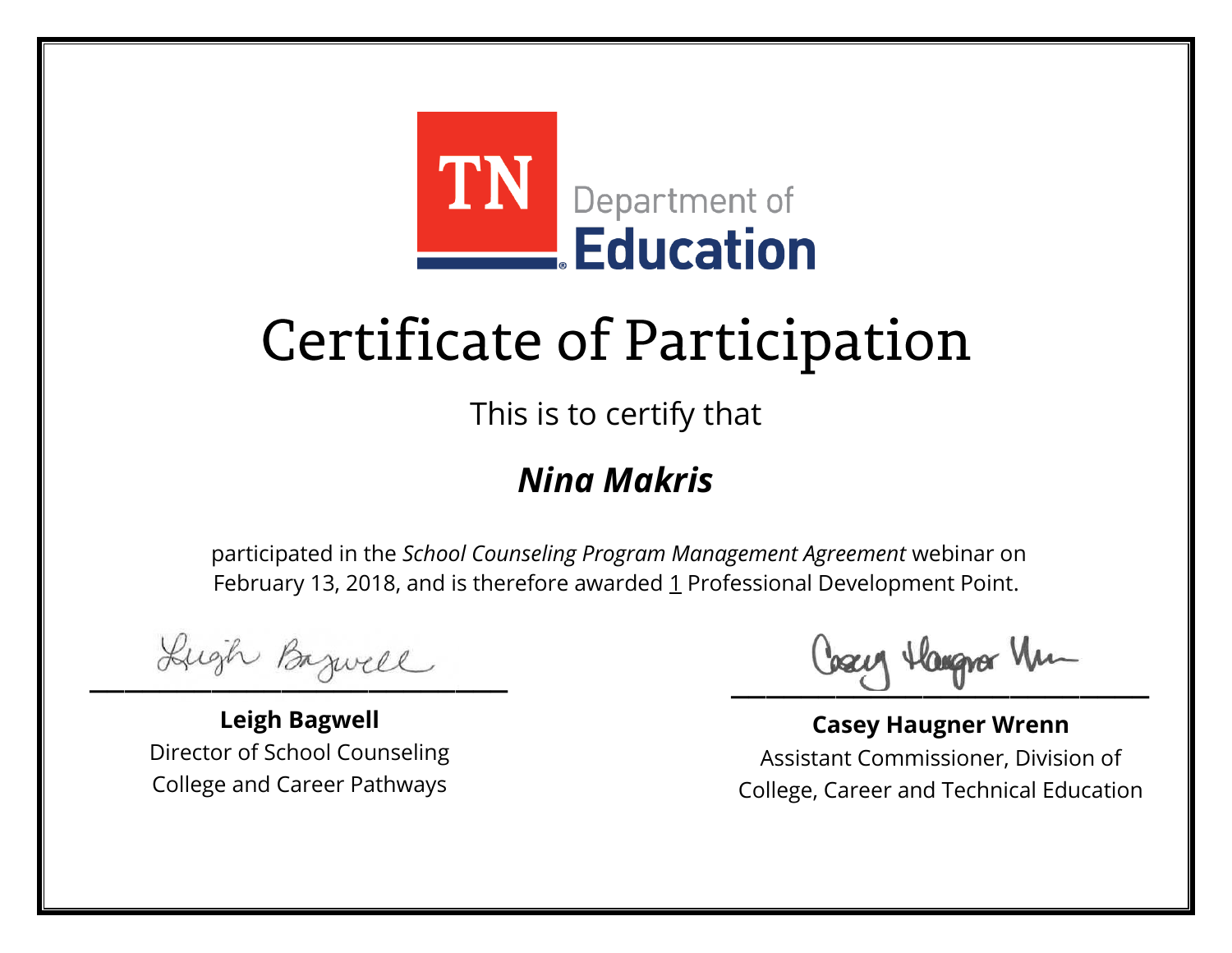TN Department of Education

# Certificate of Participation

This is to certify that

***Nina Makris***

participated in the *School Counseling Program Management Agreement* webinar on February 13, 2018, and is therefore awarded 1 Professional Development Point.

**Leigh Bagwell**
Director of School Counseling
College and Career Pathways

**Casey Haugner Wrenn**
Assistant Commissioner, Division of
College, Career and Technical Education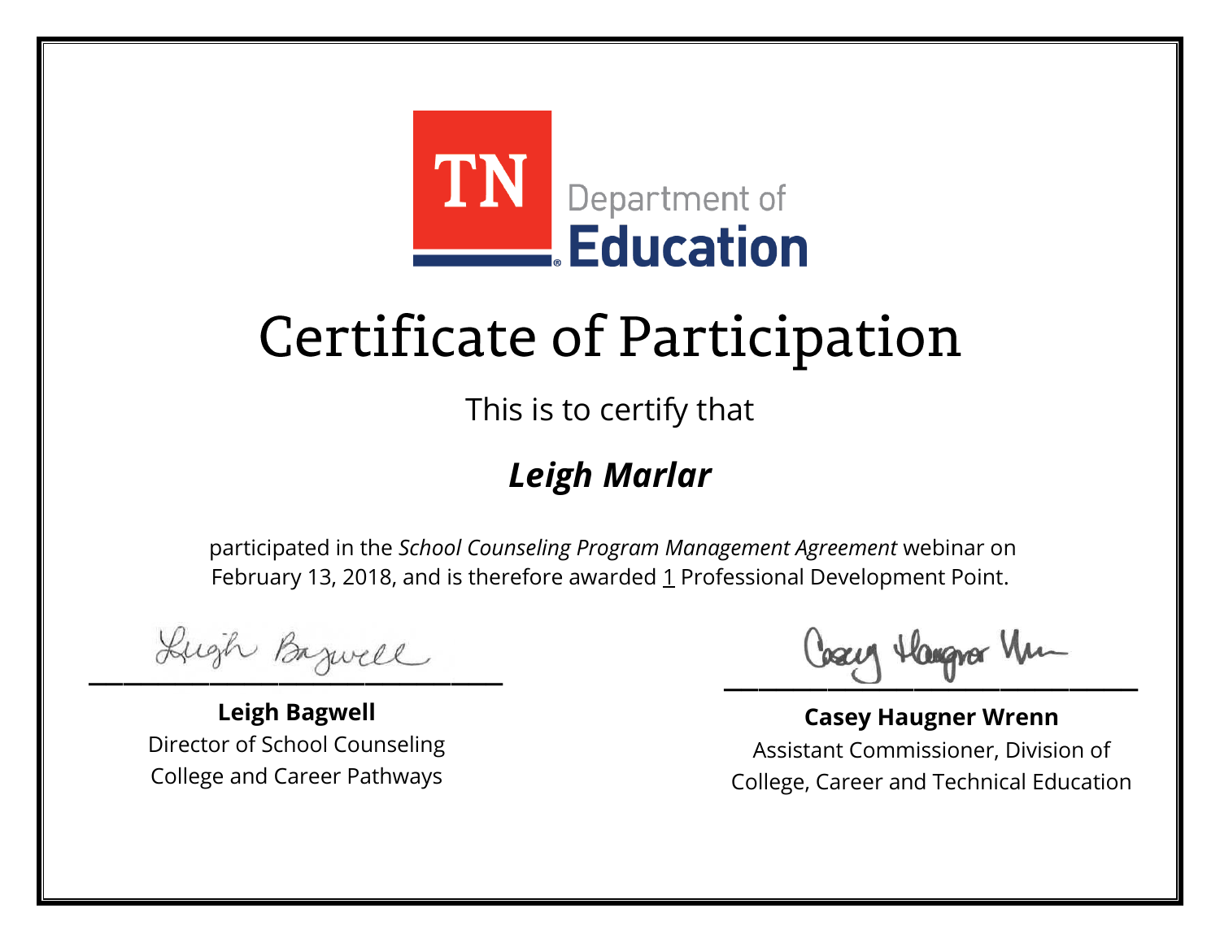TN Department of Education

# Certificate of Participation

This is to certify that

***Leigh Marlar***

participated in the *School Counseling Program Management Agreement* webinar on February 13, 2018, and is therefore awarded 1 Professional Development Point.

**Leigh Bagwell**
Director of School Counseling
College and Career Pathways

**Casey Haugner Wrenn**
Assistant Commissioner, Division of College, Career and Technical Education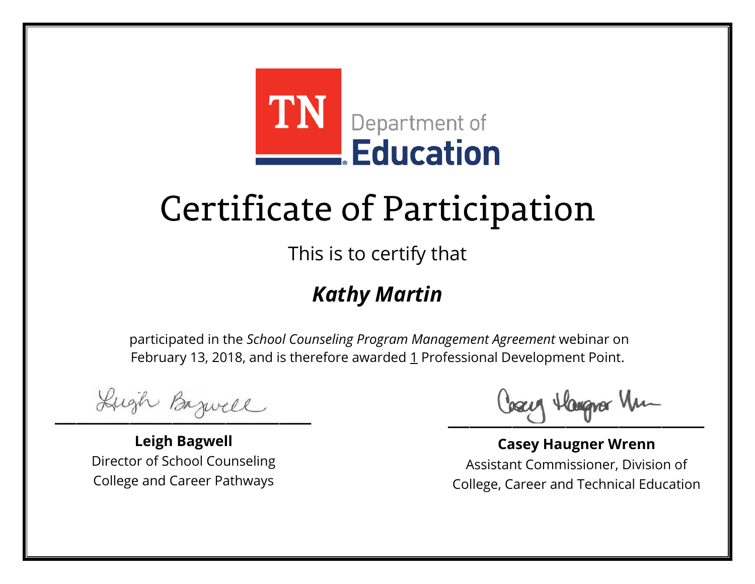TN Department of Education

# Certificate of Participation

This is to certify that

## ***Kathy Martin***

participated in the *School Counseling Program Management Agreement* webinar on February 13, 2018, and is therefore awarded 1 Professional Development Point.

**Leigh Bagwell**
Director of School Counseling
College and Career Pathways

**Casey Haugner Wrenn**
Assistant Commissioner, Division of
College, Career and Technical Education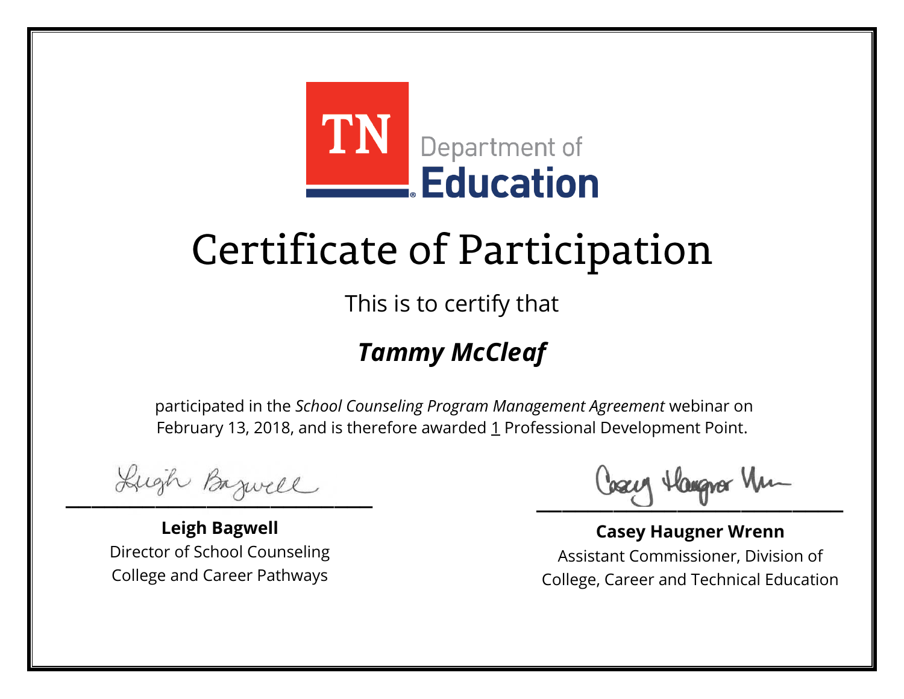TN Department of Education

# Certificate of Participation

This is to certify that

***Tammy McCleaf***

participated in the *School Counseling Program Management Agreement* webinar on February 13, 2018, and is therefore awarded 1 Professional Development Point.

**Leigh Bagwell**
Director of School Counseling
College and Career Pathways

**Casey Haugner Wrenn**
Assistant Commissioner, Division of
College, Career and Technical Education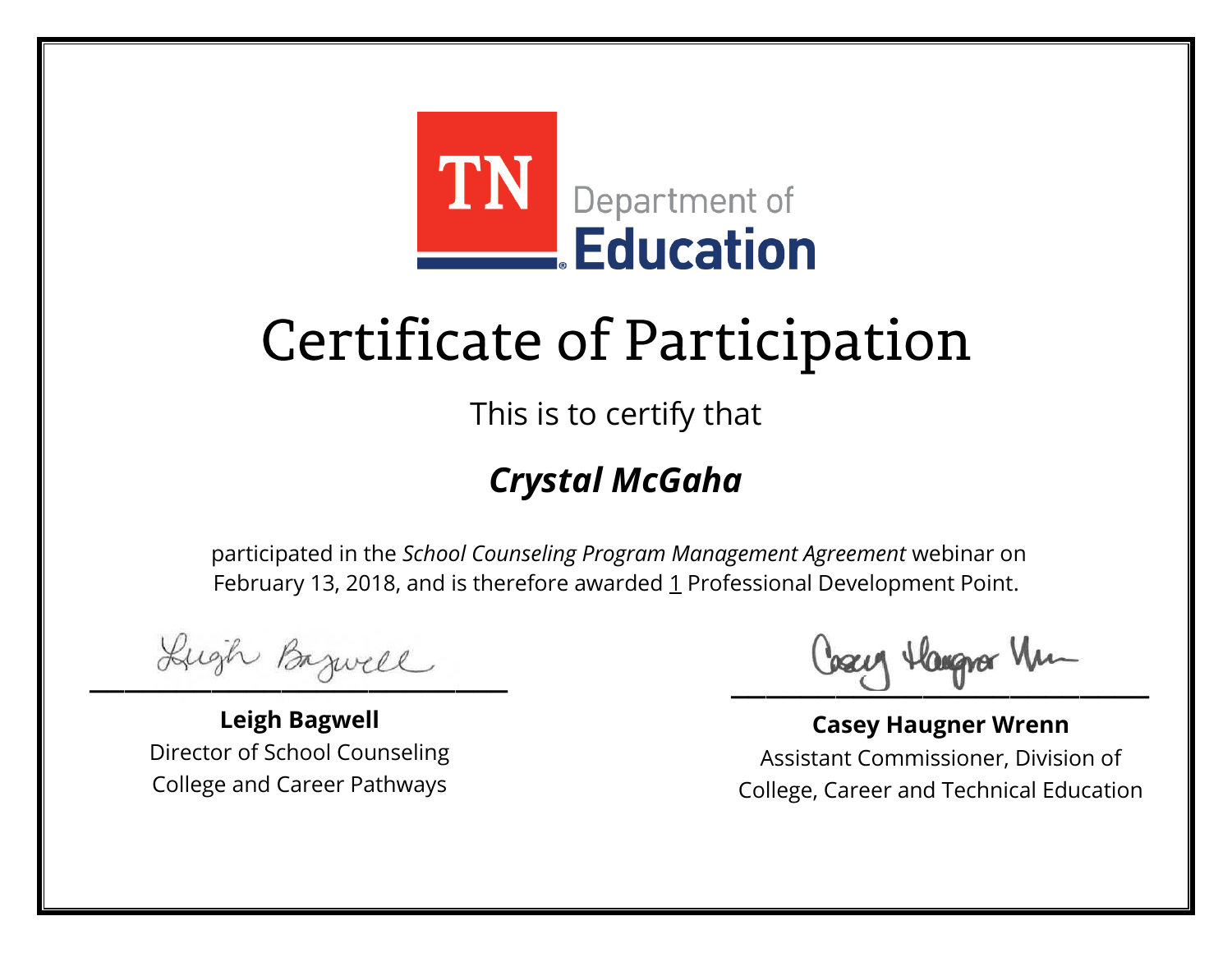TN Department of Education

# Certificate of Participation

This is to certify that

***Crystal McGaha***

participated in the *School Counseling Program Management Agreement* webinar on February 13, 2018, and is therefore awarded 1 Professional Development Point.

**Leigh Bagwell**
Director of School Counseling
College and Career Pathways

**Casey Haugner Wrenn**
Assistant Commissioner, Division of
College, Career and Technical Education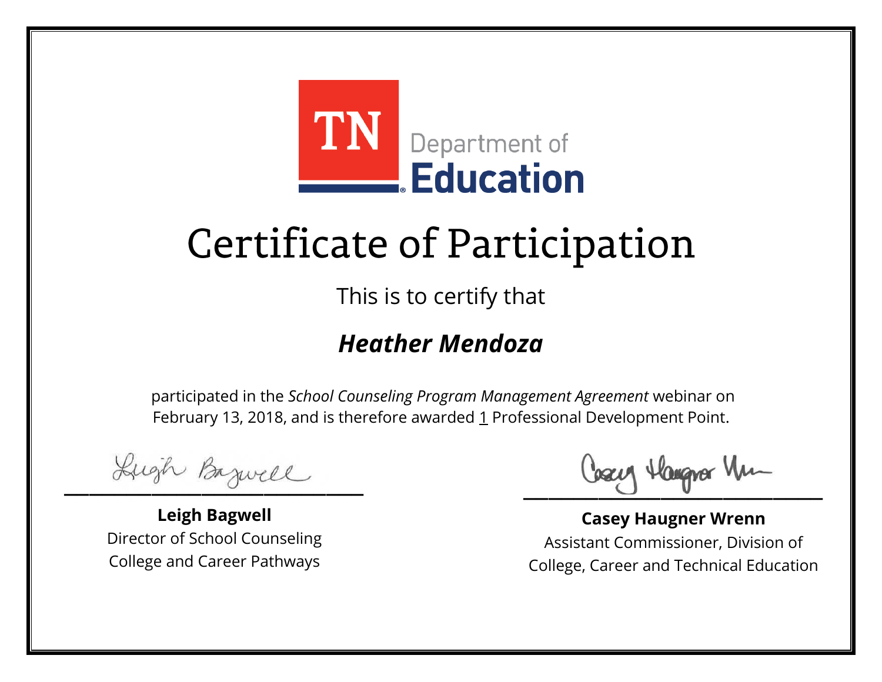TN Department of Education

# Certificate of Participation

This is to certify that

***Heather Mendoza***

participated in the *School Counseling Program Management Agreement* webinar on February 13, 2018, and is therefore awarded 1 Professional Development Point.

**Leigh Bagwell**
Director of School Counseling
College and Career Pathways

**Casey Haugner Wrenn**
Assistant Commissioner, Division of
College, Career and Technical Education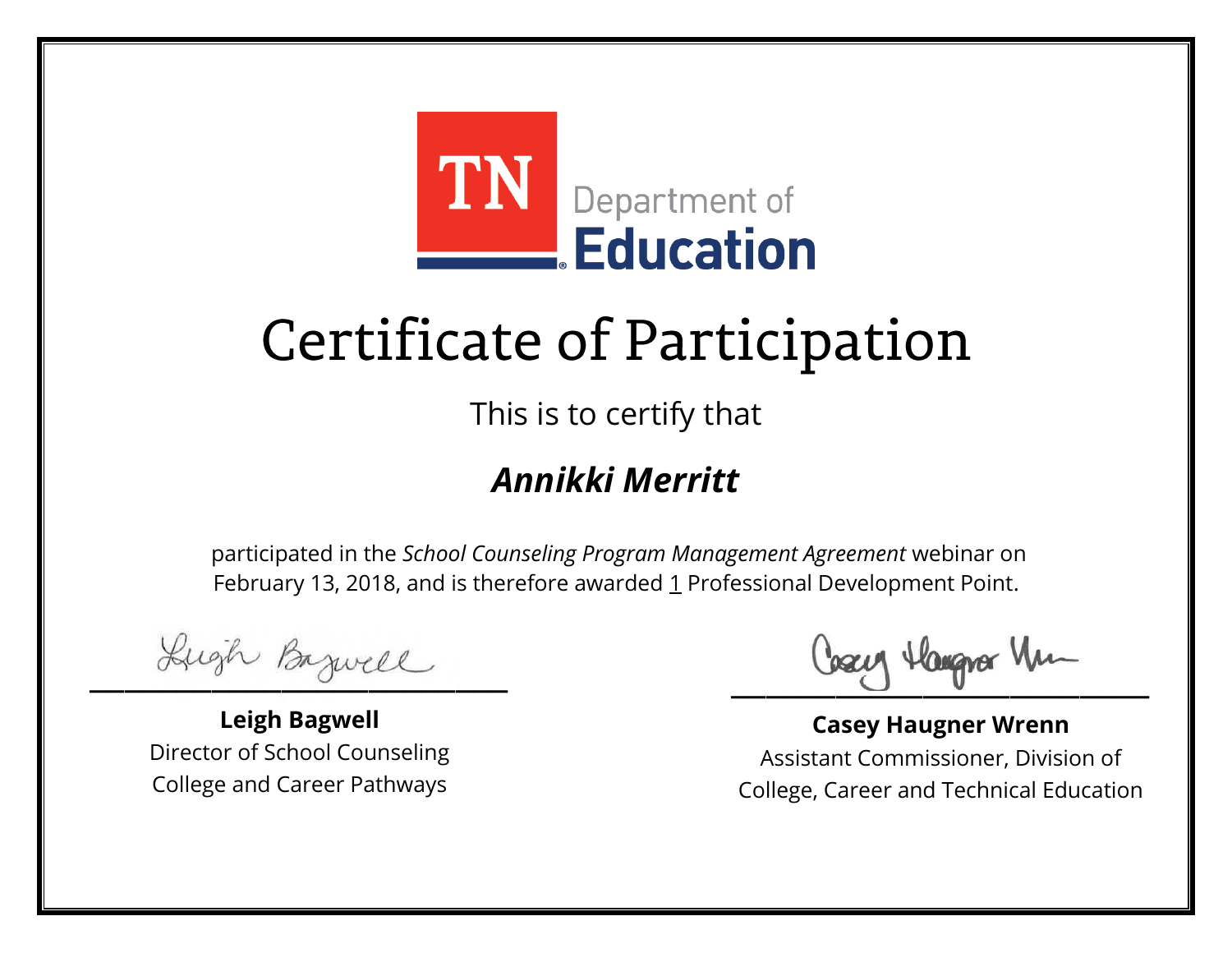TN Department of Education

# Certificate of Participation

This is to certify that

***Annikki Merritt***

participated in the *School Counseling Program Management Agreement* webinar on February 13, 2018, and is therefore awarded 1 Professional Development Point.

**Leigh Bagwell**
Director of School Counseling
College and Career Pathways

**Casey Haugner Wrenn**
Assistant Commissioner, Division of
College, Career and Technical Education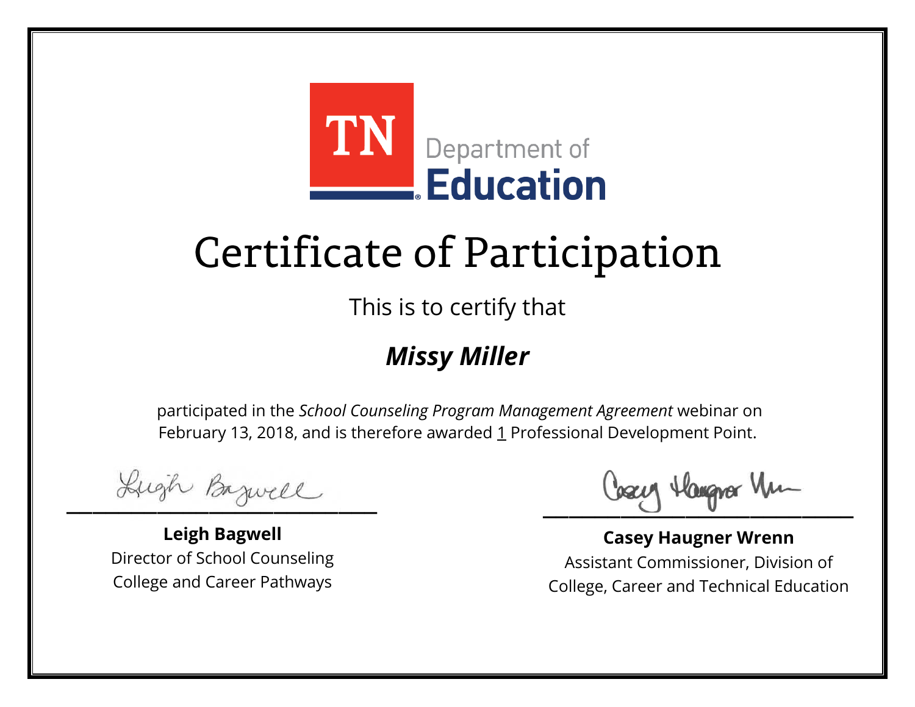TN Department of Education

# Certificate of Participation

This is to certify that

***Missy Miller***

participated in the *School Counseling Program Management Agreement* webinar on February 13, 2018, and is therefore awarded 1 Professional Development Point.

**Leigh Bagwell**
Director of School Counseling
College and Career Pathways

**Casey Haugner Wrenn**
Assistant Commissioner, Division of
College, Career and Technical Education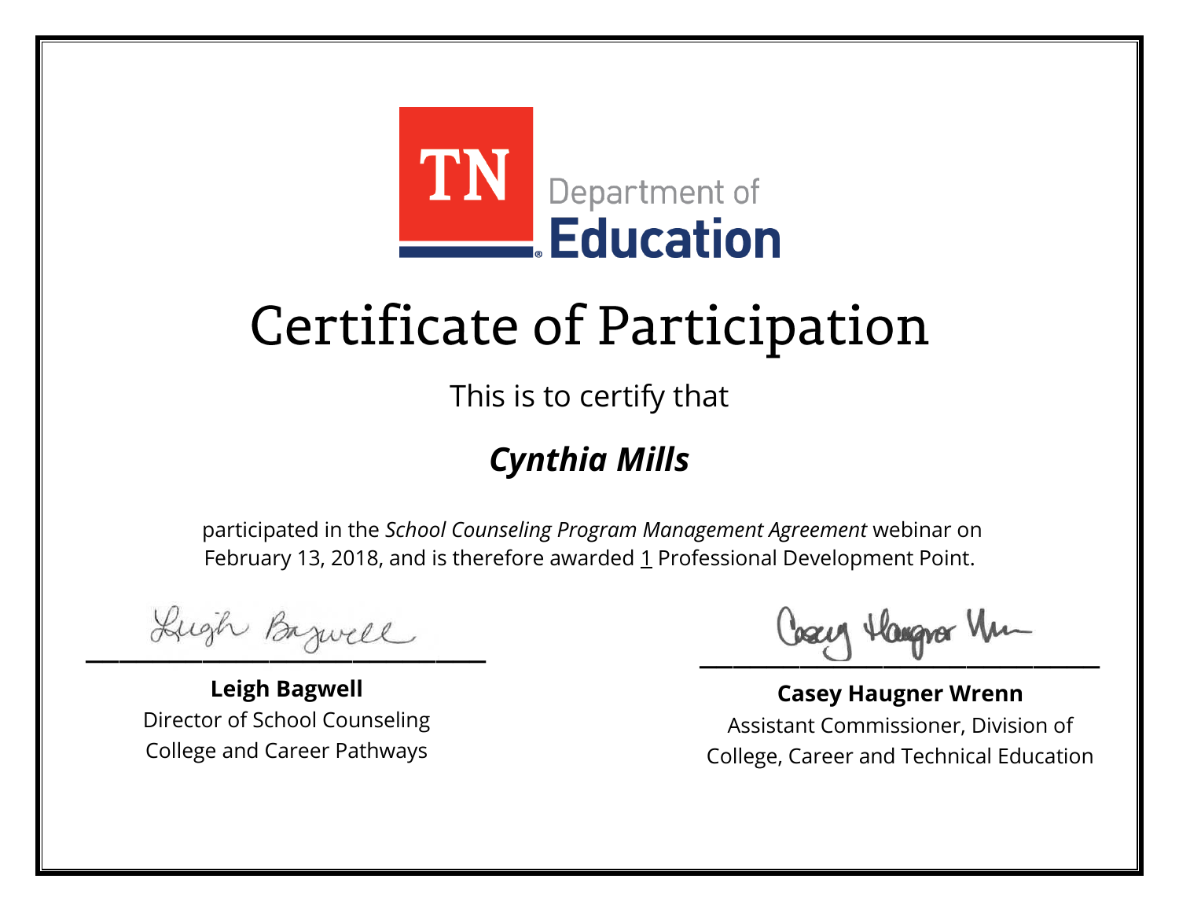TN Department of Education

# Certificate of Participation

This is to certify that

## ***Cynthia Mills***

participated in the *School Counseling Program Management Agreement* webinar on February 13, 2018, and is therefore awarded 1 Professional Development Point.

**Leigh Bagwell**
Director of School Counseling
College and Career Pathways

**Casey Haugner Wrenn**
Assistant Commissioner, Division of
College, Career and Technical Education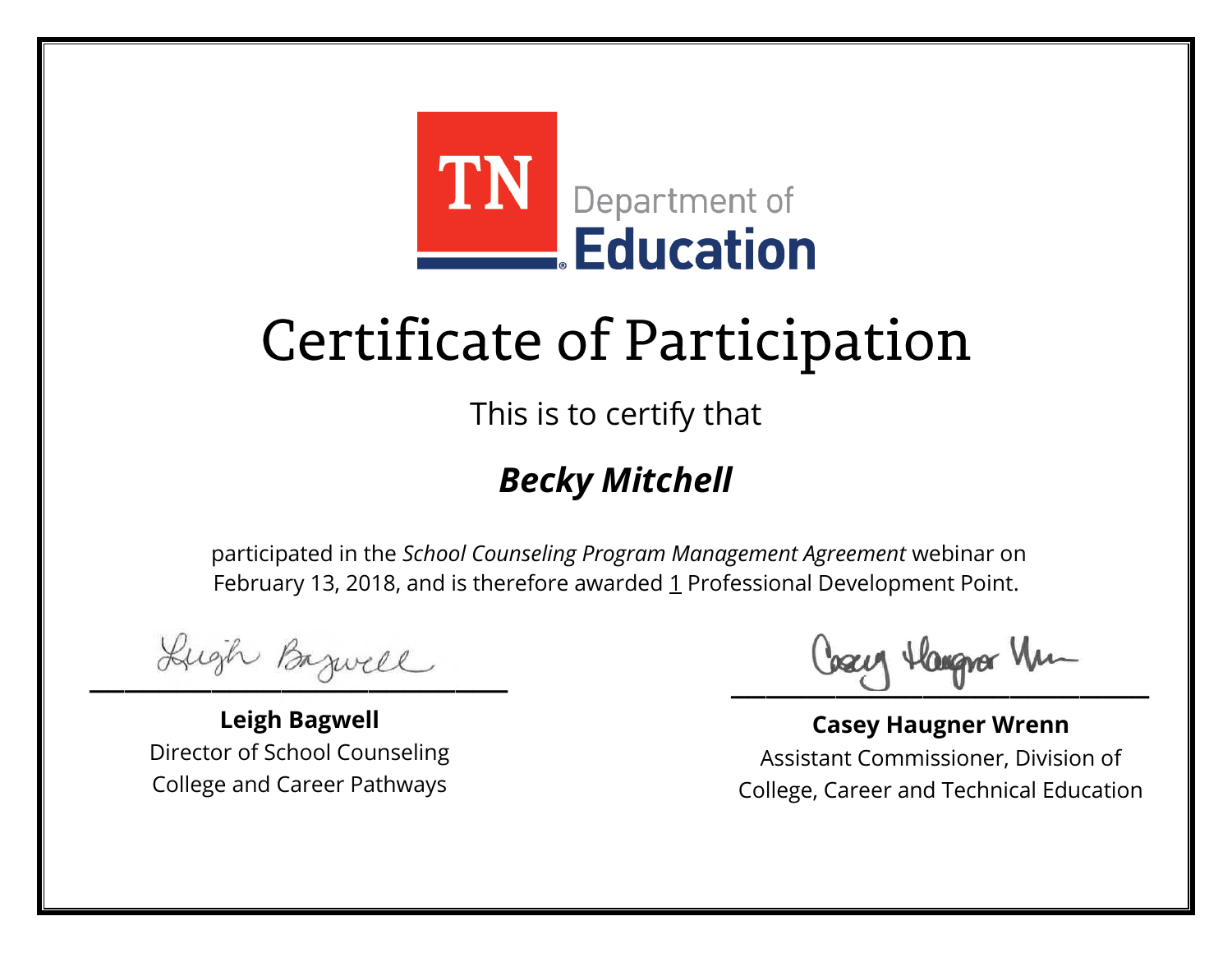TN Department of **Education**

# Certificate of Participation

This is to certify that

## ***Becky Mitchell***

participated in the *School Counseling Program Management Agreement* webinar on February 13, 2018, and is therefore awarded 1 Professional Development Point.

**Leigh Bagwell**
Director of School Counseling
College and Career Pathways

**Casey Haugner Wrenn**
Assistant Commissioner, Division of
College, Career and Technical Education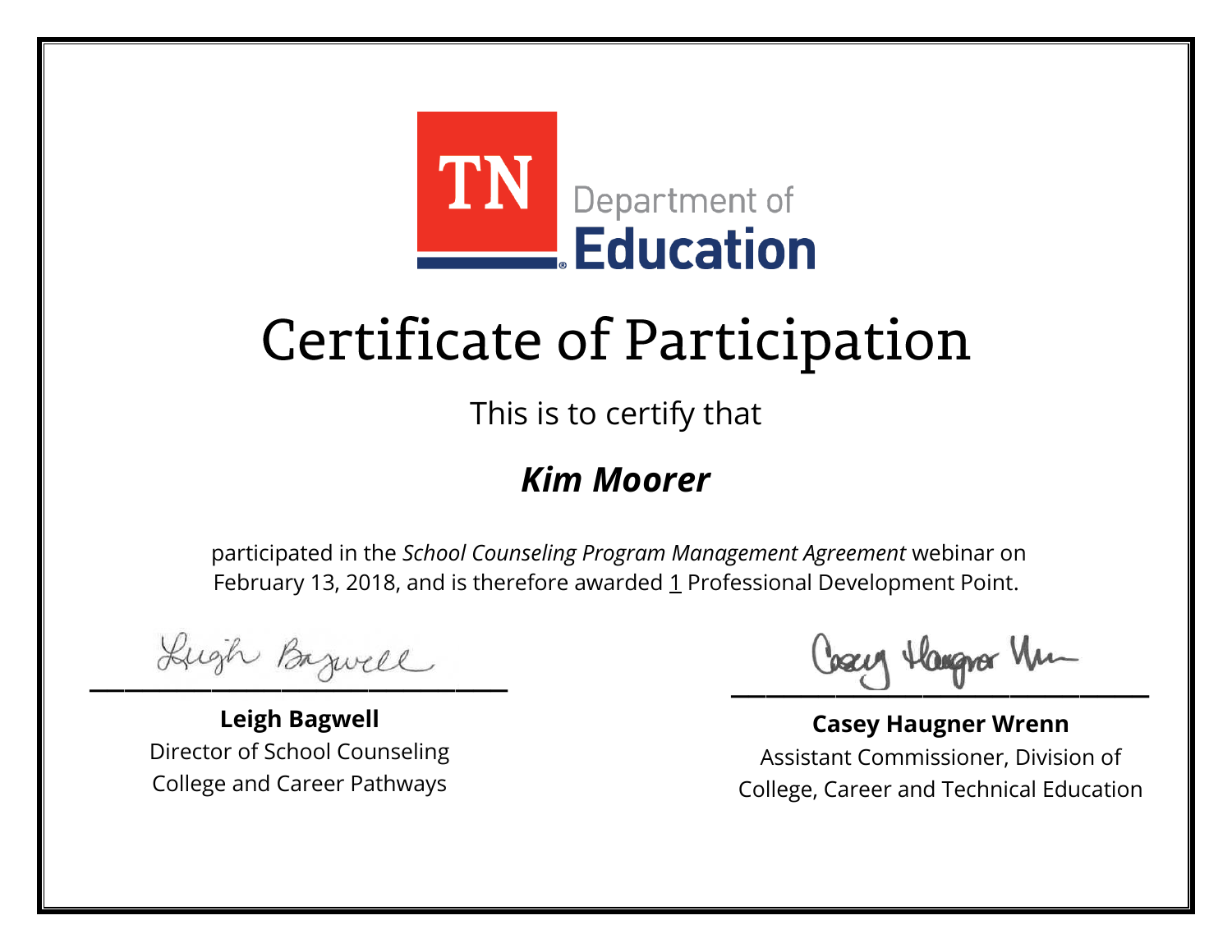TN Department of Education

# Certificate of Participation

This is to certify that

***Kim Moorer***

participated in the *School Counseling Program Management Agreement* webinar on February 13, 2018, and is therefore awarded 1 Professional Development Point.

**Leigh Bagwell**
Director of School Counseling
College and Career Pathways

**Casey Haugner Wrenn**
Assistant Commissioner, Division of
College, Career and Technical Education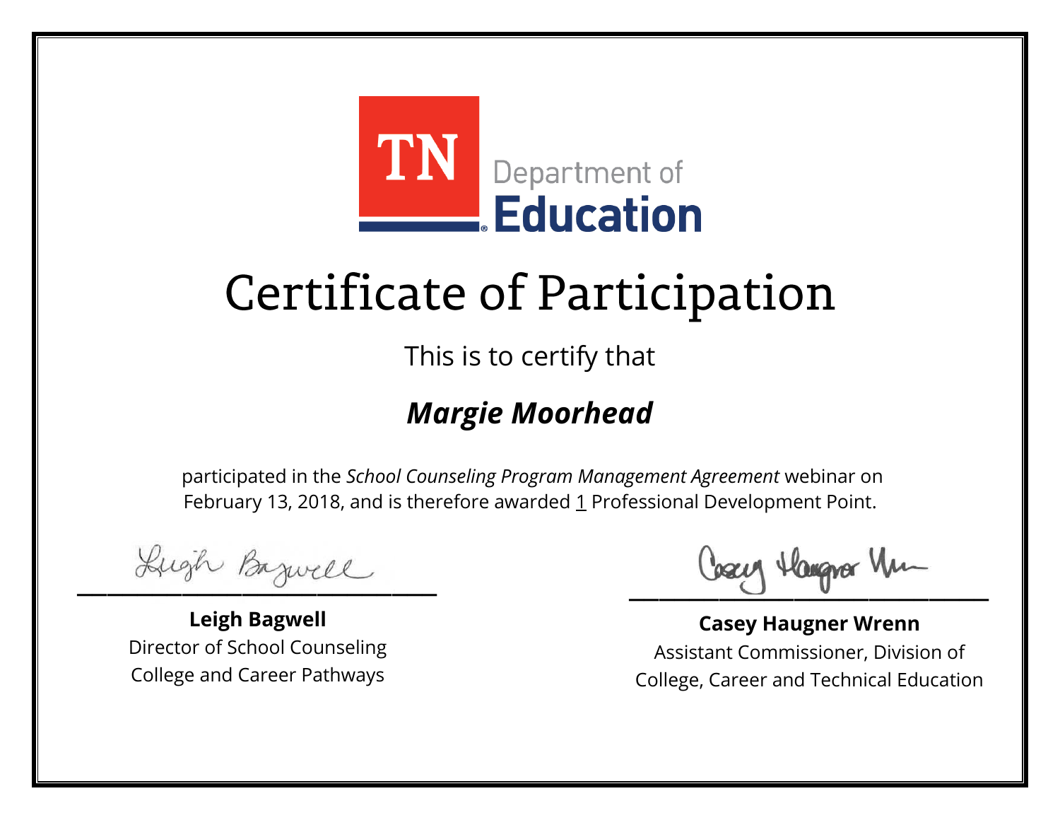TN Department of Education

# Certificate of Participation

This is to certify that

***Margie Moorhead***

participated in the *School Counseling Program Management Agreement* webinar on February 13, 2018, and is therefore awarded 1 Professional Development Point.

**Leigh Bagwell**
Director of School Counseling
College and Career Pathways

**Casey Haugner Wrenn**
Assistant Commissioner, Division of College, Career and Technical Education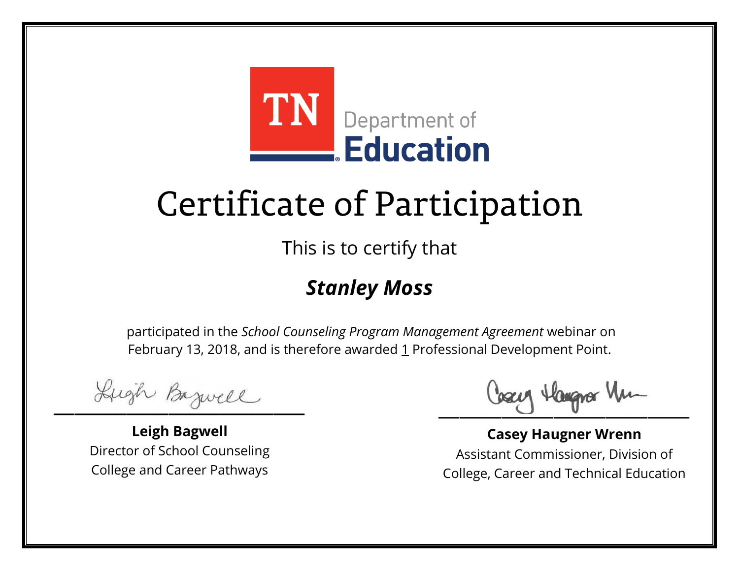TN Department of **Education**

# Certificate of Participation

This is to certify that

## ***Stanley Moss***

participated in the *School Counseling Program Management Agreement* webinar on February 13, 2018, and is therefore awarded 1 Professional Development Point.

**Leigh Bagwell**
Director of School Counseling
College and Career Pathways

**Casey Haugner Wrenn**
Assistant Commissioner, Division of
College, Career and Technical Education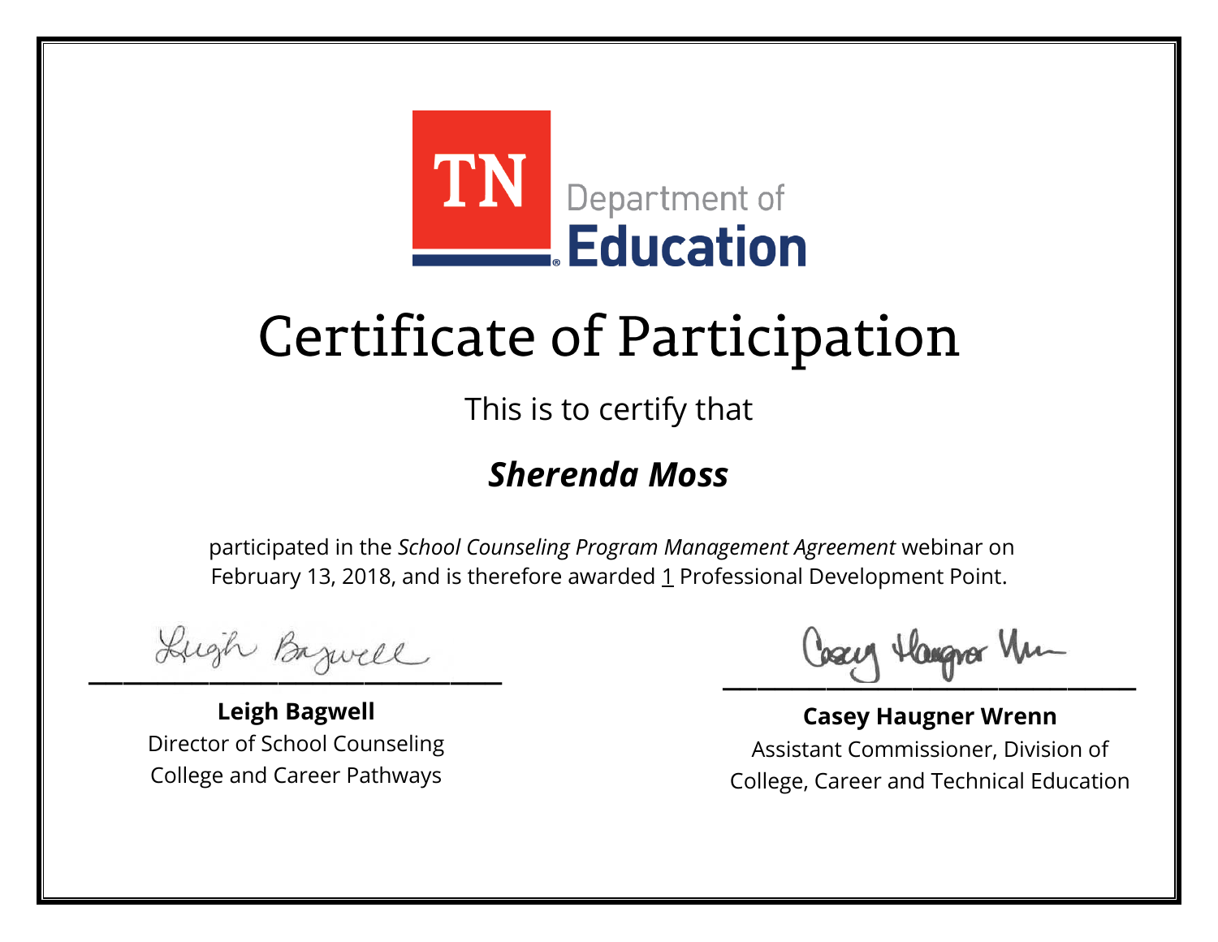TN Department of **Education**

# Certificate of Participation

This is to certify that

## ***Sherenda Moss***

participated in the *School Counseling Program Management Agreement* webinar on February 13, 2018, and is therefore awarded 1 Professional Development Point.

**Leigh Bagwell**
Director of School Counseling
College and Career Pathways

**Casey Haugner Wrenn**
Assistant Commissioner, Division of
College, Career and Technical Education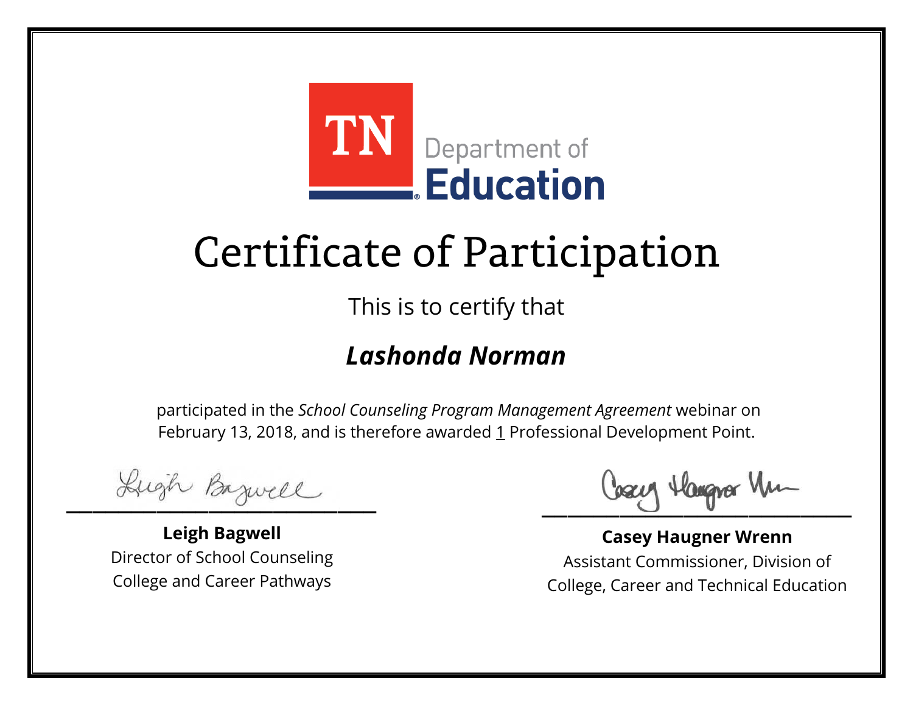TN Department of Education

# Certificate of Participation

This is to certify that

***Lashonda Norman***

participated in the *School Counseling Program Management Agreement* webinar on February 13, 2018, and is therefore awarded 1 Professional Development Point.

**Leigh Bagwell**
Director of School Counseling
College and Career Pathways

**Casey Haugner Wrenn**
Assistant Commissioner, Division of College, Career and Technical Education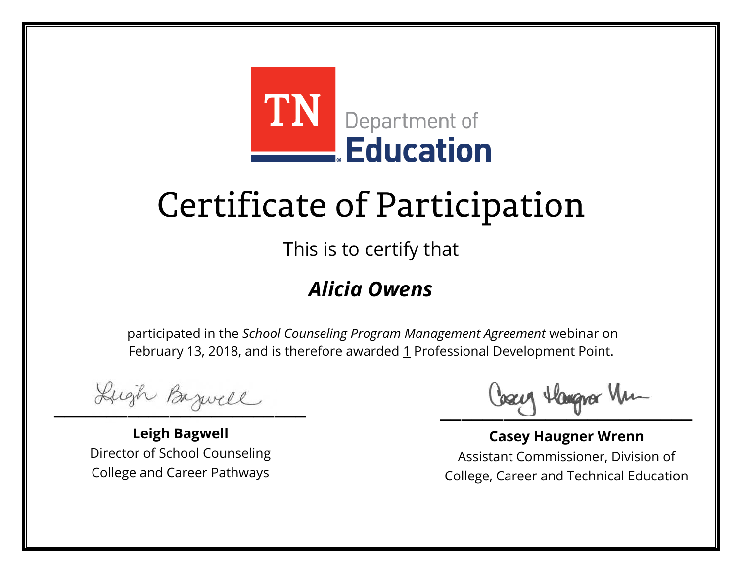TN Department of **Education**

# Certificate of Participation

This is to certify that

## ***Alicia Owens***

participated in the *School Counseling Program Management Agreement* webinar on February 13, 2018, and is therefore awarded 1 Professional Development Point.

**Leigh Bagwell**
Director of School Counseling
College and Career Pathways

**Casey Haugner Wrenn**
Assistant Commissioner, Division of
College, Career and Technical Education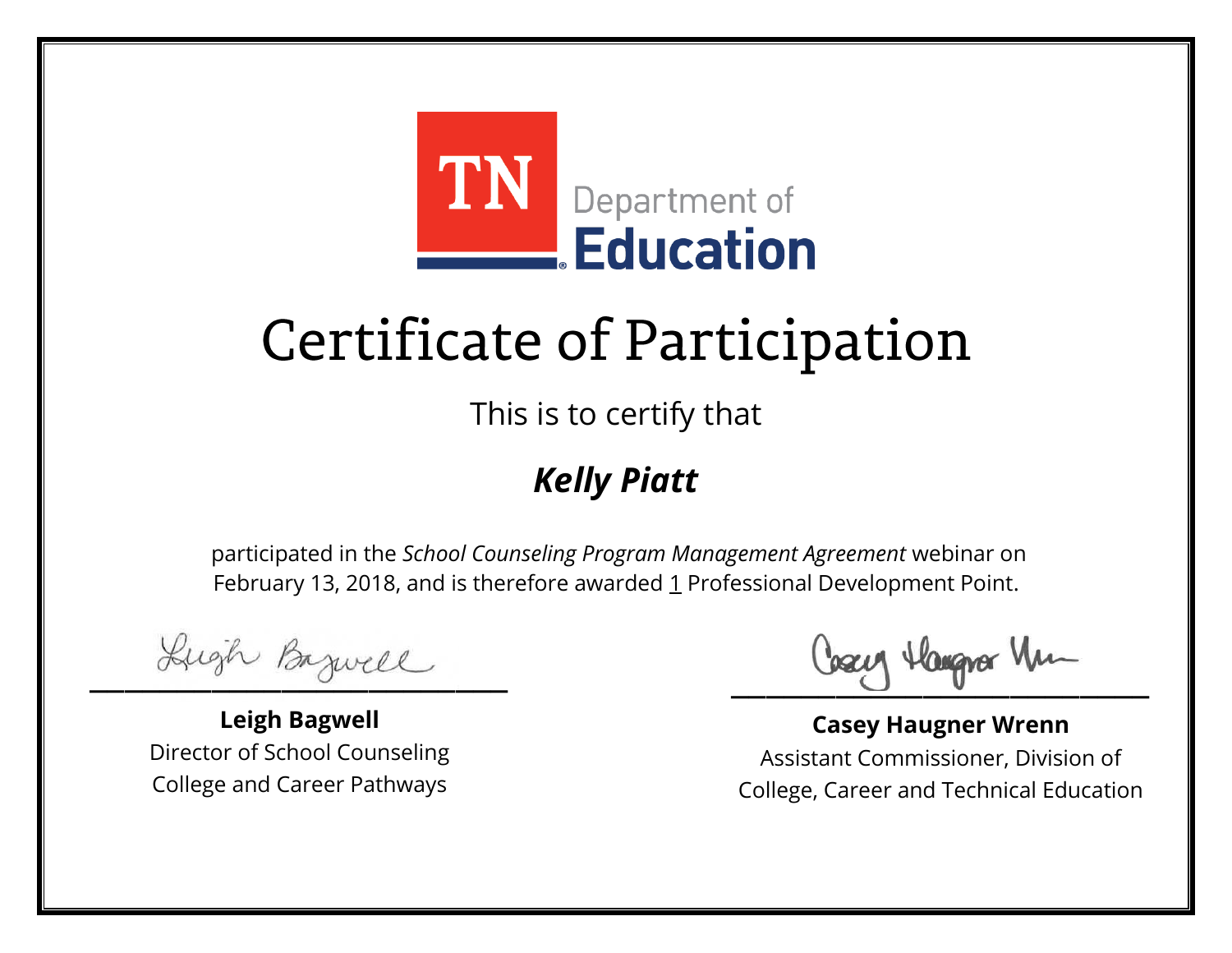TN Department of **Education**

# Certificate of Participation

This is to certify that

## ***Kelly Piatt***

participated in the *School Counseling Program Management Agreement* webinar on February 13, 2018, and is therefore awarded 1 Professional Development Point.

**Leigh Bagwell**
Director of School Counseling
College and Career Pathways

**Casey Haugner Wrenn**
Assistant Commissioner, Division of
College, Career and Technical Education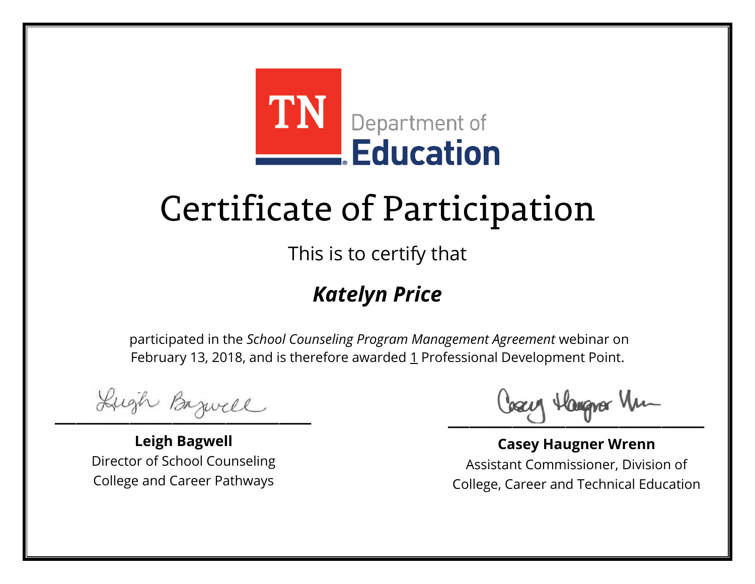TN Department of **Education**

# Certificate of Participation

This is to certify that

## ***Katelyn Price***

participated in the *School Counseling Program Management Agreement* webinar on February 13, 2018, and is therefore awarded 1 Professional Development Point.

**Leigh Bagwell**
Director of School Counseling
College and Career Pathways

**Casey Haugner Wrenn**
Assistant Commissioner, Division of
College, Career and Technical Education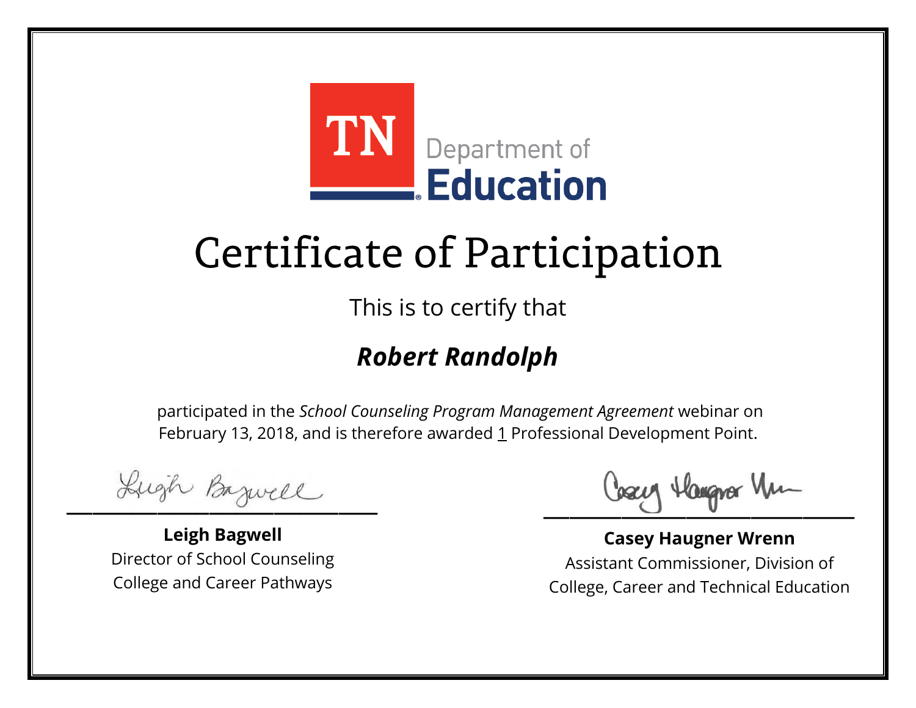TN Department of Education

# Certificate of Participation

This is to certify that

## ***Robert Randolph***

participated in the *School Counseling Program Management Agreement* webinar on February 13, 2018, and is therefore awarded 1 Professional Development Point.

**Leigh Bagwell**
Director of School Counseling
College and Career Pathways

**Casey Haugner Wrenn**
Assistant Commissioner, Division of
College, Career and Technical Education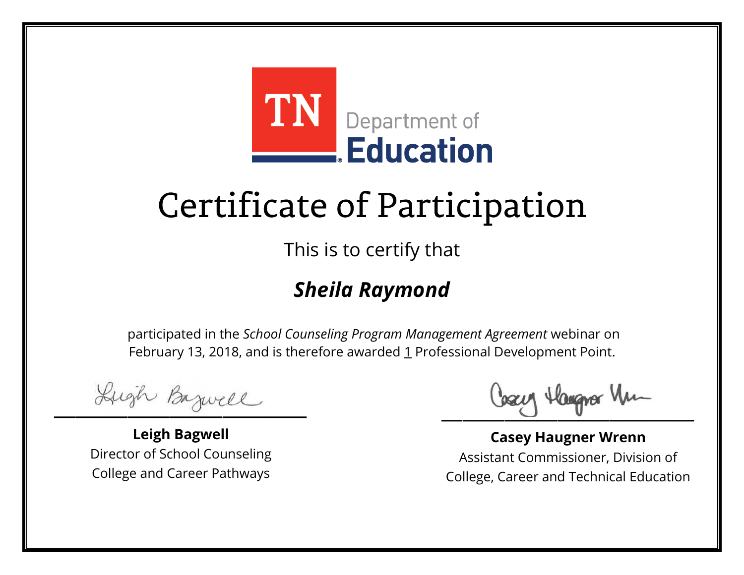TN Department of **Education**

# Certificate of Participation

This is to certify that

***Sheila Raymond***

participated in the *School Counseling Program Management Agreement* webinar on February 13, 2018, and is therefore awarded 1 Professional Development Point.

**Leigh Bagwell**
Director of School Counseling
College and Career Pathways

**Casey Haugner Wrenn**
Assistant Commissioner, Division of
College, Career and Technical Education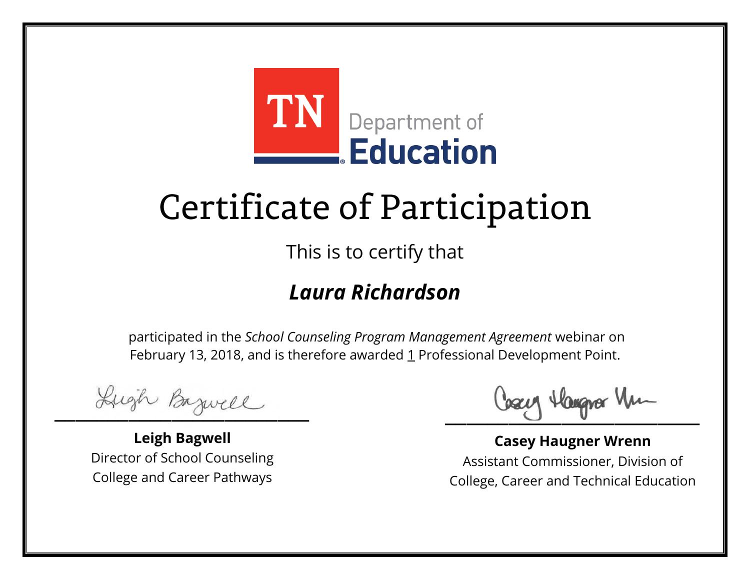TN Department of Education

# Certificate of Participation

This is to certify that

## ***Laura Richardson***

participated in the *School Counseling Program Management Agreement* webinar on February 13, 2018, and is therefore awarded 1 Professional Development Point.

**Leigh Bagwell**
Director of School Counseling
College and Career Pathways

**Casey Haugner Wrenn**
Assistant Commissioner, Division of
College, Career and Technical Education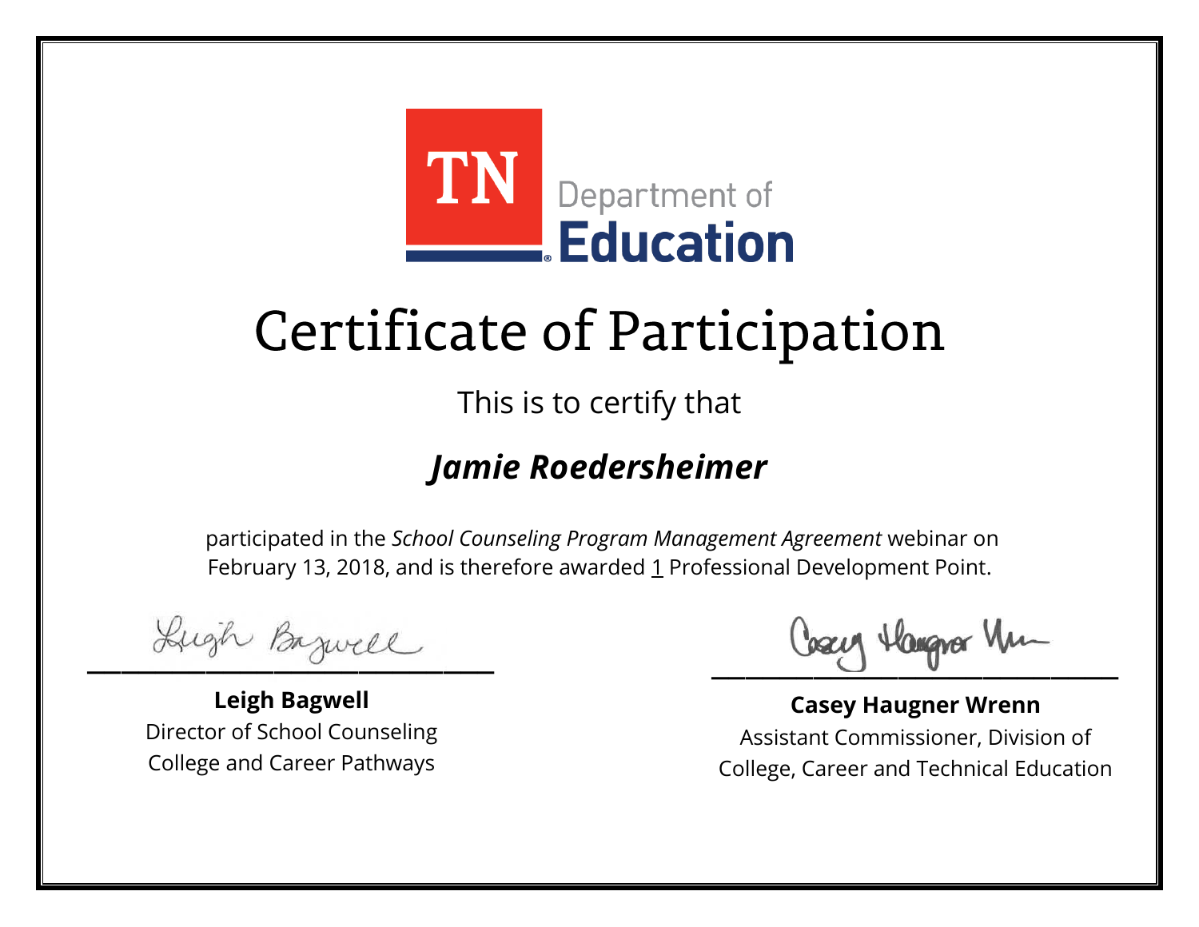TN Department of Education

# Certificate of Participation

This is to certify that

## *Jamie Roedersheimer*

participated in the *School Counseling Program Management Agreement* webinar on February 13, 2018, and is therefore awarded 1 Professional Development Point.

**Leigh Bagwell**
Director of School Counseling
College and Career Pathways

**Casey Haugner Wrenn**
Assistant Commissioner, Division of
College, Career and Technical Education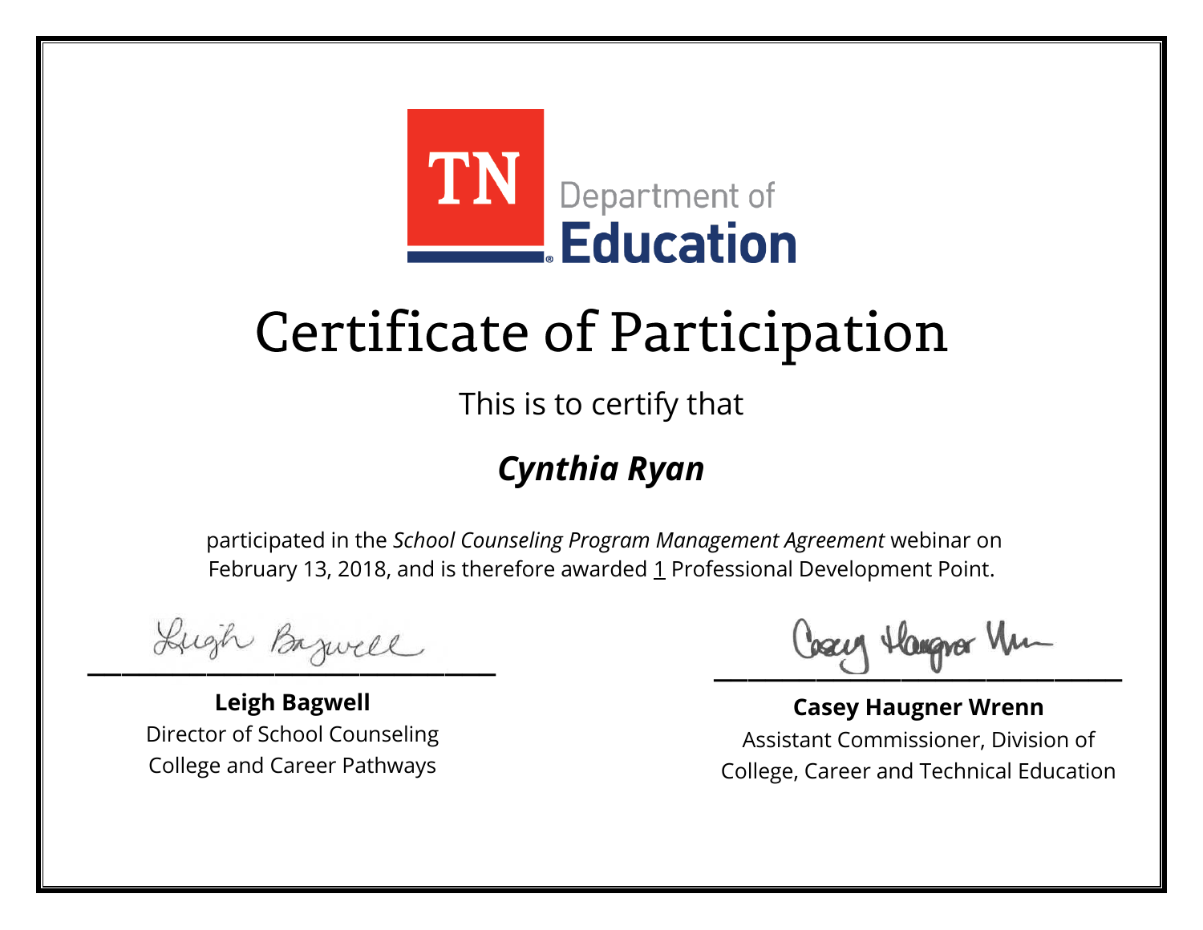TN Department of Education

# Certificate of Participation

This is to certify that

***Cynthia Ryan***

participated in the *School Counseling Program Management Agreement* webinar on February 13, 2018, and is therefore awarded 1 Professional Development Point.

**Leigh Bagwell**
Director of School Counseling
College and Career Pathways

**Casey Haugner Wrenn**
Assistant Commissioner, Division of
College, Career and Technical Education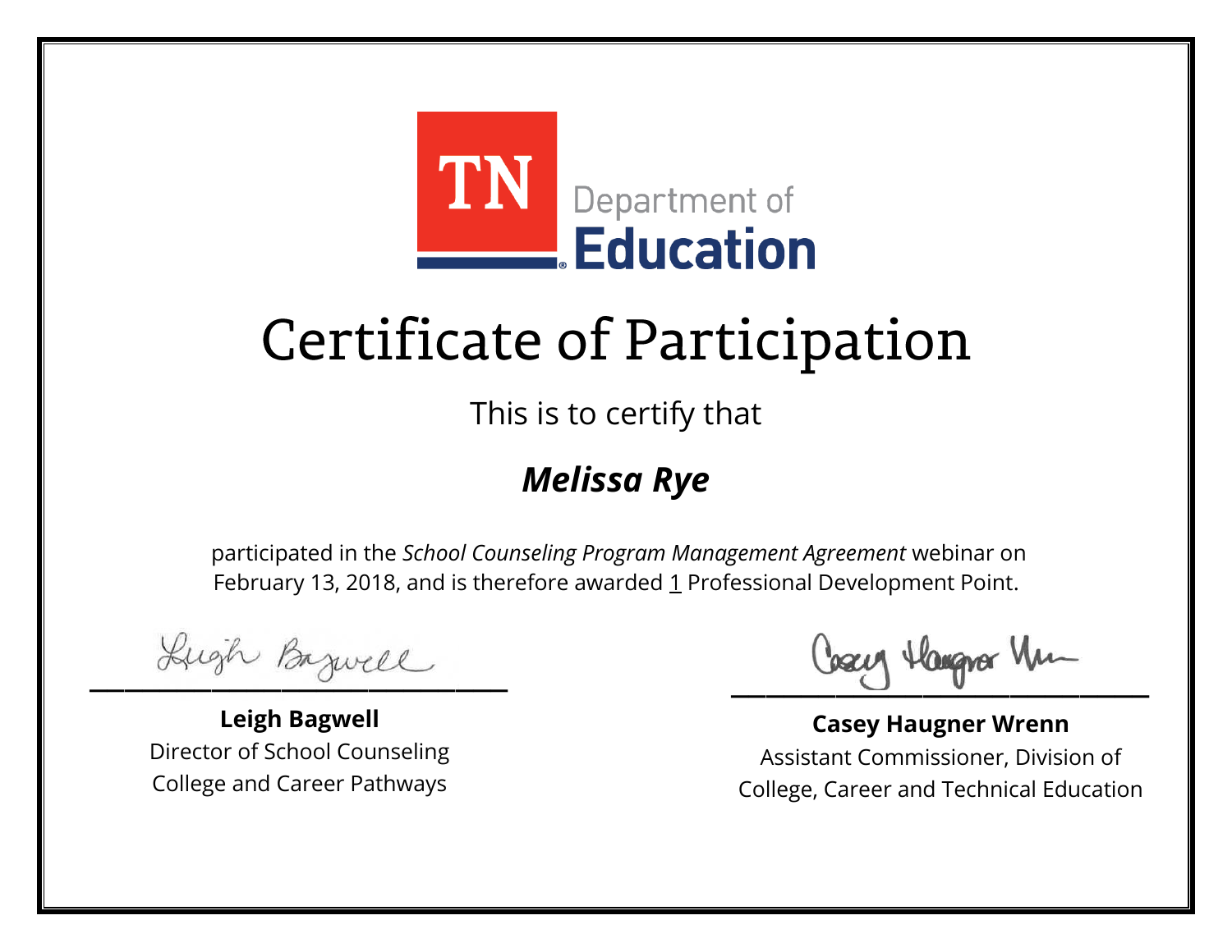TN Department of **Education**

# Certificate of Participation

This is to certify that

***Melissa Rye***

participated in the *School Counseling Program Management Agreement* webinar on February 13, 2018, and is therefore awarded 1 Professional Development Point.

**Leigh Bagwell**
Director of School Counseling
College and Career Pathways

**Casey Haugner Wrenn**
Assistant Commissioner, Division of
College, Career and Technical Education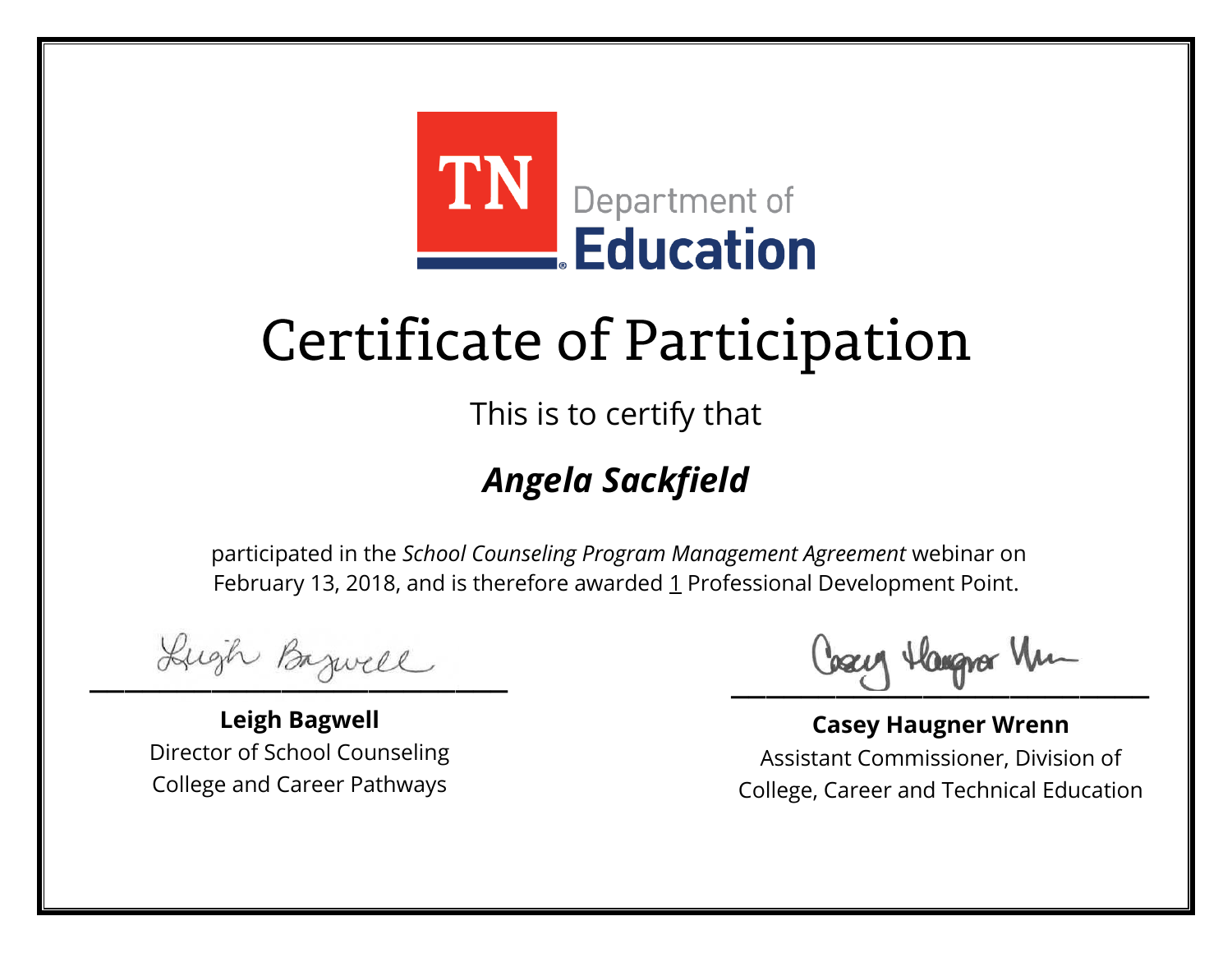TN Department of **Education**

# Certificate of Participation

This is to certify that

***Angela Sackfield***

participated in the *School Counseling Program Management Agreement* webinar on February 13, 2018, and is therefore awarded 1 Professional Development Point.

**Leigh Bagwell**
Director of School Counseling
College and Career Pathways

**Casey Haugner Wrenn**
Assistant Commissioner, Division of
College, Career and Technical Education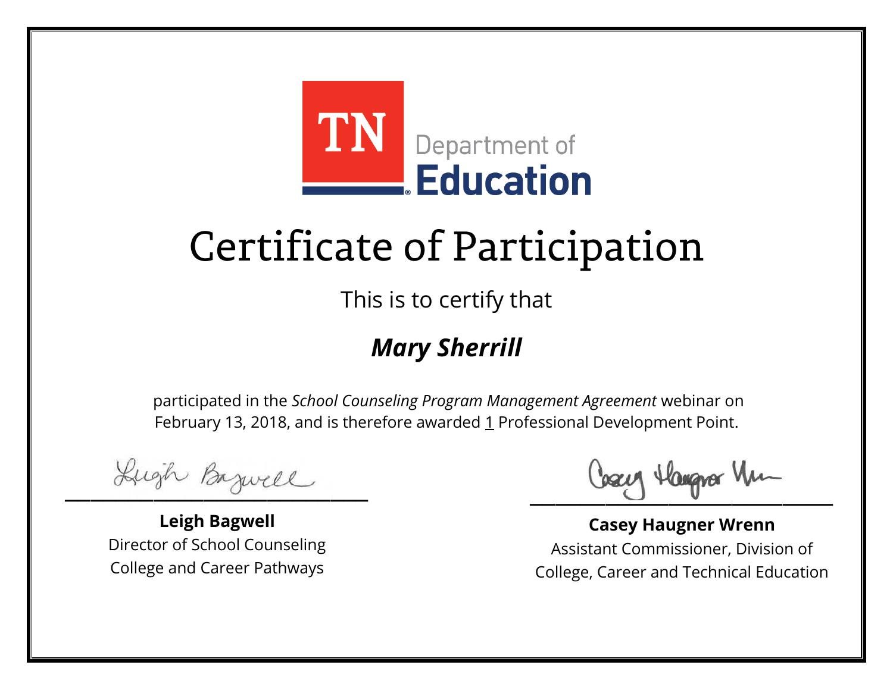TN Department of Education

# Certificate of Participation

This is to certify that

***Mary Sherrill***

participated in the *School Counseling Program Management Agreement* webinar on February 13, 2018, and is therefore awarded 1 Professional Development Point.

**Leigh Bagwell**
Director of School Counseling
College and Career Pathways

**Casey Haugner Wrenn**
Assistant Commissioner, Division of
College, Career and Technical Education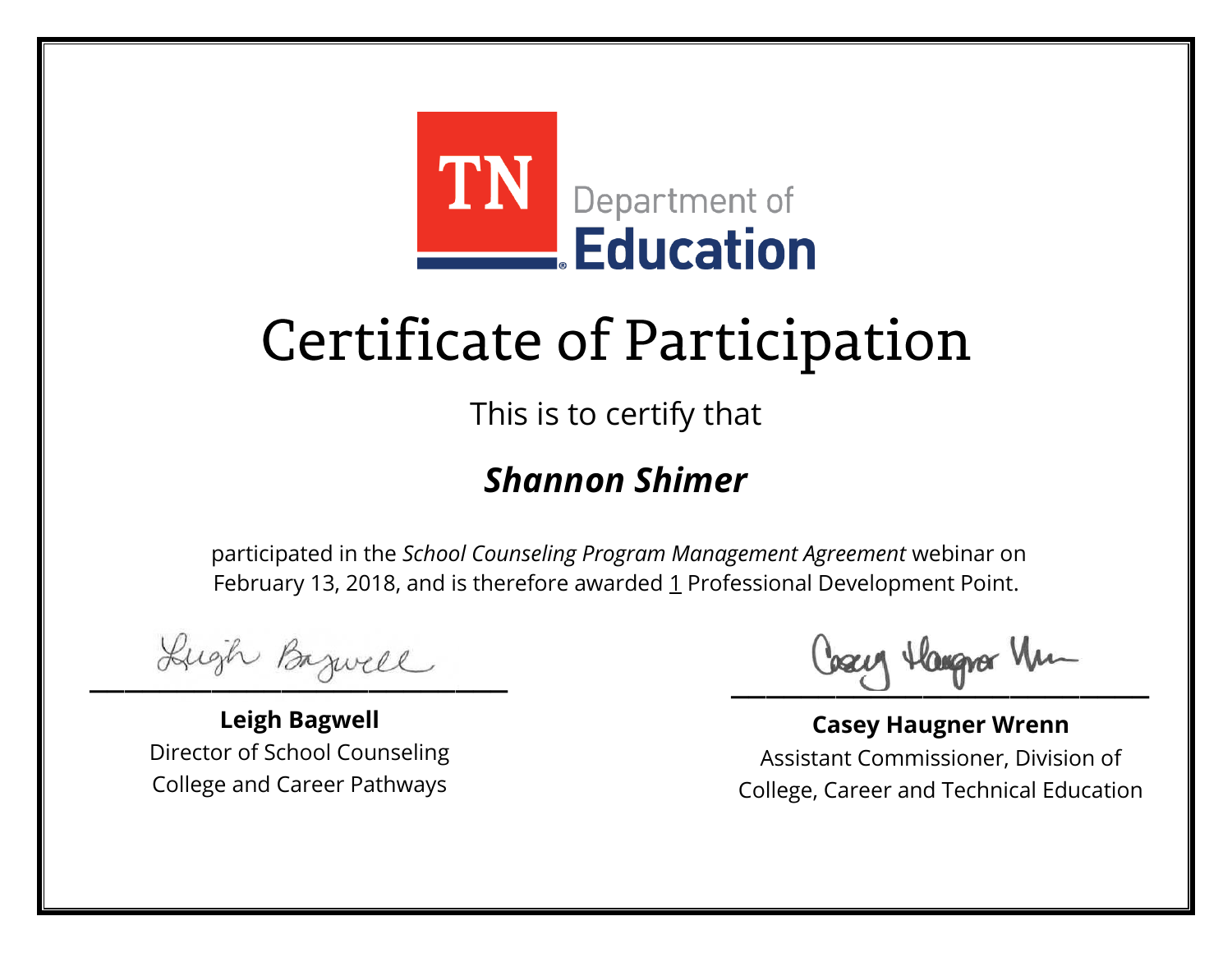TN Department of **Education**

# Certificate of Participation

This is to certify that

## ***Shannon Shimer***

participated in the *School Counseling Program Management Agreement* webinar on February 13, 2018, and is therefore awarded 1 Professional Development Point.

**Leigh Bagwell**
Director of School Counseling
College and Career Pathways

**Casey Haugner Wrenn**
Assistant Commissioner, Division of
College, Career and Technical Education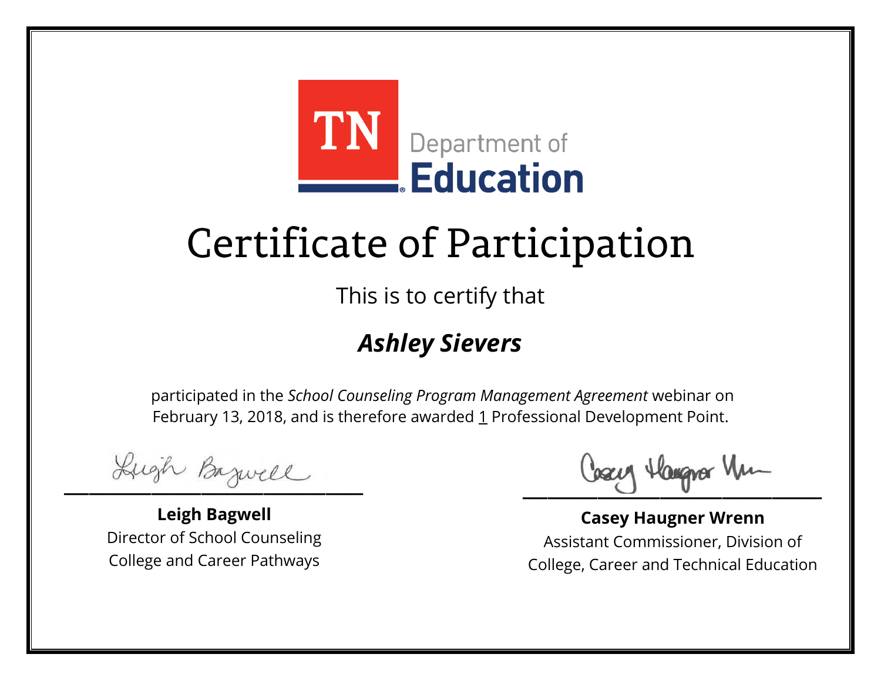TN Department of Education

# Certificate of Participation

This is to certify that

***Ashley Sievers***

participated in the *School Counseling Program Management Agreement* webinar on February 13, 2018, and is therefore awarded 1 Professional Development Point.

**Leigh Bagwell**
Director of School Counseling
College and Career Pathways

**Casey Haugner Wrenn**
Assistant Commissioner, Division of
College, Career and Technical Education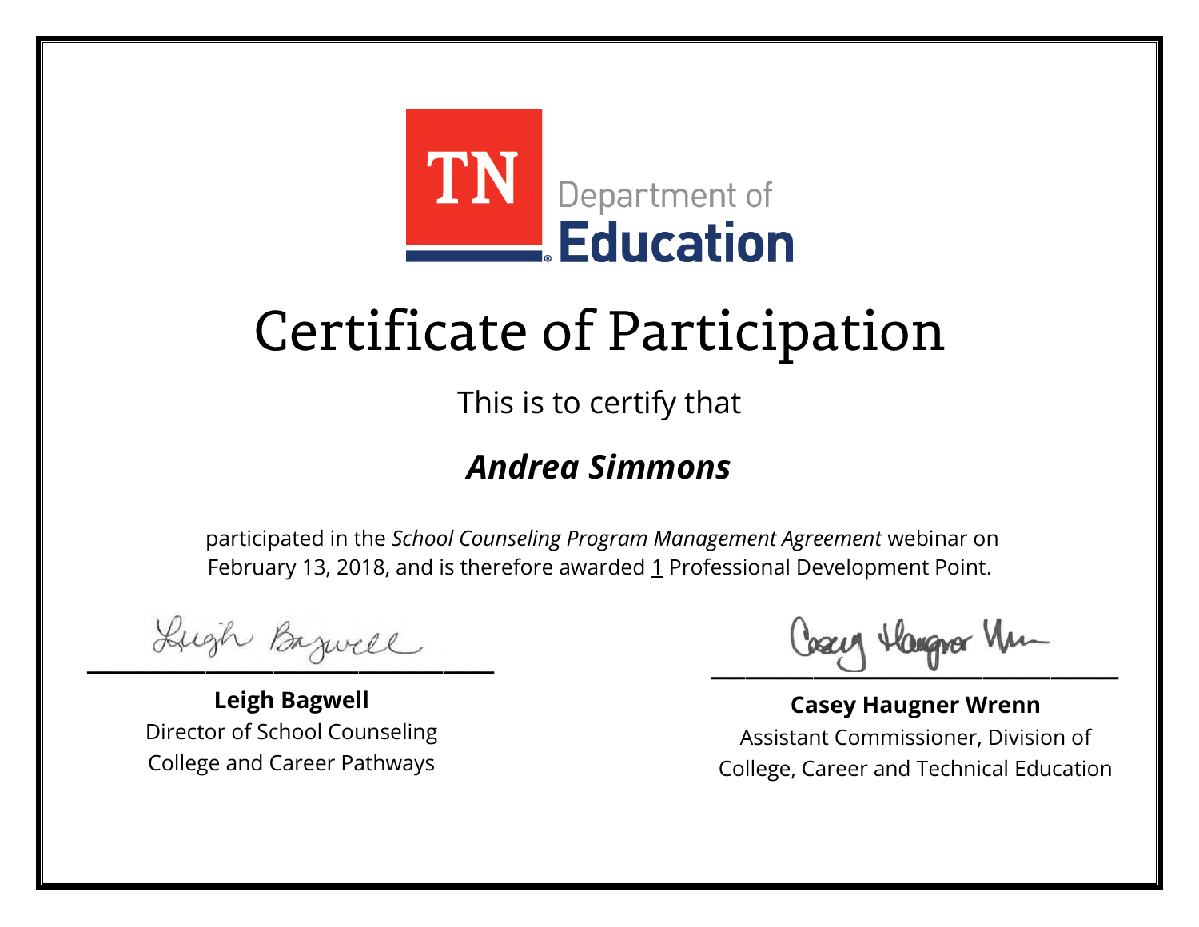TN Department of **Education**

# Certificate of Participation

This is to certify that

## ***Andrea Simmons***

participated in the *School Counseling Program Management Agreement* webinar on February 13, 2018, and is therefore awarded 1 Professional Development Point.

**Leigh Bagwell**
Director of School Counseling
College and Career Pathways

**Casey Haugner Wrenn**
Assistant Commissioner, Division of
College, Career and Technical Education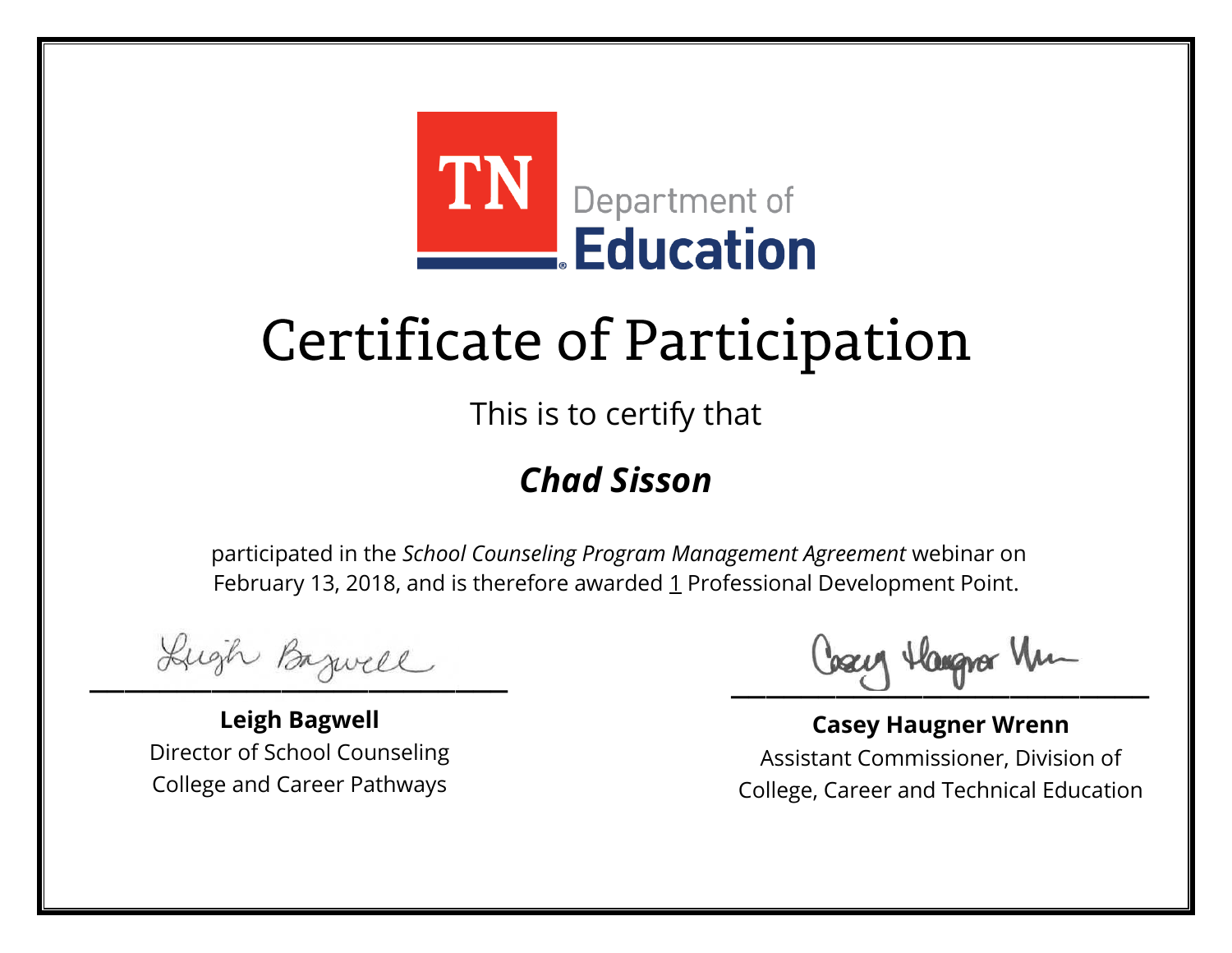TN Department of Education

# Certificate of Participation

This is to certify that

***Chad Sisson***

participated in the *School Counseling Program Management Agreement* webinar on February 13, 2018, and is therefore awarded 1 Professional Development Point.

**Leigh Bagwell**
Director of School Counseling
College and Career Pathways

**Casey Haugner Wrenn**
Assistant Commissioner, Division of
College, Career and Technical Education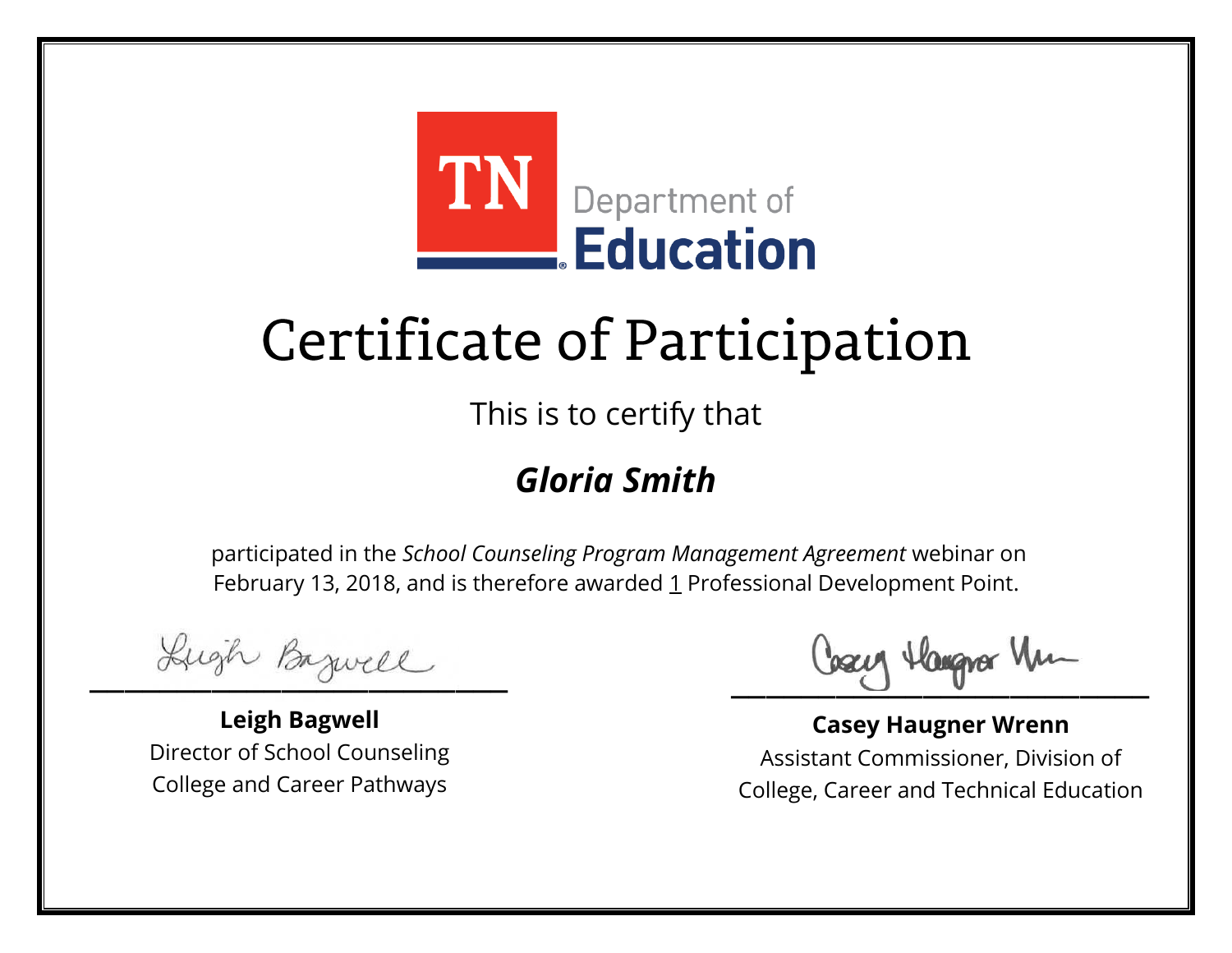TN Department of **Education**

# Certificate of Participation

This is to certify that

## *Gloria Smith*

participated in the *School Counseling Program Management Agreement* webinar on February 13, 2018, and is therefore awarded 1 Professional Development Point.

**Leigh Bagwell**
Director of School Counseling
College and Career Pathways

**Casey Haugner Wrenn**
Assistant Commissioner, Division of
College, Career and Technical Education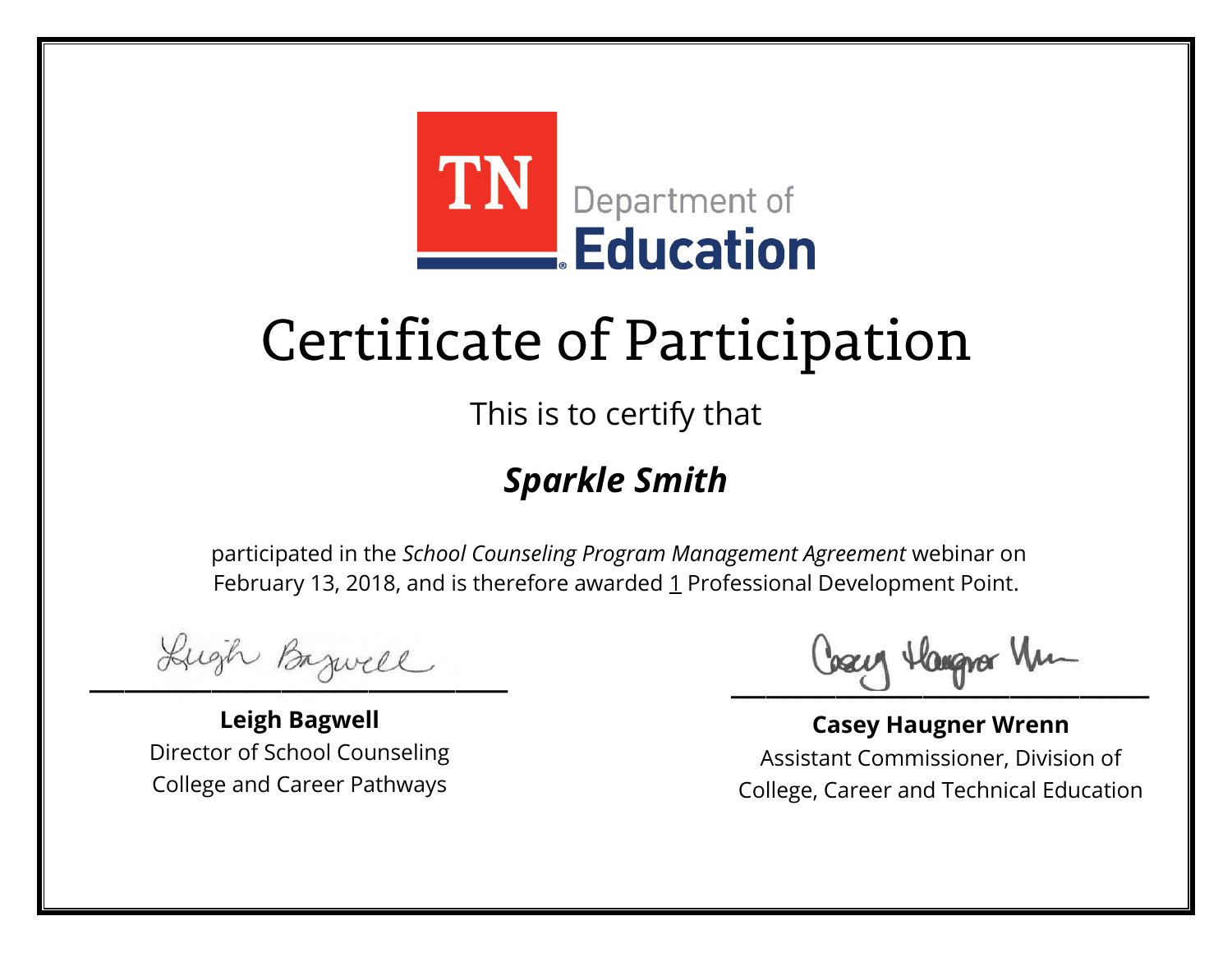TN Department of Education

# Certificate of Participation

This is to certify that

***Sparkle Smith***

participated in the *School Counseling Program Management Agreement* webinar on February 13, 2018, and is therefore awarded 1 Professional Development Point.

**Leigh Bagwell**
Director of School Counseling
College and Career Pathways

**Casey Haugner Wrenn**
Assistant Commissioner, Division of
College, Career and Technical Education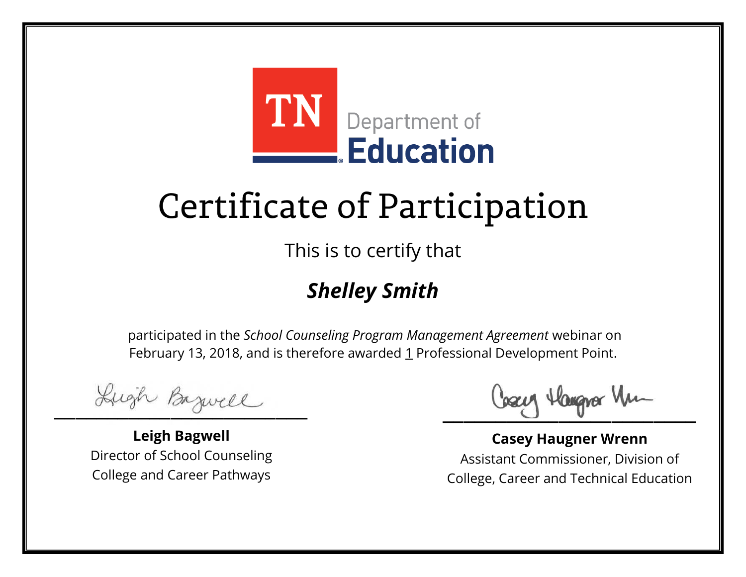TN Department of **Education**

# Certificate of Participation

This is to certify that

## ***Shelley Smith***

participated in the *School Counseling Program Management Agreement* webinar on February 13, 2018, and is therefore awarded 1 Professional Development Point.

**Leigh Bagwell**
Director of School Counseling
College and Career Pathways

**Casey Haugner Wrenn**
Assistant Commissioner, Division of
College, Career and Technical Education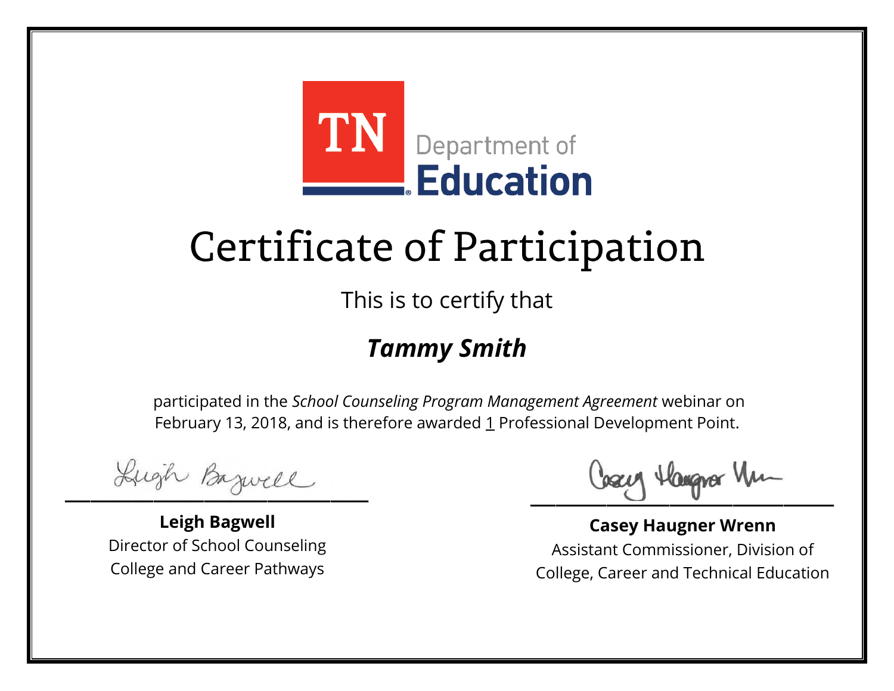TN Department of **Education**

# Certificate of Participation

This is to certify that

## ***Tammy Smith***

participated in the *School Counseling Program Management Agreement* webinar on February 13, 2018, and is therefore awarded 1 Professional Development Point.

**Leigh Bagwell**
Director of School Counseling
College and Career Pathways

**Casey Haugner Wrenn**
Assistant Commissioner, Division of
College, Career and Technical Education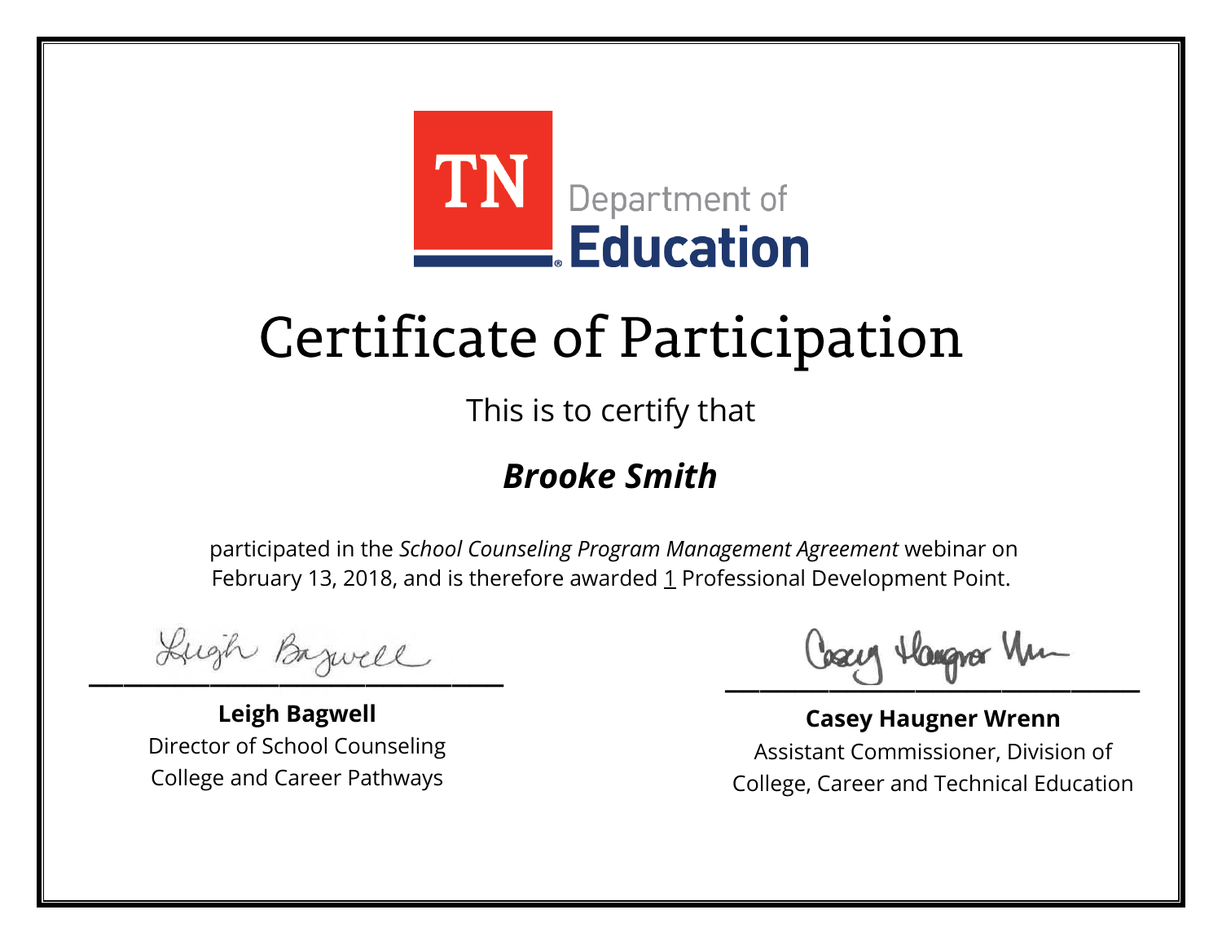TN Department of Education

# Certificate of Participation

This is to certify that

***Brooke Smith***

participated in the *School Counseling Program Management Agreement* webinar on February 13, 2018, and is therefore awarded 1 Professional Development Point.

**Leigh Bagwell**
Director of School Counseling
College and Career Pathways

**Casey Haugner Wrenn**
Assistant Commissioner, Division of
College, Career and Technical Education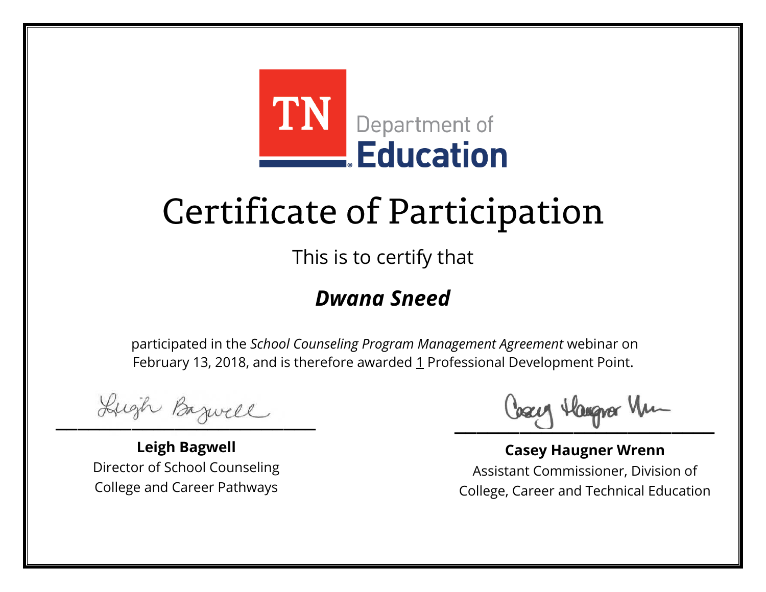TN Department of Education

# Certificate of Participation

This is to certify that

***Dwana Sneed***

participated in the *School Counseling Program Management Agreement* webinar on February 13, 2018, and is therefore awarded 1 Professional Development Point.

**Leigh Bagwell**
Director of School Counseling
College and Career Pathways

**Casey Haugner Wrenn**
Assistant Commissioner, Division of
College, Career and Technical Education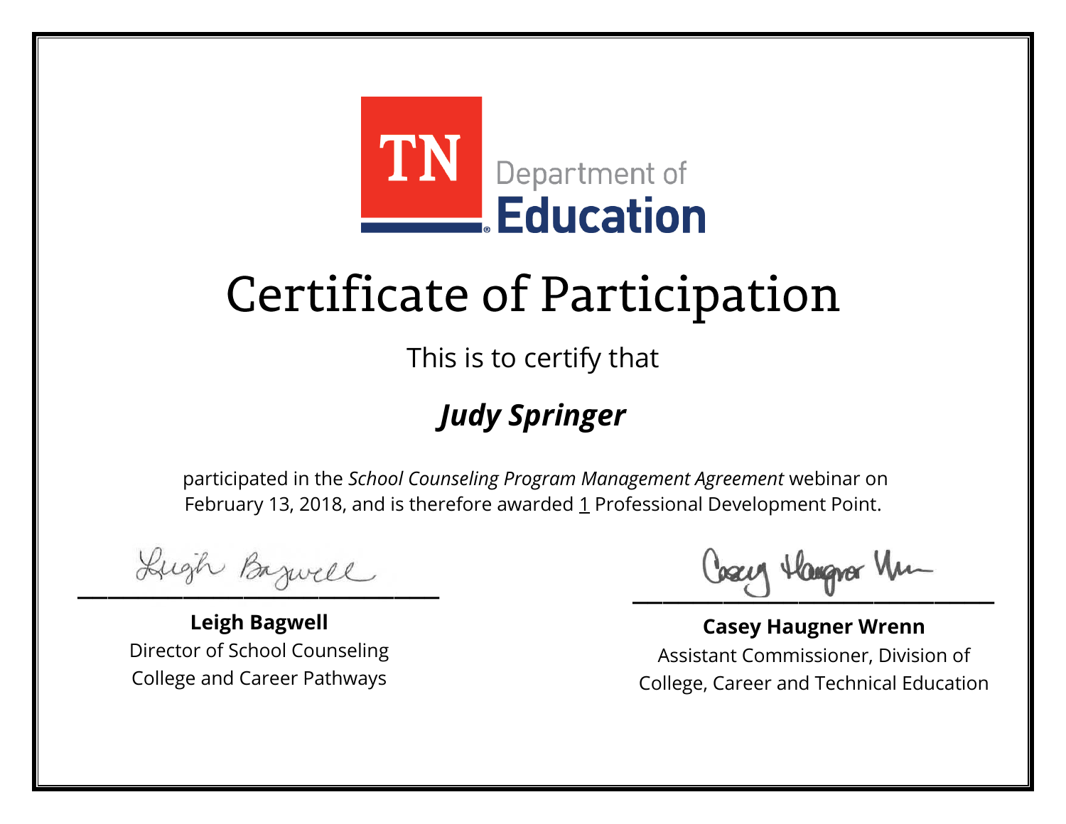TN Department of Education

# Certificate of Participation

This is to certify that

***Judy Springer***

participated in the *School Counseling Program Management Agreement* webinar on February 13, 2018, and is therefore awarded 1 Professional Development Point.

**Leigh Bagwell**
Director of School Counseling
College and Career Pathways

**Casey Haugner Wrenn**
Assistant Commissioner, Division of
College, Career and Technical Education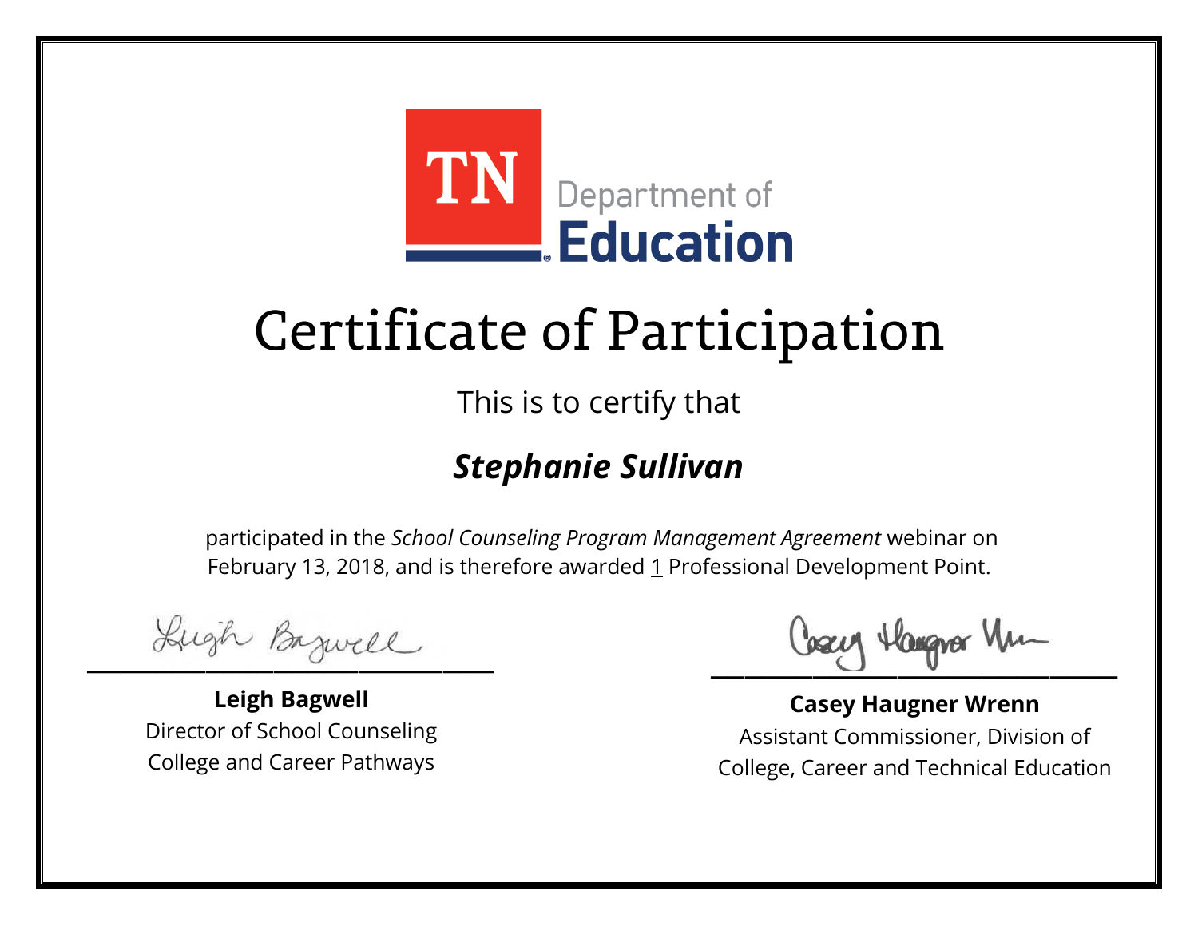TN Department of Education

# Certificate of Participation

This is to certify that

***Stephanie Sullivan***

participated in the *School Counseling Program Management Agreement* webinar on February 13, 2018, and is therefore awarded 1 Professional Development Point.

**Leigh Bagwell**
Director of School Counseling
College and Career Pathways

**Casey Haugner Wrenn**
Assistant Commissioner, Division of
College, Career and Technical Education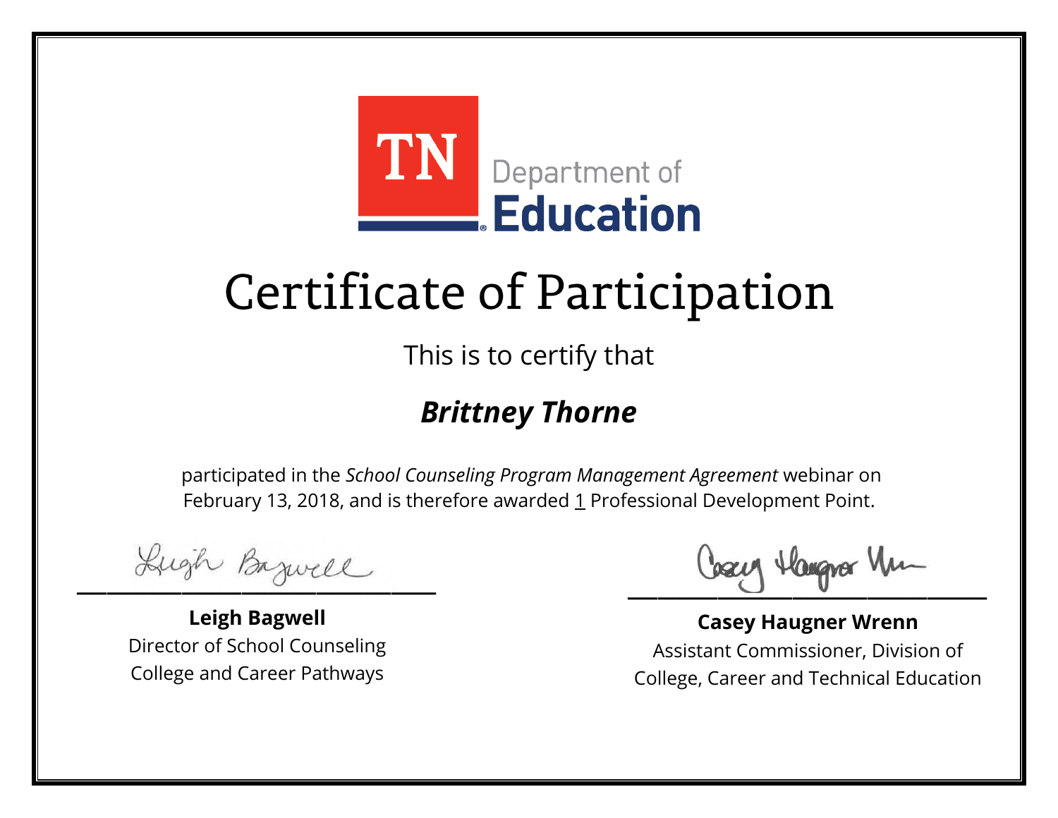TN Department of Education

# Certificate of Participation

This is to certify that

***Brittney Thorne***

participated in the *School Counseling Program Management Agreement* webinar on February 13, 2018, and is therefore awarded 1 Professional Development Point.

**Leigh Bagwell**
Director of School Counseling
College and Career Pathways

**Casey Haugner Wrenn**
Assistant Commissioner, Division of
College, Career and Technical Education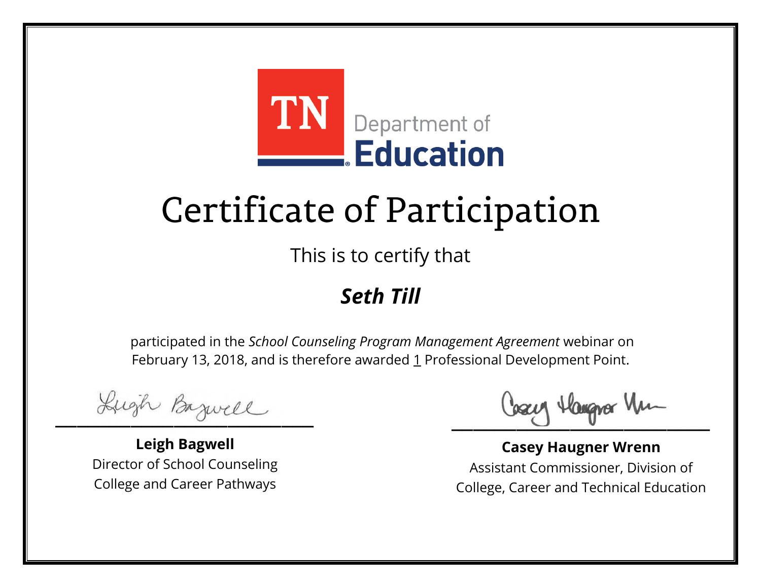TN Department of **Education**

# Certificate of Participation

This is to certify that

## ***Seth Till***

participated in the *School Counseling Program Management Agreement* webinar on February 13, 2018, and is therefore awarded 1 Professional Development Point.

**Leigh Bagwell**
Director of School Counseling
College and Career Pathways

**Casey Haugner Wrenn**
Assistant Commissioner, Division of
College, Career and Technical Education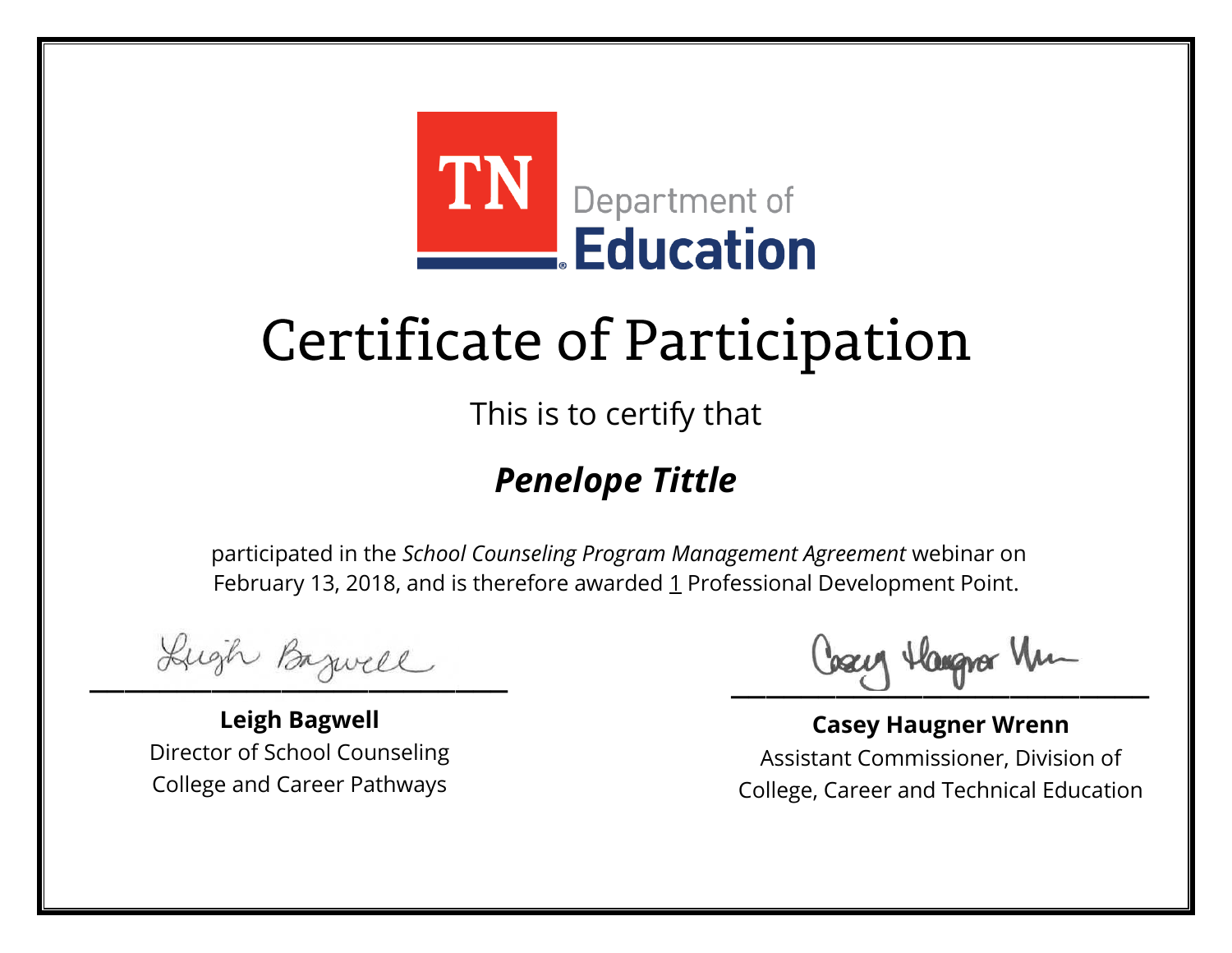TN Department of Education

# Certificate of Participation

This is to certify that

***Penelope Tittle***

participated in the *School Counseling Program Management Agreement* webinar on February 13, 2018, and is therefore awarded 1 Professional Development Point.

**Leigh Bagwell**
Director of School Counseling
College and Career Pathways

**Casey Haugner Wrenn**
Assistant Commissioner, Division of
College, Career and Technical Education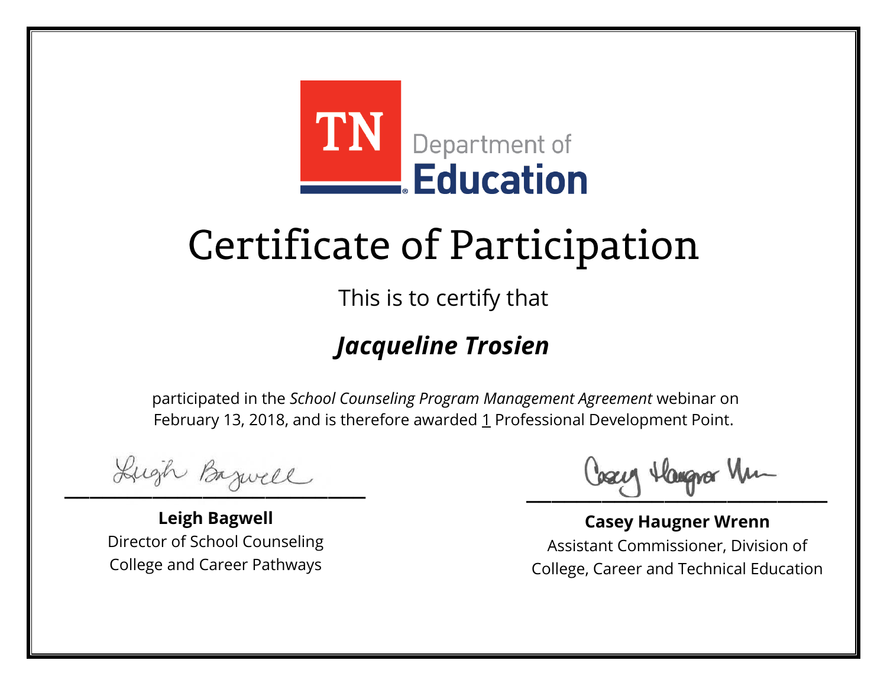TN Department of Education

# Certificate of Participation

This is to certify that

***Jacqueline Trosien***

participated in the *School Counseling Program Management Agreement* webinar on February 13, 2018, and is therefore awarded 1 Professional Development Point.

**Leigh Bagwell**
Director of School Counseling
College and Career Pathways

**Casey Haugner Wrenn**
Assistant Commissioner, Division of
College, Career and Technical Education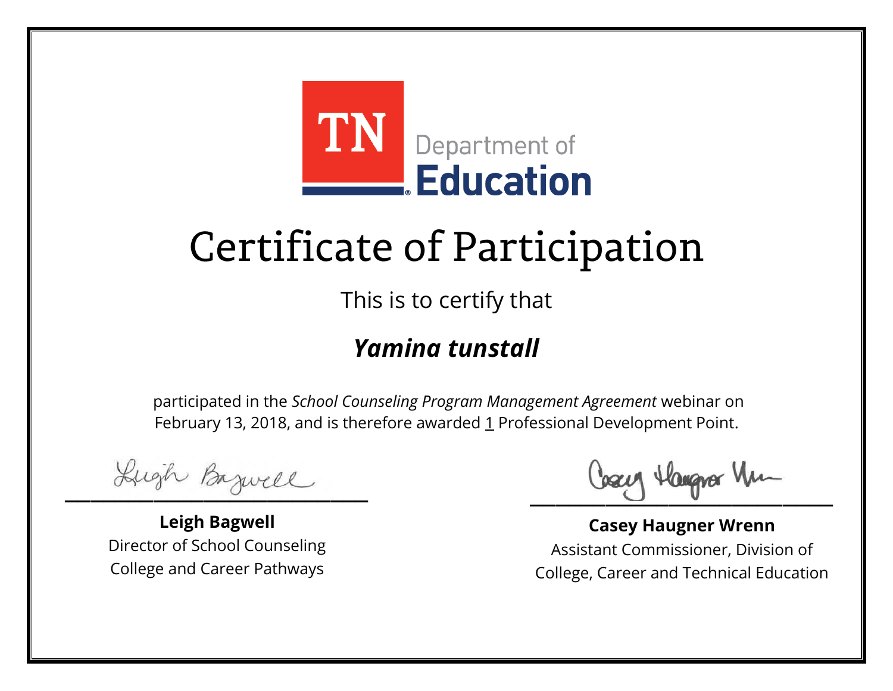TN Department of Education

# Certificate of Participation

This is to certify that

***Yamina tunstall***

participated in the *School Counseling Program Management Agreement* webinar on February 13, 2018, and is therefore awarded 1 Professional Development Point.

**Leigh Bagwell**
Director of School Counseling
College and Career Pathways

**Casey Haugner Wrenn**
Assistant Commissioner, Division of
College, Career and Technical Education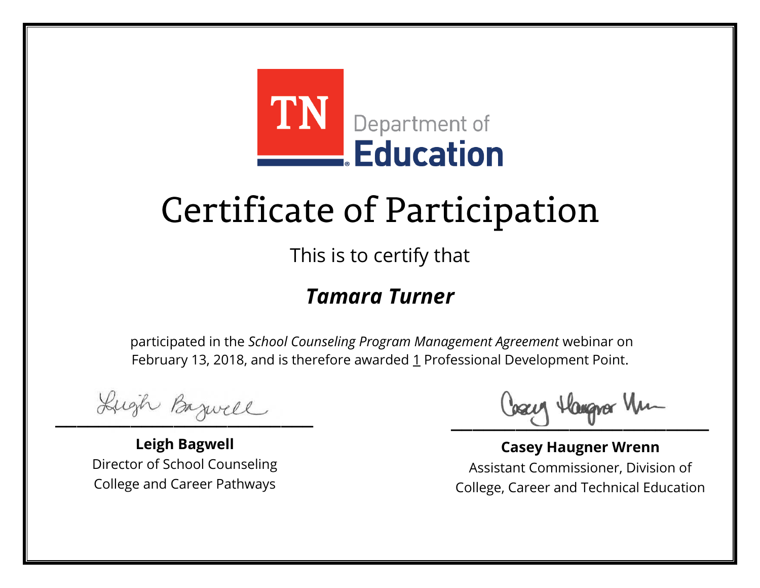TN Department of **Education**

# Certificate of Participation

This is to certify that

## ***Tamara Turner***

participated in the *School Counseling Program Management Agreement* webinar on February 13, 2018, and is therefore awarded 1 Professional Development Point.

**Leigh Bagwell**
Director of School Counseling
College and Career Pathways

**Casey Haugner Wrenn**
Assistant Commissioner, Division of
College, Career and Technical Education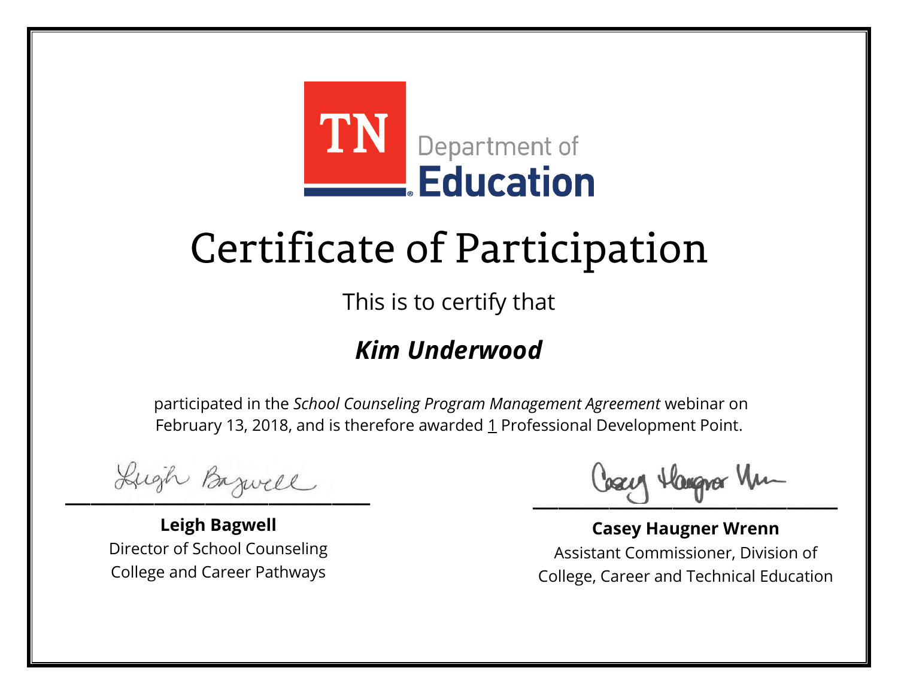TN Department of Education

# Certificate of Participation

This is to certify that

## ***Kim Underwood***

participated in the *School Counseling Program Management Agreement* webinar on February 13, 2018, and is therefore awarded 1 Professional Development Point.

**Leigh Bagwell**
Director of School Counseling
College and Career Pathways

**Casey Haugner Wrenn**
Assistant Commissioner, Division of
College, Career and Technical Education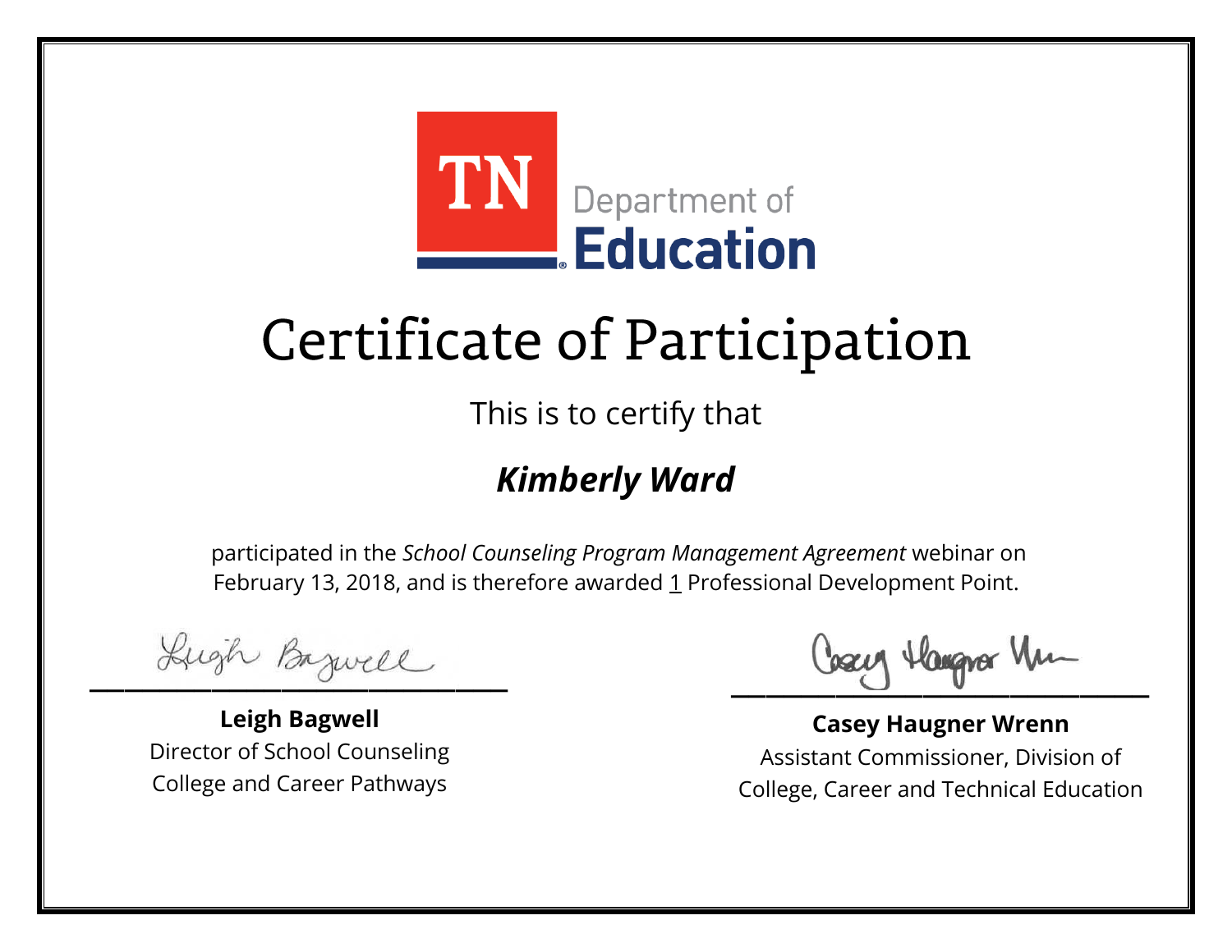TN Department of Education

# Certificate of Participation

This is to certify that

***Kimberly Ward***

participated in the *School Counseling Program Management Agreement* webinar on February 13, 2018, and is therefore awarded 1 Professional Development Point.

**Leigh Bagwell**
Director of School Counseling
College and Career Pathways

**Casey Haugner Wrenn**
Assistant Commissioner, Division of
College, Career and Technical Education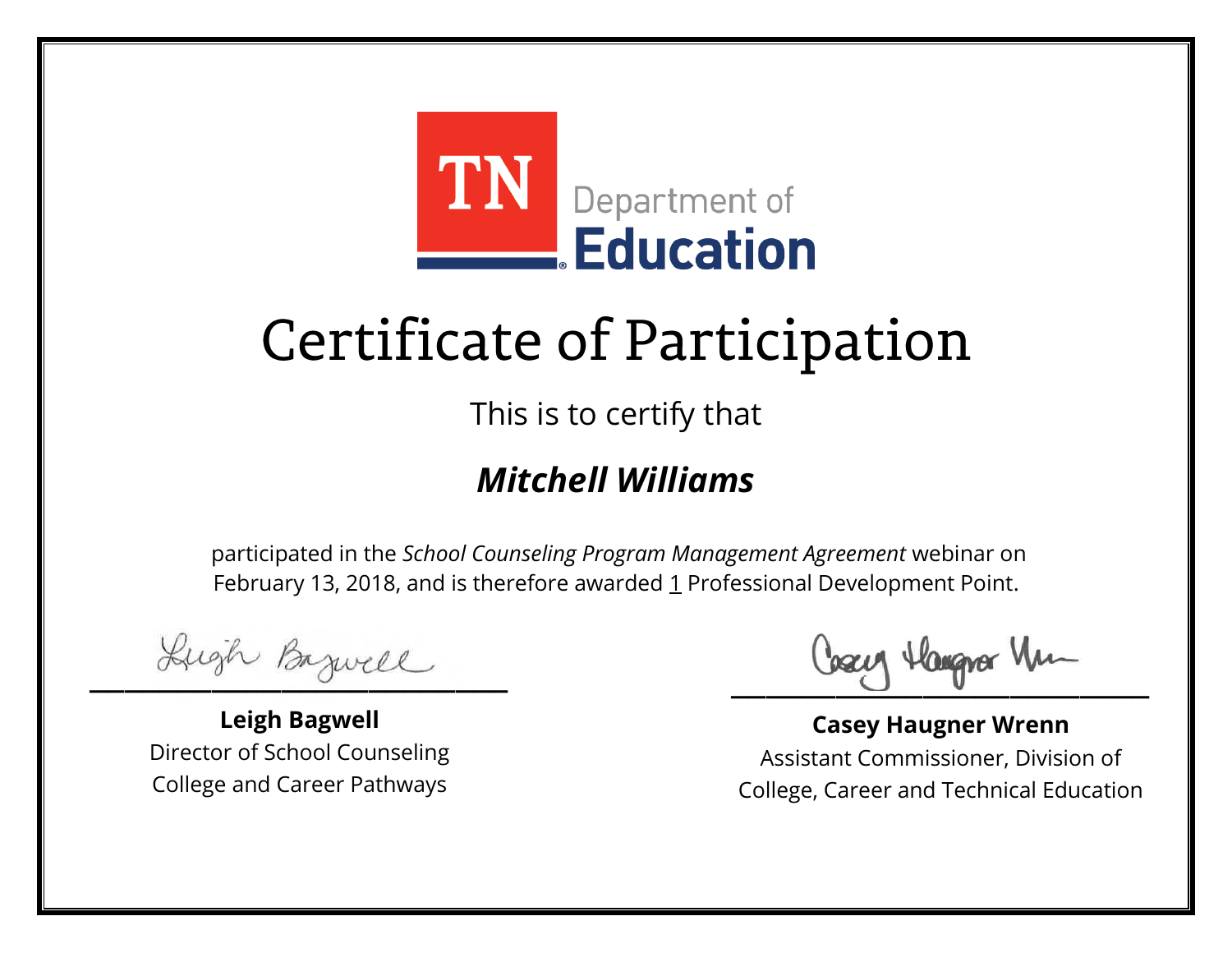TN Department of Education

# Certificate of Participation

This is to certify that

## *Mitchell Williams*

participated in the *School Counseling Program Management Agreement* webinar on February 13, 2018, and is therefore awarded 1 Professional Development Point.

**Leigh Bagwell**
Director of School Counseling
College and Career Pathways

**Casey Haugner Wrenn**
Assistant Commissioner, Division of
College, Career and Technical Education